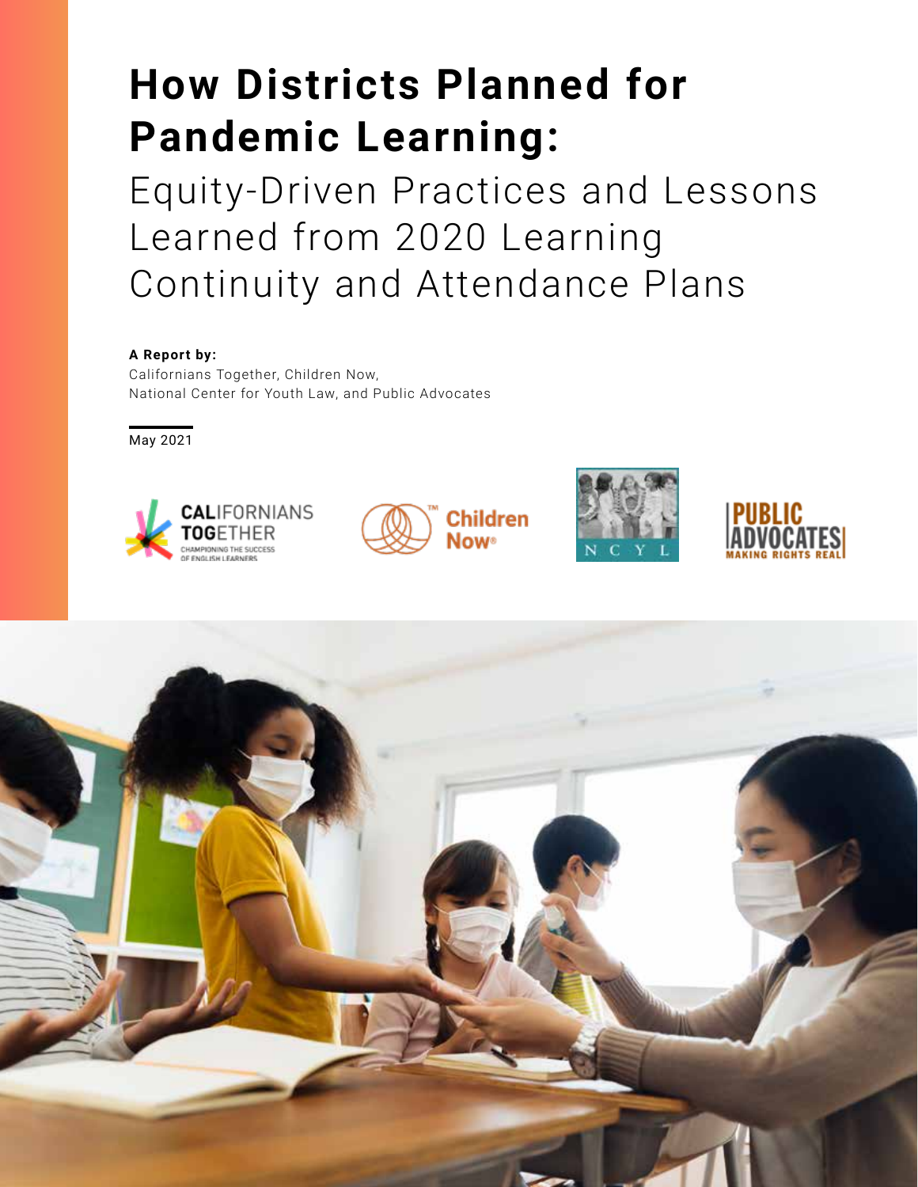# How Districts Planned for Pandemic Learning:

## Equity-Driven Practices and Lessons Learned from 2020 Learning Continuity and Attendance Plans

**A Report by:**
Californians Together, Children Now,
National Center for Youth Law, and Public Advocates

May 2021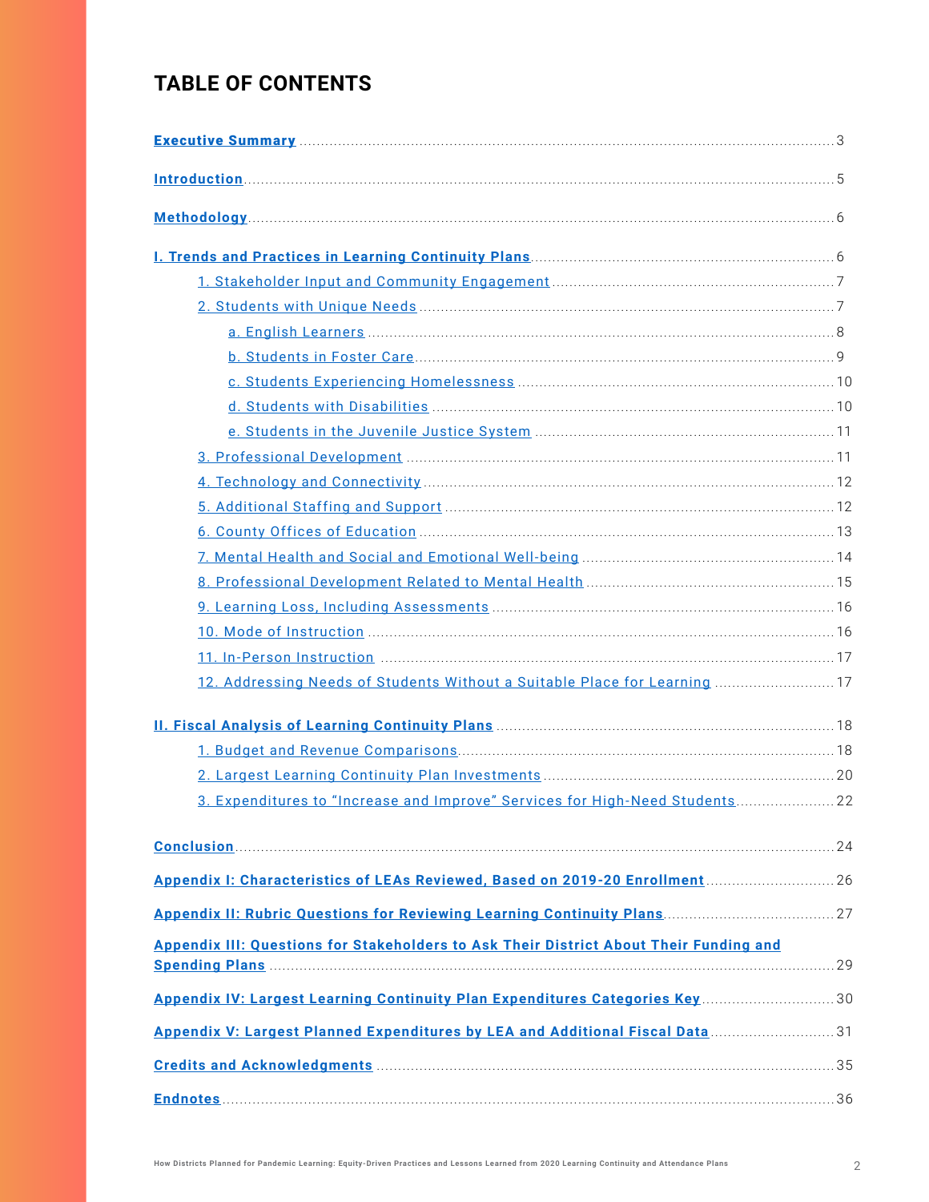# TABLE OF CONTENTS

**Executive Summary** ... 3

**Introduction** ... 5

**Methodology** ... 6

**I. Trends and Practices in Learning Continuity Plans** ... 6

- 1. Stakeholder Input and Community Engagement ... 7
- 2. Students with Unique Needs ... 7
    - a. English Learners ... 8
    - b. Students in Foster Care ... 9
    - c. Students Experiencing Homelessness ... 10
    - d. Students with Disabilities ... 10
    - e. Students in the Juvenile Justice System ... 11
- 3. Professional Development ... 11
- 4. Technology and Connectivity ... 12
- 5. Additional Staffing and Support ... 12
- 6. County Offices of Education ... 13
- 7. Mental Health and Social and Emotional Well-being ... 14
- 8. Professional Development Related to Mental Health ... 15
- 9. Learning Loss, Including Assessments ... 16
- 10. Mode of Instruction ... 16
- 11. In-Person Instruction ... 17
- 12. Addressing Needs of Students Without a Suitable Place for Learning ... 17

**II. Fiscal Analysis of Learning Continuity Plans** ... 18

- 1. Budget and Revenue Comparisons ... 18
- 2. Largest Learning Continuity Plan Investments ... 20
- 3. Expenditures to "Increase and Improve" Services for High-Need Students ... 22

**Conclusion** ... 24

**Appendix I: Characteristics of LEAs Reviewed, Based on 2019-20 Enrollment** ... 26

**Appendix II: Rubric Questions for Reviewing Learning Continuity Plans** ... 27

**Appendix III: Questions for Stakeholders to Ask Their District About Their Funding and Spending Plans** ... 29

**Appendix IV: Largest Learning Continuity Plan Expenditures Categories Key** ... 30

**Appendix V: Largest Planned Expenditures by LEA and Additional Fiscal Data** ... 31

**Credits and Acknowledgments** ... 35

**Endnotes** ... 36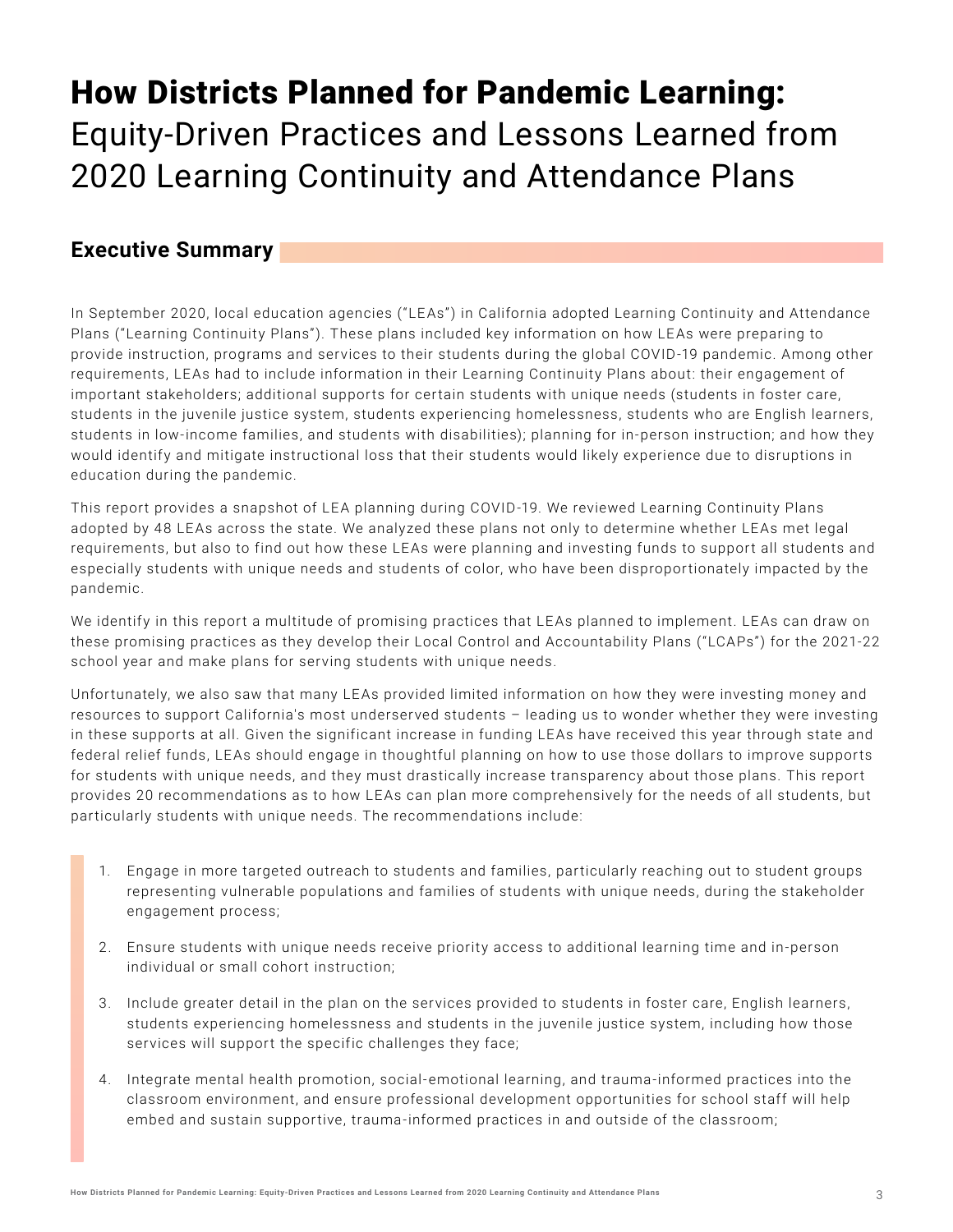# **How Districts Planned for Pandemic Learning:** Equity-Driven Practices and Lessons Learned from 2020 Learning Continuity and Attendance Plans

## Executive Summary

In September 2020, local education agencies ("LEAs") in California adopted Learning Continuity and Attendance Plans ("Learning Continuity Plans"). These plans included key information on how LEAs were preparing to provide instruction, programs and services to their students during the global COVID-19 pandemic. Among other requirements, LEAs had to include information in their Learning Continuity Plans about: their engagement of important stakeholders; additional supports for certain students with unique needs (students in foster care, students in the juvenile justice system, students experiencing homelessness, students who are English learners, students in low-income families, and students with disabilities); planning for in-person instruction; and how they would identify and mitigate instructional loss that their students would likely experience due to disruptions in education during the pandemic.

This report provides a snapshot of LEA planning during COVID-19. We reviewed Learning Continuity Plans adopted by 48 LEAs across the state. We analyzed these plans not only to determine whether LEAs met legal requirements, but also to find out how these LEAs were planning and investing funds to support all students and especially students with unique needs and students of color, who have been disproportionately impacted by the pandemic.

We identify in this report a multitude of promising practices that LEAs planned to implement. LEAs can draw on these promising practices as they develop their Local Control and Accountability Plans ("LCAPs") for the 2021-22 school year and make plans for serving students with unique needs.

Unfortunately, we also saw that many LEAs provided limited information on how they were investing money and resources to support California's most underserved students – leading us to wonder whether they were investing in these supports at all. Given the significant increase in funding LEAs have received this year through state and federal relief funds, LEAs should engage in thoughtful planning on how to use those dollars to improve supports for students with unique needs, and they must drastically increase transparency about those plans. This report provides 20 recommendations as to how LEAs can plan more comprehensively for the needs of all students, but particularly students with unique needs. The recommendations include:

1. Engage in more targeted outreach to students and families, particularly reaching out to student groups representing vulnerable populations and families of students with unique needs, during the stakeholder engagement process;
2. Ensure students with unique needs receive priority access to additional learning time and in-person individual or small cohort instruction;
3. Include greater detail in the plan on the services provided to students in foster care, English learners, students experiencing homelessness and students in the juvenile justice system, including how those services will support the specific challenges they face;
4. Integrate mental health promotion, social-emotional learning, and trauma-informed practices into the classroom environment, and ensure professional development opportunities for school staff will help embed and sustain supportive, trauma-informed practices in and outside of the classroom;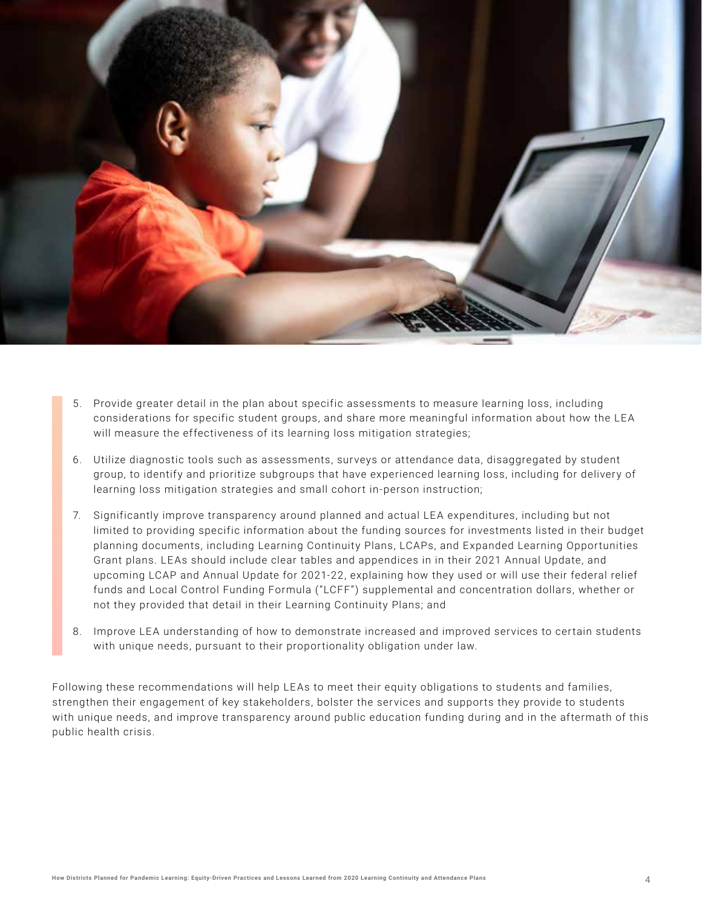5. Provide greater detail in the plan about specific assessments to measure learning loss, including considerations for specific student groups, and share more meaningful information about how the LEA will measure the effectiveness of its learning loss mitigation strategies;

6. Utilize diagnostic tools such as assessments, surveys or attendance data, disaggregated by student group, to identify and prioritize subgroups that have experienced learning loss, including for delivery of learning loss mitigation strategies and small cohort in-person instruction;

7. Significantly improve transparency around planned and actual LEA expenditures, including but not limited to providing specific information about the funding sources for investments listed in their budget planning documents, including Learning Continuity Plans, LCAPs, and Expanded Learning Opportunities Grant plans. LEAs should include clear tables and appendices in in their 2021 Annual Update, and upcoming LCAP and Annual Update for 2021-22, explaining how they used or will use their federal relief funds and Local Control Funding Formula ("LCFF") supplemental and concentration dollars, whether or not they provided that detail in their Learning Continuity Plans; and

8. Improve LEA understanding of how to demonstrate increased and improved services to certain students with unique needs, pursuant to their proportionality obligation under law.

Following these recommendations will help LEAs to meet their equity obligations to students and families, strengthen their engagement of key stakeholders, bolster the services and supports they provide to students with unique needs, and improve transparency around public education funding during and in the aftermath of this public health crisis.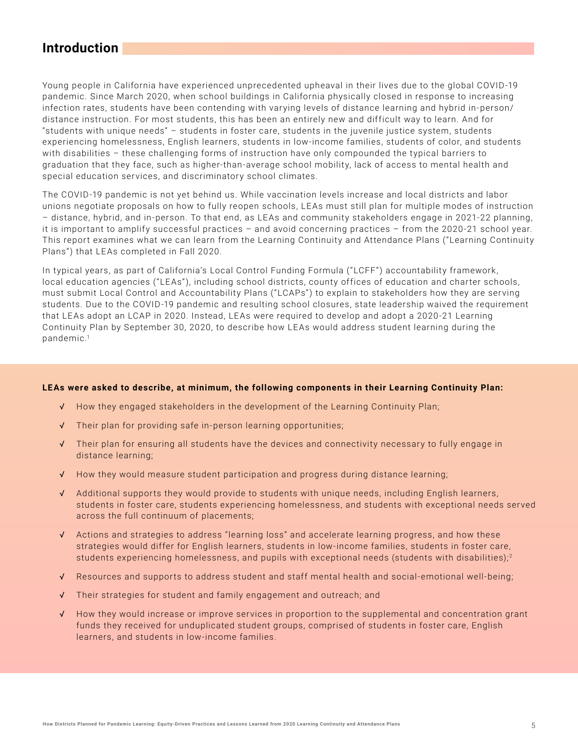## Introduction

Young people in California have experienced unprecedented upheaval in their lives due to the global COVID-19 pandemic. Since March 2020, when school buildings in California physically closed in response to increasing infection rates, students have been contending with varying levels of distance learning and hybrid in-person/distance instruction. For most students, this has been an entirely new and difficult way to learn. And for "students with unique needs" – students in foster care, students in the juvenile justice system, students experiencing homelessness, English learners, students in low-income families, students of color, and students with disabilities – these challenging forms of instruction have only compounded the typical barriers to graduation that they face, such as higher-than-average school mobility, lack of access to mental health and special education services, and discriminatory school climates.

The COVID-19 pandemic is not yet behind us. While vaccination levels increase and local districts and labor unions negotiate proposals on how to fully reopen schools, LEAs must still plan for multiple modes of instruction – distance, hybrid, and in-person. To that end, as LEAs and community stakeholders engage in 2021-22 planning, it is important to amplify successful practices – and avoid concerning practices – from the 2020-21 school year. This report examines what we can learn from the Learning Continuity and Attendance Plans ("Learning Continuity Plans") that LEAs completed in Fall 2020.

In typical years, as part of California's Local Control Funding Formula ("LCFF") accountability framework, local education agencies ("LEAs"), including school districts, county offices of education and charter schools, must submit Local Control and Accountability Plans ("LCAPs") to explain to stakeholders how they are serving students. Due to the COVID-19 pandemic and resulting school closures, state leadership waived the requirement that LEAs adopt an LCAP in 2020. Instead, LEAs were required to develop and adopt a 2020-21 Learning Continuity Plan by September 30, 2020, to describe how LEAs would address student learning during the pandemic.[1]

**LEAs were asked to describe, at minimum, the following components in their Learning Continuity Plan:**

- √ How they engaged stakeholders in the development of the Learning Continuity Plan;
- √ Their plan for providing safe in-person learning opportunities;
- √ Their plan for ensuring all students have the devices and connectivity necessary to fully engage in distance learning;
- √ How they would measure student participation and progress during distance learning;
- √ Additional supports they would provide to students with unique needs, including English learners, students in foster care, students experiencing homelessness, and students with exceptional needs served across the full continuum of placements;
- √ Actions and strategies to address "learning loss" and accelerate learning progress, and how these strategies would differ for English learners, students in low-income families, students in foster care, students experiencing homelessness, and pupils with exceptional needs (students with disabilities);[2]
- √ Resources and supports to address student and staff mental health and social-emotional well-being;
- √ Their strategies for student and family engagement and outreach; and
- √ How they would increase or improve services in proportion to the supplemental and concentration grant funds they received for unduplicated student groups, comprised of students in foster care, English learners, and students in low-income families.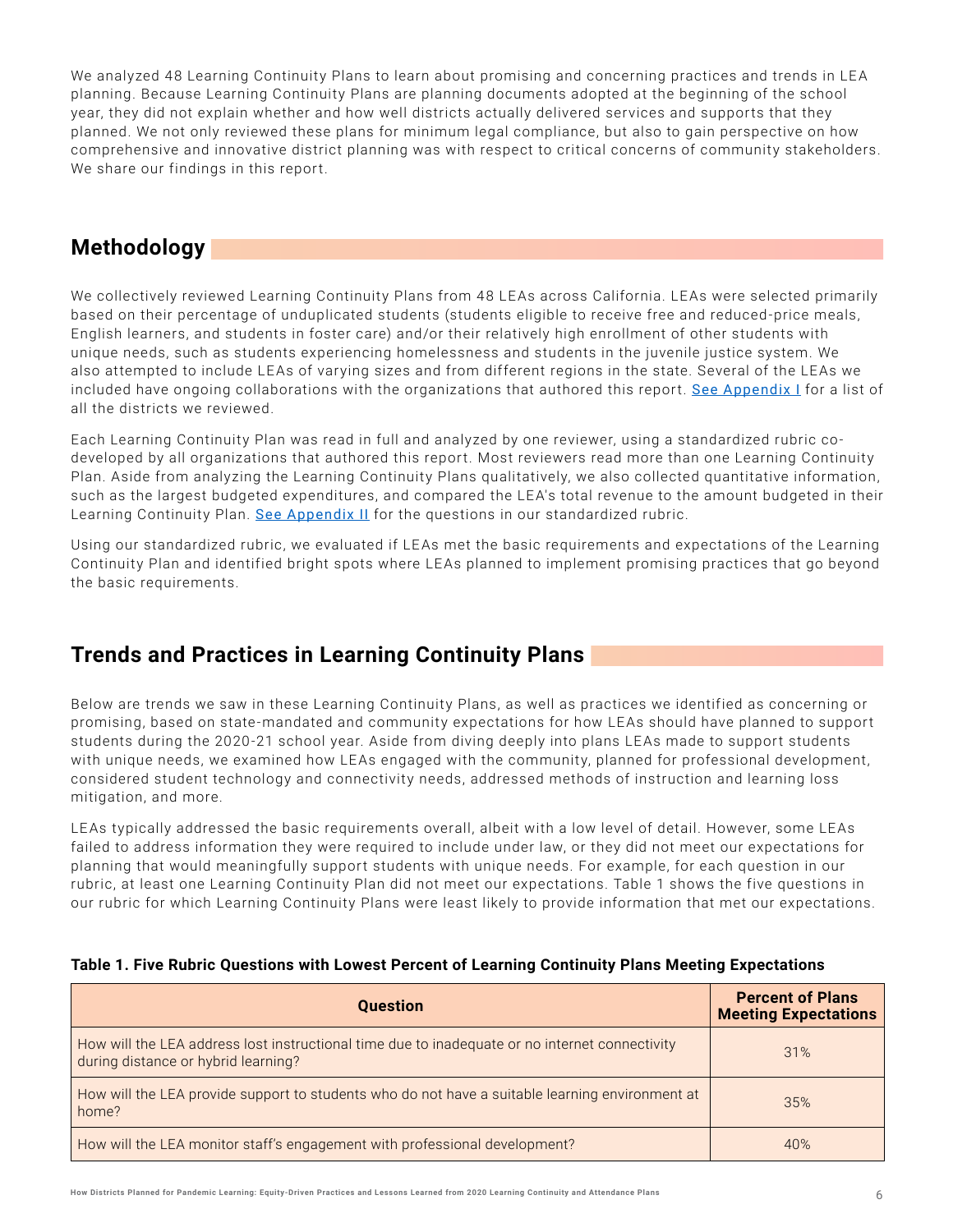We analyzed 48 Learning Continuity Plans to learn about promising and concerning practices and trends in LEA planning. Because Learning Continuity Plans are planning documents adopted at the beginning of the school year, they did not explain whether and how well districts actually delivered services and supports that they planned. We not only reviewed these plans for minimum legal compliance, but also to gain perspective on how comprehensive and innovative district planning was with respect to critical concerns of community stakeholders. We share our findings in this report.

## Methodology

We collectively reviewed Learning Continuity Plans from 48 LEAs across California. LEAs were selected primarily based on their percentage of unduplicated students (students eligible to receive free and reduced-price meals, English learners, and students in foster care) and/or their relatively high enrollment of other students with unique needs, such as students experiencing homelessness and students in the juvenile justice system. We also attempted to include LEAs of varying sizes and from different regions in the state. Several of the LEAs we included have ongoing collaborations with the organizations that authored this report. See Appendix I for a list of all the districts we reviewed.

Each Learning Continuity Plan was read in full and analyzed by one reviewer, using a standardized rubric co-developed by all organizations that authored this report. Most reviewers read more than one Learning Continuity Plan. Aside from analyzing the Learning Continuity Plans qualitatively, we also collected quantitative information, such as the largest budgeted expenditures, and compared the LEA's total revenue to the amount budgeted in their Learning Continuity Plan. See Appendix II for the questions in our standardized rubric.

Using our standardized rubric, we evaluated if LEAs met the basic requirements and expectations of the Learning Continuity Plan and identified bright spots where LEAs planned to implement promising practices that go beyond the basic requirements.

## Trends and Practices in Learning Continuity Plans

Below are trends we saw in these Learning Continuity Plans, as well as practices we identified as concerning or promising, based on state-mandated and community expectations for how LEAs should have planned to support students during the 2020-21 school year. Aside from diving deeply into plans LEAs made to support students with unique needs, we examined how LEAs engaged with the community, planned for professional development, considered student technology and connectivity needs, addressed methods of instruction and learning loss mitigation, and more.

LEAs typically addressed the basic requirements overall, albeit with a low level of detail. However, some LEAs failed to address information they were required to include under law, or they did not meet our expectations for planning that would meaningfully support students with unique needs. For example, for each question in our rubric, at least one Learning Continuity Plan did not meet our expectations. Table 1 shows the five questions in our rubric for which Learning Continuity Plans were least likely to provide information that met our expectations.

**Table 1. Five Rubric Questions with Lowest Percent of Learning Continuity Plans Meeting Expectations**

| Question | Percent of Plans Meeting Expectations |
| --- | --- |
| How will the LEA address lost instructional time due to inadequate or no internet connectivity during distance or hybrid learning? | 31% |
| How will the LEA provide support to students who do not have a suitable learning environment at home? | 35% |
| How will the LEA monitor staff's engagement with professional development? | 40% |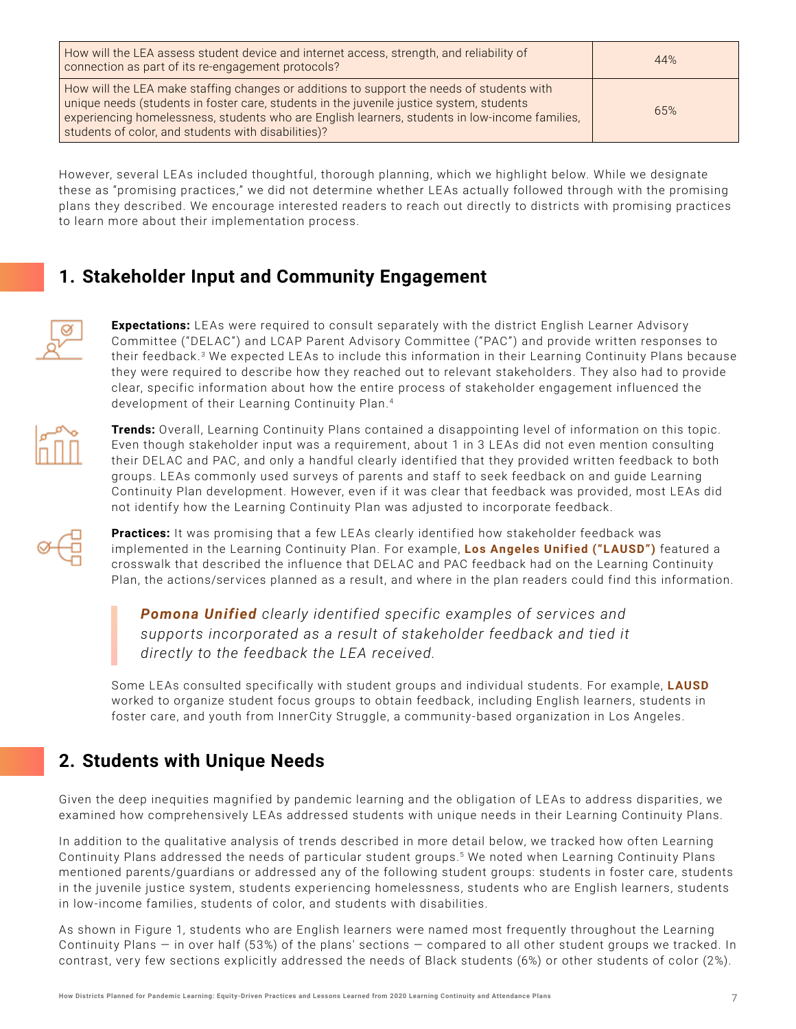| How will the LEA assess student device and internet access, strength, and reliability of connection as part of its re-engagement protocols? | 44% |
|---|---|
| How will the LEA make staffing changes or additions to support the needs of students with unique needs (students in foster care, students in the juvenile justice system, students experiencing homelessness, students who are English learners, students in low-income families, students of color, and students with disabilities)? | 65% |

However, several LEAs included thoughtful, thorough planning, which we highlight below. While we designate these as "promising practices," we did not determine whether LEAs actually followed through with the promising plans they described. We encourage interested readers to reach out directly to districts with promising practices to learn more about their implementation process.

## 1. Stakeholder Input and Community Engagement

**Expectations:** LEAs were required to consult separately with the district English Learner Advisory Committee ("DELAC") and LCAP Parent Advisory Committee ("PAC") and provide written responses to their feedback.[3] We expected LEAs to include this information in their Learning Continuity Plans because they were required to describe how they reached out to relevant stakeholders. They also had to provide clear, specific information about how the entire process of stakeholder engagement influenced the development of their Learning Continuity Plan.[4]

**Trends:** Overall, Learning Continuity Plans contained a disappointing level of information on this topic. Even though stakeholder input was a requirement, about 1 in 3 LEAs did not even mention consulting their DELAC and PAC, and only a handful clearly identified that they provided written feedback to both groups. LEAs commonly used surveys of parents and staff to seek feedback on and guide Learning Continuity Plan development. However, even if it was clear that feedback was provided, most LEAs did not identify how the Learning Continuity Plan was adjusted to incorporate feedback.

**Practices:** It was promising that a few LEAs clearly identified how stakeholder feedback was implemented in the Learning Continuity Plan. For example, **Los Angeles Unified ("LAUSD")** featured a crosswalk that described the influence that DELAC and PAC feedback had on the Learning Continuity Plan, the actions/services planned as a result, and where in the plan readers could find this information.

> ***Pomona Unified*** *clearly identified specific examples of services and supports incorporated as a result of stakeholder feedback and tied it directly to the feedback the LEA received.*

Some LEAs consulted specifically with student groups and individual students. For example, **LAUSD** worked to organize student focus groups to obtain feedback, including English learners, students in foster care, and youth from InnerCity Struggle, a community-based organization in Los Angeles.

## 2. Students with Unique Needs

Given the deep inequities magnified by pandemic learning and the obligation of LEAs to address disparities, we examined how comprehensively LEAs addressed students with unique needs in their Learning Continuity Plans.

In addition to the qualitative analysis of trends described in more detail below, we tracked how often Learning Continuity Plans addressed the needs of particular student groups.[5] We noted when Learning Continuity Plans mentioned parents/guardians or addressed any of the following student groups: students in foster care, students in the juvenile justice system, students experiencing homelessness, students who are English learners, students in low-income families, students of color, and students with disabilities.

As shown in Figure 1, students who are English learners were named most frequently throughout the Learning Continuity Plans — in over half (53%) of the plans' sections — compared to all other student groups we tracked. In contrast, very few sections explicitly addressed the needs of Black students (6%) or other students of color (2%).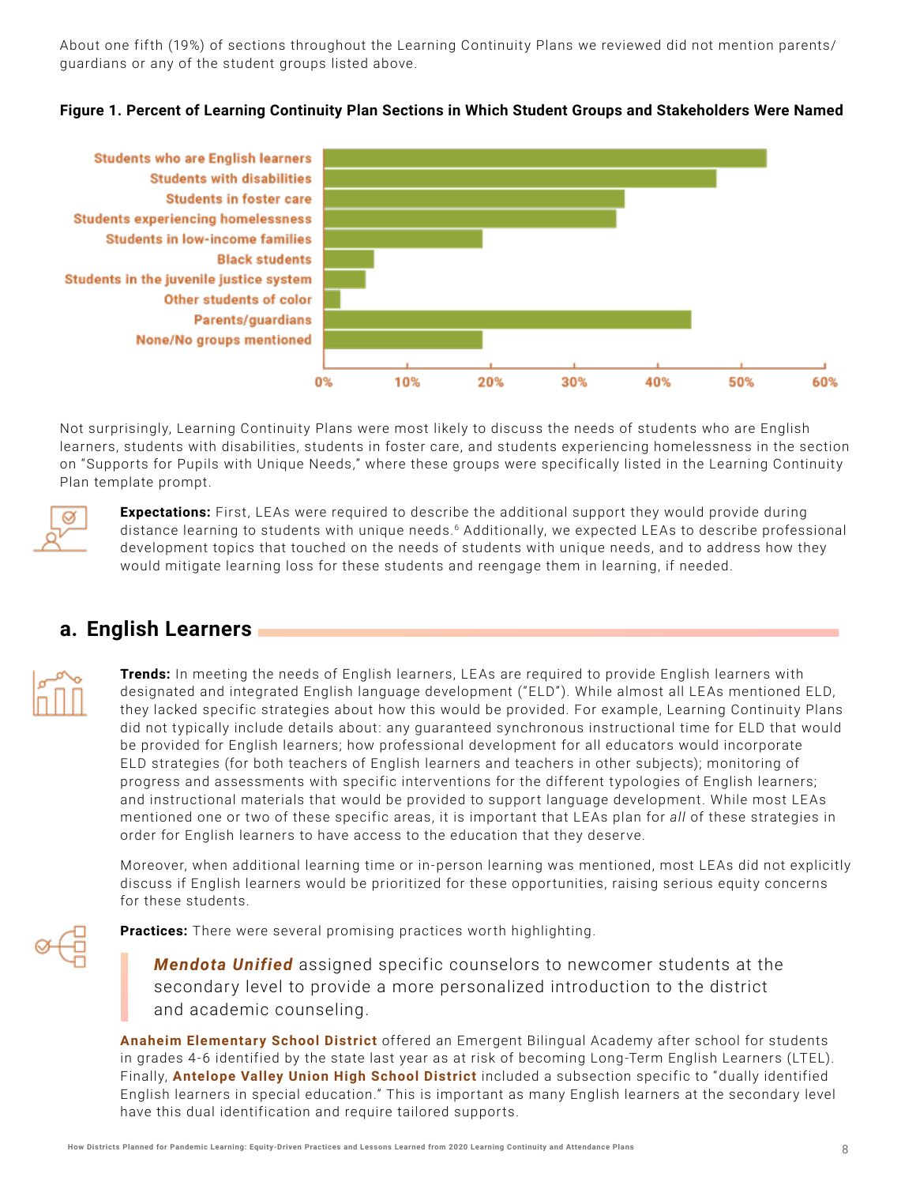About one fifth (19%) of sections throughout the Learning Continuity Plans we reviewed did not mention parents/guardians or any of the student groups listed above.

**Figure 1. Percent of Learning Continuity Plan Sections in Which Student Groups and Stakeholders Were Named**

| Group | Percent (approx.) |
|---|---|
| Students who are English learners | 53% |
| Students with disabilities | 47% |
| Students in foster care | 36% |
| Students experiencing homelessness | 35% |
| Students in low-income families | 19% |
| Black students | 6% |
| Students in the juvenile justice system | 5% |
| Other students of color | 2% |
| Parents/guardians | 44% |
| None/No groups mentioned | 19% |

Not surprisingly, Learning Continuity Plans were most likely to discuss the needs of students who are English learners, students with disabilities, students in foster care, and students experiencing homelessness in the section on "Supports for Pupils with Unique Needs," where these groups were specifically listed in the Learning Continuity Plan template prompt.

**Expectations:** First, LEAs were required to describe the additional support they would provide during distance learning to students with unique needs.[6] Additionally, we expected LEAs to describe professional development topics that touched on the needs of students with unique needs, and to address how they would mitigate learning loss for these students and reengage them in learning, if needed.

## a. English Learners

**Trends:** In meeting the needs of English learners, LEAs are required to provide English learners with designated and integrated English language development ("ELD"). While almost all LEAs mentioned ELD, they lacked specific strategies about how this would be provided. For example, Learning Continuity Plans did not typically include details about: any guaranteed synchronous instructional time for ELD that would be provided for English learners; how professional development for all educators would incorporate ELD strategies (for both teachers of English learners and teachers in other subjects); monitoring of progress and assessments with specific interventions for the different typologies of English learners; and instructional materials that would be provided to support language development. While most LEAs mentioned one or two of these specific areas, it is important that LEAs plan for *all* of these strategies in order for English learners to have access to the education that they deserve.

Moreover, when additional learning time or in-person learning was mentioned, most LEAs did not explicitly discuss if English learners would be prioritized for these opportunities, raising serious equity concerns for these students.

**Practices:** There were several promising practices worth highlighting.

> ***Mendota Unified*** assigned specific counselors to newcomer students at the secondary level to provide a more personalized introduction to the district and academic counseling.

**Anaheim Elementary School District** offered an Emergent Bilingual Academy after school for students in grades 4-6 identified by the state last year as at risk of becoming Long-Term English Learners (LTEL). Finally, **Antelope Valley Union High School District** included a subsection specific to "dually identified English learners in special education." This is important as many English learners at the secondary level have this dual identification and require tailored supports.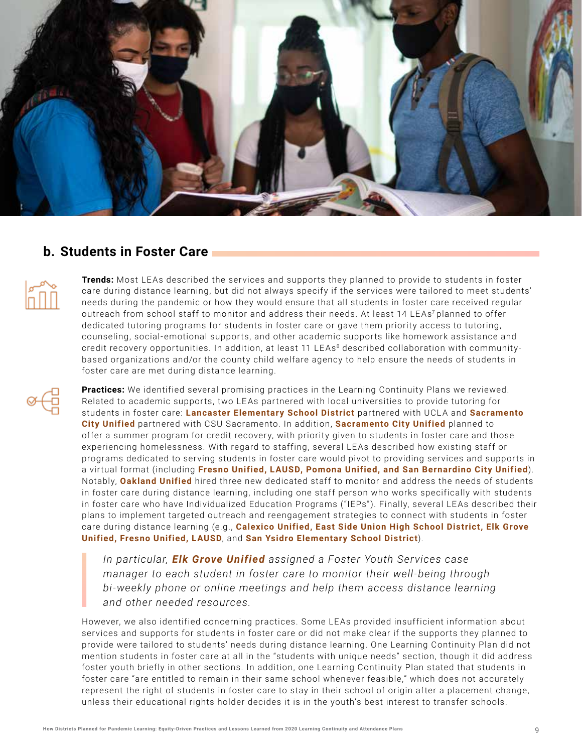## b. Students in Foster Care

**Trends:** Most LEAs described the services and supports they planned to provide to students in foster care during distance learning, but did not always specify if the services were tailored to meet students' needs during the pandemic or how they would ensure that all students in foster care received regular outreach from school staff to monitor and address their needs. At least 14 LEAs[7] planned to offer dedicated tutoring programs for students in foster care or gave them priority access to tutoring, counseling, social-emotional supports, and other academic supports like homework assistance and credit recovery opportunities. In addition, at least 11 LEAs[8] described collaboration with community-based organizations and/or the county child welfare agency to help ensure the needs of students in foster care are met during distance learning.

**Practices:** We identified several promising practices in the Learning Continuity Plans we reviewed. Related to academic supports, two LEAs partnered with local universities to provide tutoring for students in foster care: **Lancaster Elementary School District** partnered with UCLA and **Sacramento City Unified** partnered with CSU Sacramento. In addition, **Sacramento City Unified** planned to offer a summer program for credit recovery, with priority given to students in foster care and those experiencing homelessness. With regard to staffing, several LEAs described how existing staff or programs dedicated to serving students in foster care would pivot to providing services and supports in a virtual format (including **Fresno Unified, LAUSD, Pomona Unified, and San Bernardino City Unified**). Notably, **Oakland Unified** hired three new dedicated staff to monitor and address the needs of students in foster care during distance learning, including one staff person who works specifically with students in foster care who have Individualized Education Programs ("IEPs"). Finally, several LEAs described their plans to implement targeted outreach and reengagement strategies to connect with students in foster care during distance learning (e.g., **Calexico Unified, East Side Union High School District, Elk Grove Unified, Fresno Unified, LAUSD**, and **San Ysidro Elementary School District**).

> *In particular, **Elk Grove Unified** assigned a Foster Youth Services case manager to each student in foster care to monitor their well-being through bi-weekly phone or online meetings and help them access distance learning and other needed resources.*

However, we also identified concerning practices. Some LEAs provided insufficient information about services and supports for students in foster care or did not make clear if the supports they planned to provide were tailored to students' needs during distance learning. One Learning Continuity Plan did not mention students in foster care at all in the "students with unique needs" section, though it did address foster youth briefly in other sections. In addition, one Learning Continuity Plan stated that students in foster care "are entitled to remain in their same school whenever feasible," which does not accurately represent the right of students in foster care to stay in their school of origin after a placement change, unless their educational rights holder decides it is in the youth's best interest to transfer schools.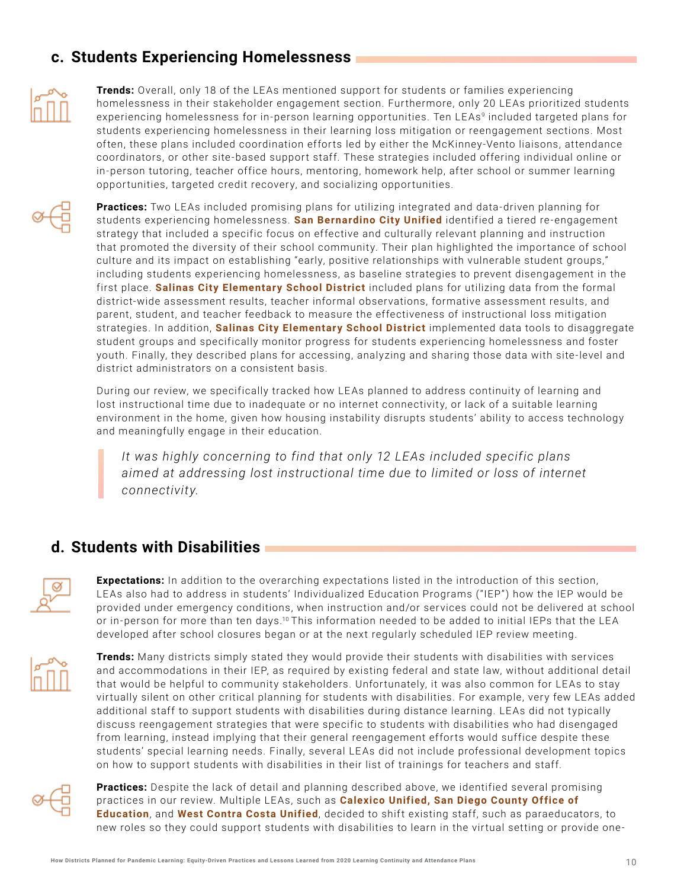## c. Students Experiencing Homelessness

**Trends:** Overall, only 18 of the LEAs mentioned support for students or families experiencing homelessness in their stakeholder engagement section. Furthermore, only 20 LEAs prioritized students experiencing homelessness for in-person learning opportunities. Ten LEAs[9] included targeted plans for students experiencing homelessness in their learning loss mitigation or reengagement sections. Most often, these plans included coordination efforts led by either the McKinney-Vento liaisons, attendance coordinators, or other site-based support staff. These strategies included offering individual online or in-person tutoring, teacher office hours, mentoring, homework help, after school or summer learning opportunities, targeted credit recovery, and socializing opportunities.

**Practices:** Two LEAs included promising plans for utilizing integrated and data-driven planning for students experiencing homelessness. **San Bernardino City Unified** identified a tiered re-engagement strategy that included a specific focus on effective and culturally relevant planning and instruction that promoted the diversity of their school community. Their plan highlighted the importance of school culture and its impact on establishing "early, positive relationships with vulnerable student groups," including students experiencing homelessness, as baseline strategies to prevent disengagement in the first place. **Salinas City Elementary School District** included plans for utilizing data from the formal district-wide assessment results, teacher informal observations, formative assessment results, and parent, student, and teacher feedback to measure the effectiveness of instructional loss mitigation strategies. In addition, **Salinas City Elementary School District** implemented data tools to disaggregate student groups and specifically monitor progress for students experiencing homelessness and foster youth. Finally, they described plans for accessing, analyzing and sharing those data with site-level and district administrators on a consistent basis.

During our review, we specifically tracked how LEAs planned to address continuity of learning and lost instructional time due to inadequate or no internet connectivity, or lack of a suitable learning environment in the home, given how housing instability disrupts students' ability to access technology and meaningfully engage in their education.

> *It was highly concerning to find that only 12 LEAs included specific plans aimed at addressing lost instructional time due to limited or loss of internet connectivity.*

## d. Students with Disabilities

**Expectations:** In addition to the overarching expectations listed in the introduction of this section, LEAs also had to address in students' Individualized Education Programs ("IEP") how the IEP would be provided under emergency conditions, when instruction and/or services could not be delivered at school or in-person for more than ten days.[10] This information needed to be added to initial IEPs that the LEA developed after school closures began or at the next regularly scheduled IEP review meeting.

**Trends:** Many districts simply stated they would provide their students with disabilities with services and accommodations in their IEP, as required by existing federal and state law, without additional detail that would be helpful to community stakeholders. Unfortunately, it was also common for LEAs to stay virtually silent on other critical planning for students with disabilities. For example, very few LEAs added additional staff to support students with disabilities during distance learning. LEAs did not typically discuss reengagement strategies that were specific to students with disabilities who had disengaged from learning, instead implying that their general reengagement efforts would suffice despite these students' special learning needs. Finally, several LEAs did not include professional development topics on how to support students with disabilities in their list of trainings for teachers and staff.

**Practices:** Despite the lack of detail and planning described above, we identified several promising practices in our review. Multiple LEAs, such as **Calexico Unified, San Diego County Office of Education**, and **West Contra Costa Unified**, decided to shift existing staff, such as paraeducators, to new roles so they could support students with disabilities to learn in the virtual setting or provide one-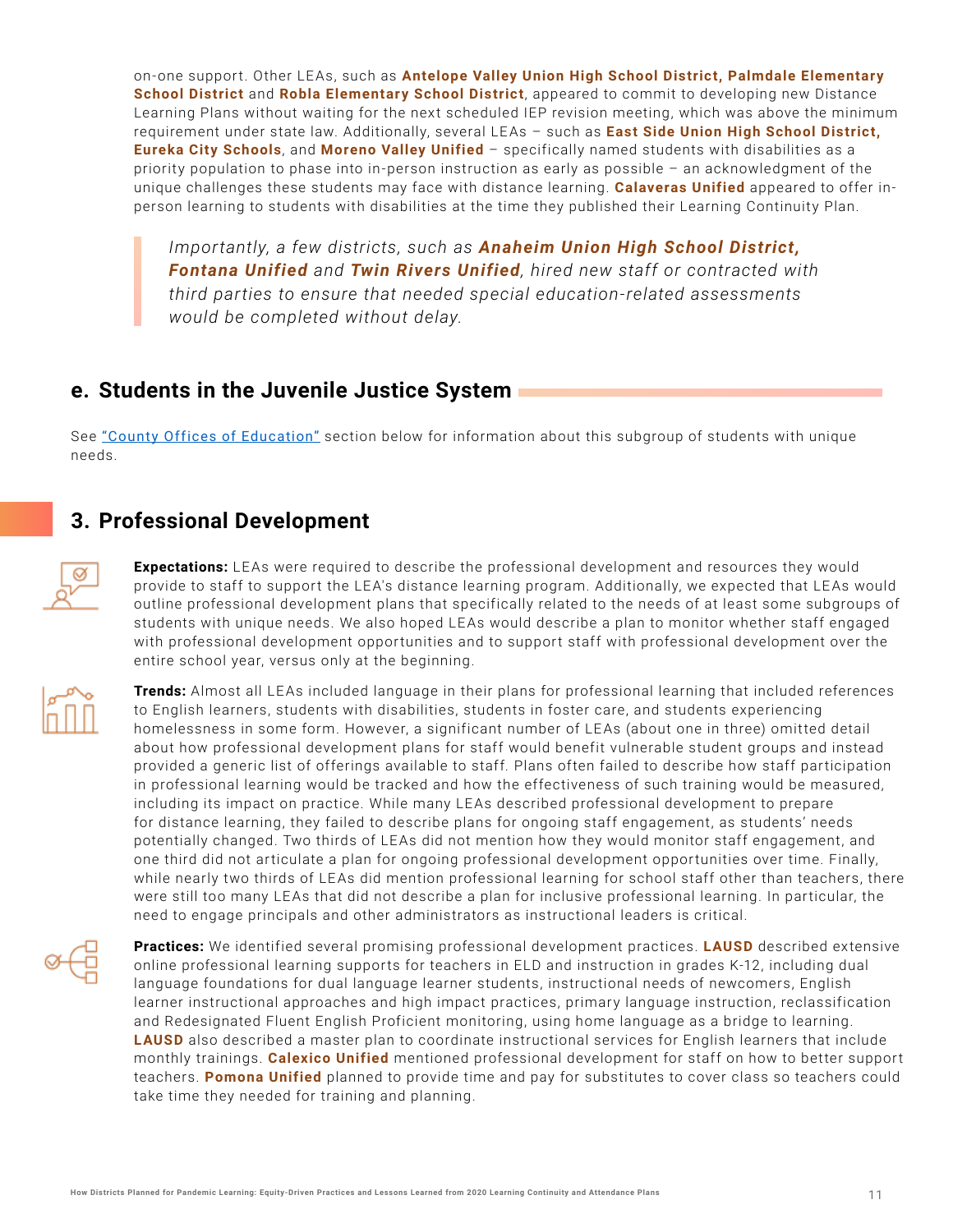on-one support. Other LEAs, such as **Antelope Valley Union High School District, Palmdale Elementary School District** and **Robla Elementary School District**, appeared to commit to developing new Distance Learning Plans without waiting for the next scheduled IEP revision meeting, which was above the minimum requirement under state law. Additionally, several LEAs – such as **East Side Union High School District, Eureka City Schools**, and **Moreno Valley Unified** – specifically named students with disabilities as a priority population to phase into in-person instruction as early as possible – an acknowledgment of the unique challenges these students may face with distance learning. **Calaveras Unified** appeared to offer in-person learning to students with disabilities at the time they published their Learning Continuity Plan.

> *Importantly, a few districts, such as **Anaheim Union High School District, Fontana Unified** and **Twin Rivers Unified**, hired new staff or contracted with third parties to ensure that needed special education-related assessments would be completed without delay.*

### e. Students in the Juvenile Justice System

See "County Offices of Education" section below for information about this subgroup of students with unique needs.

## 3. Professional Development

**Expectations:** LEAs were required to describe the professional development and resources they would provide to staff to support the LEA's distance learning program. Additionally, we expected that LEAs would outline professional development plans that specifically related to the needs of at least some subgroups of students with unique needs. We also hoped LEAs would describe a plan to monitor whether staff engaged with professional development opportunities and to support staff with professional development over the entire school year, versus only at the beginning.

**Trends:** Almost all LEAs included language in their plans for professional learning that included references to English learners, students with disabilities, students in foster care, and students experiencing homelessness in some form. However, a significant number of LEAs (about one in three) omitted detail about how professional development plans for staff would benefit vulnerable student groups and instead provided a generic list of offerings available to staff. Plans often failed to describe how staff participation in professional learning would be tracked and how the effectiveness of such training would be measured, including its impact on practice. While many LEAs described professional development to prepare for distance learning, they failed to describe plans for ongoing staff engagement, as students' needs potentially changed. Two thirds of LEAs did not mention how they would monitor staff engagement, and one third did not articulate a plan for ongoing professional development opportunities over time. Finally, while nearly two thirds of LEAs did mention professional learning for school staff other than teachers, there were still too many LEAs that did not describe a plan for inclusive professional learning. In particular, the need to engage principals and other administrators as instructional leaders is critical.

**Practices:** We identified several promising professional development practices. **LAUSD** described extensive online professional learning supports for teachers in ELD and instruction in grades K-12, including dual language foundations for dual language learner students, instructional needs of newcomers, English learner instructional approaches and high impact practices, primary language instruction, reclassification and Redesignated Fluent English Proficient monitoring, using home language as a bridge to learning. **LAUSD** also described a master plan to coordinate instructional services for English learners that include monthly trainings. **Calexico Unified** mentioned professional development for staff on how to better support teachers. **Pomona Unified** planned to provide time and pay for substitutes to cover class so teachers could take time they needed for training and planning.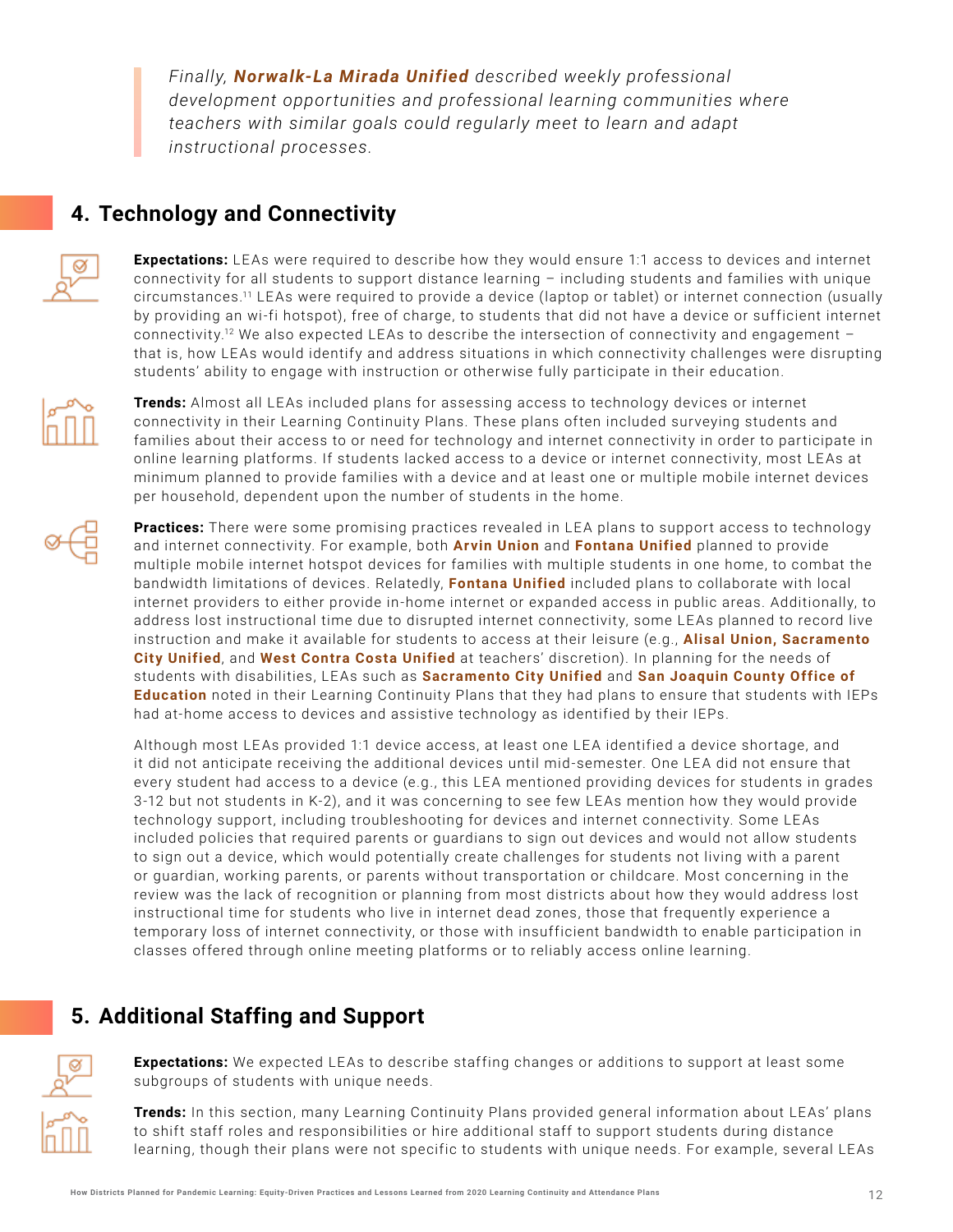*Finally,* ***Norwalk-La Mirada Unified*** *described weekly professional development opportunities and professional learning communities where teachers with similar goals could regularly meet to learn and adapt instructional processes.*

## 4. Technology and Connectivity

**Expectations:** LEAs were required to describe how they would ensure 1:1 access to devices and internet connectivity for all students to support distance learning – including students and families with unique circumstances.[11] LEAs were required to provide a device (laptop or tablet) or internet connection (usually by providing an wi-fi hotspot), free of charge, to students that did not have a device or sufficient internet connectivity.[12] We also expected LEAs to describe the intersection of connectivity and engagement – that is, how LEAs would identify and address situations in which connectivity challenges were disrupting students' ability to engage with instruction or otherwise fully participate in their education.

**Trends:** Almost all LEAs included plans for assessing access to technology devices or internet connectivity in their Learning Continuity Plans. These plans often included surveying students and families about their access to or need for technology and internet connectivity in order to participate in online learning platforms. If students lacked access to a device or internet connectivity, most LEAs at minimum planned to provide families with a device and at least one or multiple mobile internet devices per household, dependent upon the number of students in the home.

**Practices:** There were some promising practices revealed in LEA plans to support access to technology and internet connectivity. For example, both **Arvin Union** and **Fontana Unified** planned to provide multiple mobile internet hotspot devices for families with multiple students in one home, to combat the bandwidth limitations of devices. Relatedly, **Fontana Unified** included plans to collaborate with local internet providers to either provide in-home internet or expanded access in public areas. Additionally, to address lost instructional time due to disrupted internet connectivity, some LEAs planned to record live instruction and make it available for students to access at their leisure (e.g., **Alisal Union, Sacramento City Unified**, and **West Contra Costa Unified** at teachers' discretion). In planning for the needs of students with disabilities, LEAs such as **Sacramento City Unified** and **San Joaquin County Office of Education** noted in their Learning Continuity Plans that they had plans to ensure that students with IEPs had at-home access to devices and assistive technology as identified by their IEPs.

Although most LEAs provided 1:1 device access, at least one LEA identified a device shortage, and it did not anticipate receiving the additional devices until mid-semester. One LEA did not ensure that every student had access to a device (e.g., this LEA mentioned providing devices for students in grades 3-12 but not students in K-2), and it was concerning to see few LEAs mention how they would provide technology support, including troubleshooting for devices and internet connectivity. Some LEAs included policies that required parents or guardians to sign out devices and would not allow students to sign out a device, which would potentially create challenges for students not living with a parent or guardian, working parents, or parents without transportation or childcare. Most concerning in the review was the lack of recognition or planning from most districts about how they would address lost instructional time for students who live in internet dead zones, those that frequently experience a temporary loss of internet connectivity, or those with insufficient bandwidth to enable participation in classes offered through online meeting platforms or to reliably access online learning.

## 5. Additional Staffing and Support

**Expectations:** We expected LEAs to describe staffing changes or additions to support at least some subgroups of students with unique needs.

**Trends:** In this section, many Learning Continuity Plans provided general information about LEAs' plans to shift staff roles and responsibilities or hire additional staff to support students during distance learning, though their plans were not specific to students with unique needs. For example, several LEAs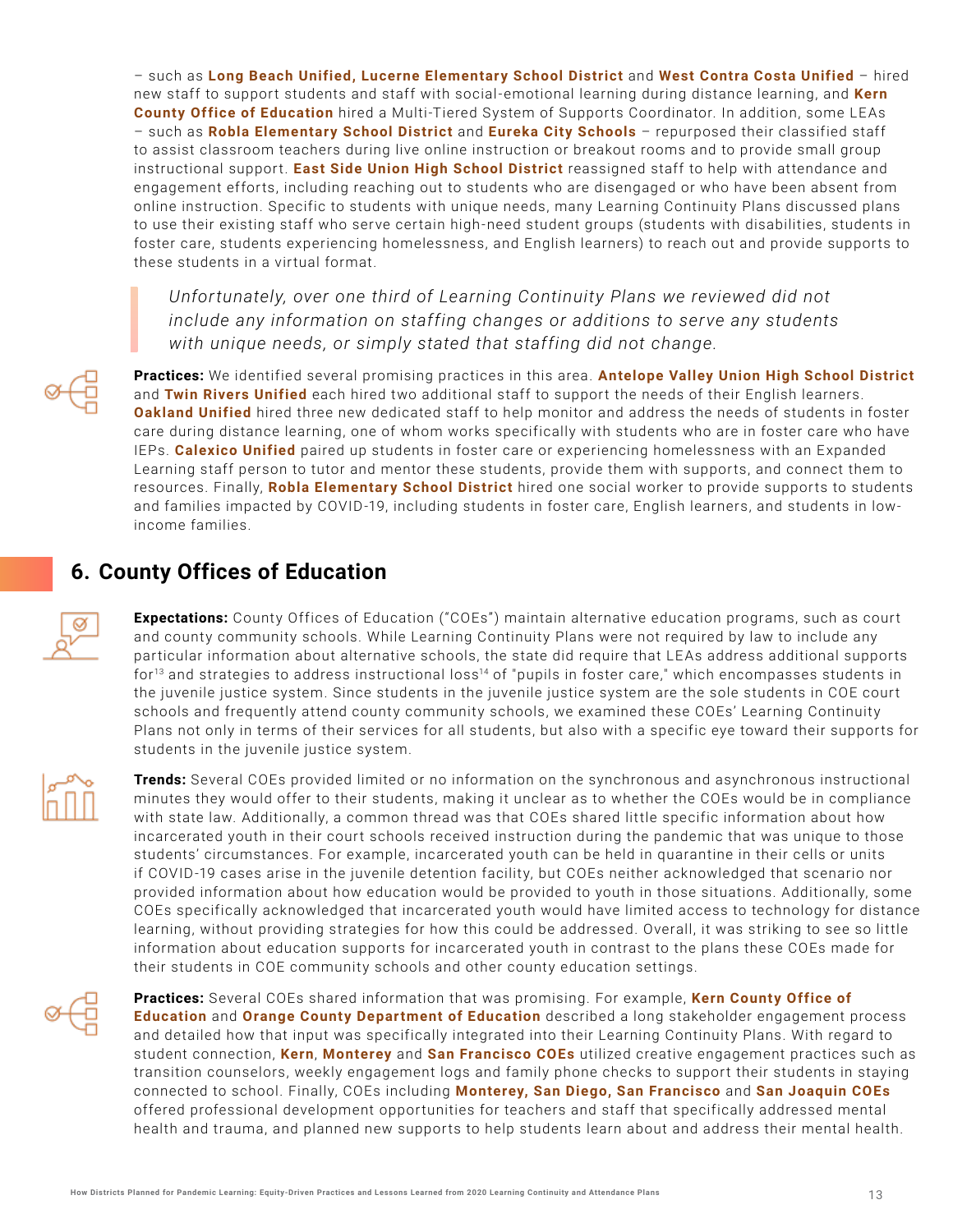– such as **Long Beach Unified, Lucerne Elementary School District** and **West Contra Costa Unified** – hired new staff to support students and staff with social-emotional learning during distance learning, and **Kern County Office of Education** hired a Multi-Tiered System of Supports Coordinator. In addition, some LEAs – such as **Robla Elementary School District** and **Eureka City Schools** – repurposed their classified staff to assist classroom teachers during live online instruction or breakout rooms and to provide small group instructional support. **East Side Union High School District** reassigned staff to help with attendance and engagement efforts, including reaching out to students who are disengaged or who have been absent from online instruction. Specific to students with unique needs, many Learning Continuity Plans discussed plans to use their existing staff who serve certain high-need student groups (students with disabilities, students in foster care, students experiencing homelessness, and English learners) to reach out and provide supports to these students in a virtual format.

> *Unfortunately, over one third of Learning Continuity Plans we reviewed did not include any information on staffing changes or additions to serve any students with unique needs, or simply stated that staffing did not change.*

**Practices:** We identified several promising practices in this area. **Antelope Valley Union High School District** and **Twin Rivers Unified** each hired two additional staff to support the needs of their English learners. **Oakland Unified** hired three new dedicated staff to help monitor and address the needs of students in foster care during distance learning, one of whom works specifically with students who are in foster care who have IEPs. **Calexico Unified** paired up students in foster care or experiencing homelessness with an Expanded Learning staff person to tutor and mentor these students, provide them with supports, and connect them to resources. Finally, **Robla Elementary School District** hired one social worker to provide supports to students and families impacted by COVID-19, including students in foster care, English learners, and students in low-income families.

## 6. County Offices of Education

**Expectations:** County Offices of Education ("COEs") maintain alternative education programs, such as court and county community schools. While Learning Continuity Plans were not required by law to include any particular information about alternative schools, the state did require that LEAs address additional supports for[13] and strategies to address instructional loss[14] of "pupils in foster care," which encompasses students in the juvenile justice system. Since students in the juvenile justice system are the sole students in COE court schools and frequently attend county community schools, we examined these COEs' Learning Continuity Plans not only in terms of their services for all students, but also with a specific eye toward their supports for students in the juvenile justice system.

**Trends:** Several COEs provided limited or no information on the synchronous and asynchronous instructional minutes they would offer to their students, making it unclear as to whether the COEs would be in compliance with state law. Additionally, a common thread was that COEs shared little specific information about how incarcerated youth in their court schools received instruction during the pandemic that was unique to those students' circumstances. For example, incarcerated youth can be held in quarantine in their cells or units if COVID-19 cases arise in the juvenile detention facility, but COEs neither acknowledged that scenario nor provided information about how education would be provided to youth in those situations. Additionally, some COEs specifically acknowledged that incarcerated youth would have limited access to technology for distance learning, without providing strategies for how this could be addressed. Overall, it was striking to see so little information about education supports for incarcerated youth in contrast to the plans these COEs made for their students in COE community schools and other county education settings.

**Practices:** Several COEs shared information that was promising. For example, **Kern County Office of Education** and **Orange County Department of Education** described a long stakeholder engagement process and detailed how that input was specifically integrated into their Learning Continuity Plans. With regard to student connection, **Kern**, **Monterey** and **San Francisco COEs** utilized creative engagement practices such as transition counselors, weekly engagement logs and family phone checks to support their students in staying connected to school. Finally, COEs including **Monterey, San Diego, San Francisco** and **San Joaquin COEs** offered professional development opportunities for teachers and staff that specifically addressed mental health and trauma, and planned new supports to help students learn about and address their mental health.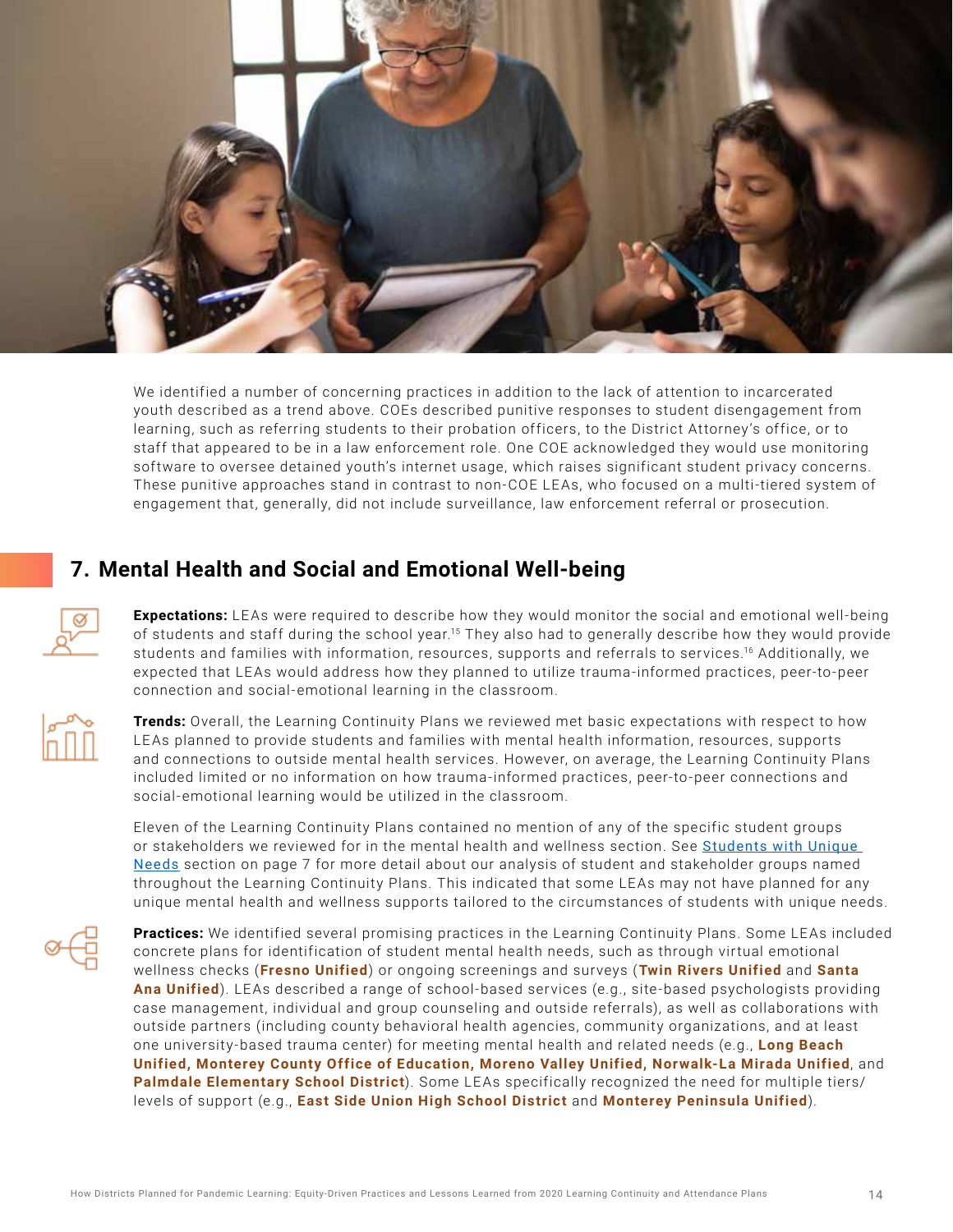We identified a number of concerning practices in addition to the lack of attention to incarcerated youth described as a trend above. COEs described punitive responses to student disengagement from learning, such as referring students to their probation officers, to the District Attorney's office, or to staff that appeared to be in a law enforcement role. One COE acknowledged they would use monitoring software to oversee detained youth's internet usage, which raises significant student privacy concerns. These punitive approaches stand in contrast to non-COE LEAs, who focused on a multi-tiered system of engagement that, generally, did not include surveillance, law enforcement referral or prosecution.

## 7. Mental Health and Social and Emotional Well-being

**Expectations:** LEAs were required to describe how they would monitor the social and emotional well-being of students and staff during the school year.[15] They also had to generally describe how they would provide students and families with information, resources, supports and referrals to services.[16] Additionally, we expected that LEAs would address how they planned to utilize trauma-informed practices, peer-to-peer connection and social-emotional learning in the classroom.

**Trends:** Overall, the Learning Continuity Plans we reviewed met basic expectations with respect to how LEAs planned to provide students and families with mental health information, resources, supports and connections to outside mental health services. However, on average, the Learning Continuity Plans included limited or no information on how trauma-informed practices, peer-to-peer connections and social-emotional learning would be utilized in the classroom.

Eleven of the Learning Continuity Plans contained no mention of any of the specific student groups or stakeholders we reviewed for in the mental health and wellness section. See Students with Unique Needs section on page 7 for more detail about our analysis of student and stakeholder groups named throughout the Learning Continuity Plans. This indicated that some LEAs may not have planned for any unique mental health and wellness supports tailored to the circumstances of students with unique needs.

**Practices:** We identified several promising practices in the Learning Continuity Plans. Some LEAs included concrete plans for identification of student mental health needs, such as through virtual emotional wellness checks (**Fresno Unified**) or ongoing screenings and surveys (**Twin Rivers Unified** and **Santa Ana Unified**). LEAs described a range of school-based services (e.g., site-based psychologists providing case management, individual and group counseling and outside referrals), as well as collaborations with outside partners (including county behavioral health agencies, community organizations, and at least one university-based trauma center) for meeting mental health and related needs (e.g., **Long Beach Unified, Monterey County Office of Education, Moreno Valley Unified, Norwalk-La Mirada Unified**, and **Palmdale Elementary School District**). Some LEAs specifically recognized the need for multiple tiers/levels of support (e.g., **East Side Union High School District** and **Monterey Peninsula Unified**).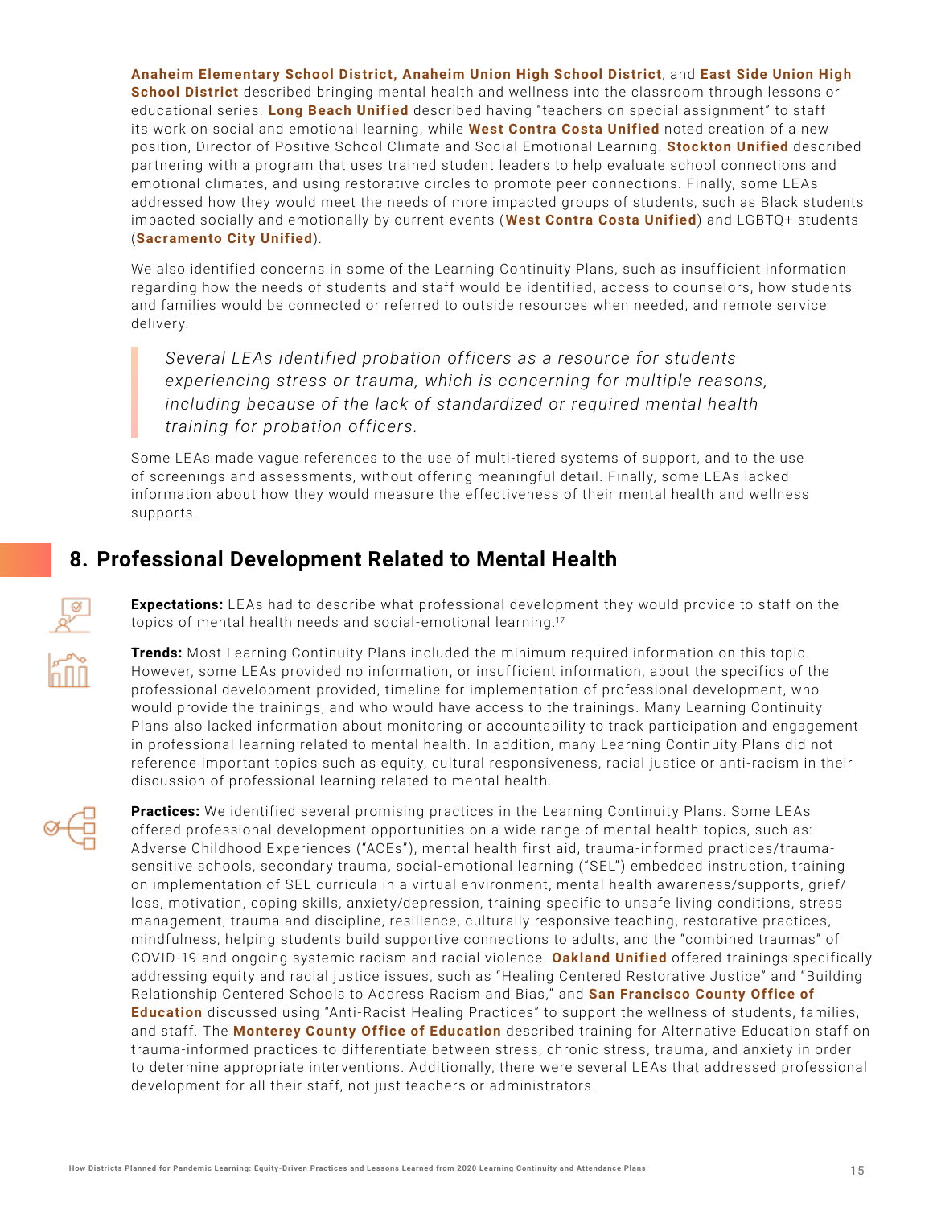**Anaheim Elementary School District, Anaheim Union High School District**, and **East Side Union High School District** described bringing mental health and wellness into the classroom through lessons or educational series. **Long Beach Unified** described having "teachers on special assignment" to staff its work on social and emotional learning, while **West Contra Costa Unified** noted creation of a new position, Director of Positive School Climate and Social Emotional Learning. **Stockton Unified** described partnering with a program that uses trained student leaders to help evaluate school connections and emotional climates, and using restorative circles to promote peer connections. Finally, some LEAs addressed how they would meet the needs of more impacted groups of students, such as Black students impacted socially and emotionally by current events (**West Contra Costa Unified**) and LGBTQ+ students (**Sacramento City Unified**).

We also identified concerns in some of the Learning Continuity Plans, such as insufficient information regarding how the needs of students and staff would be identified, access to counselors, how students and families would be connected or referred to outside resources when needed, and remote service delivery.

> *Several LEAs identified probation officers as a resource for students experiencing stress or trauma, which is concerning for multiple reasons, including because of the lack of standardized or required mental health training for probation officers.*

Some LEAs made vague references to the use of multi-tiered systems of support, and to the use of screenings and assessments, without offering meaningful detail. Finally, some LEAs lacked information about how they would measure the effectiveness of their mental health and wellness supports.

## 8. Professional Development Related to Mental Health

**Expectations:** LEAs had to describe what professional development they would provide to staff on the topics of mental health needs and social-emotional learning.[17]

**Trends:** Most Learning Continuity Plans included the minimum required information on this topic. However, some LEAs provided no information, or insufficient information, about the specifics of the professional development provided, timeline for implementation of professional development, who would provide the trainings, and who would have access to the trainings. Many Learning Continuity Plans also lacked information about monitoring or accountability to track participation and engagement in professional learning related to mental health. In addition, many Learning Continuity Plans did not reference important topics such as equity, cultural responsiveness, racial justice or anti-racism in their discussion of professional learning related to mental health.

**Practices:** We identified several promising practices in the Learning Continuity Plans. Some LEAs offered professional development opportunities on a wide range of mental health topics, such as: Adverse Childhood Experiences ("ACEs"), mental health first aid, trauma-informed practices/trauma-sensitive schools, secondary trauma, social-emotional learning ("SEL") embedded instruction, training on implementation of SEL curricula in a virtual environment, mental health awareness/supports, grief/loss, motivation, coping skills, anxiety/depression, training specific to unsafe living conditions, stress management, trauma and discipline, resilience, culturally responsive teaching, restorative practices, mindfulness, helping students build supportive connections to adults, and the "combined traumas" of COVID-19 and ongoing systemic racism and racial violence. **Oakland Unified** offered trainings specifically addressing equity and racial justice issues, such as "Healing Centered Restorative Justice" and "Building Relationship Centered Schools to Address Racism and Bias," and **San Francisco County Office of Education** discussed using "Anti-Racist Healing Practices" to support the wellness of students, families, and staff. The **Monterey County Office of Education** described training for Alternative Education staff on trauma-informed practices to differentiate between stress, chronic stress, trauma, and anxiety in order to determine appropriate interventions. Additionally, there were several LEAs that addressed professional development for all their staff, not just teachers or administrators.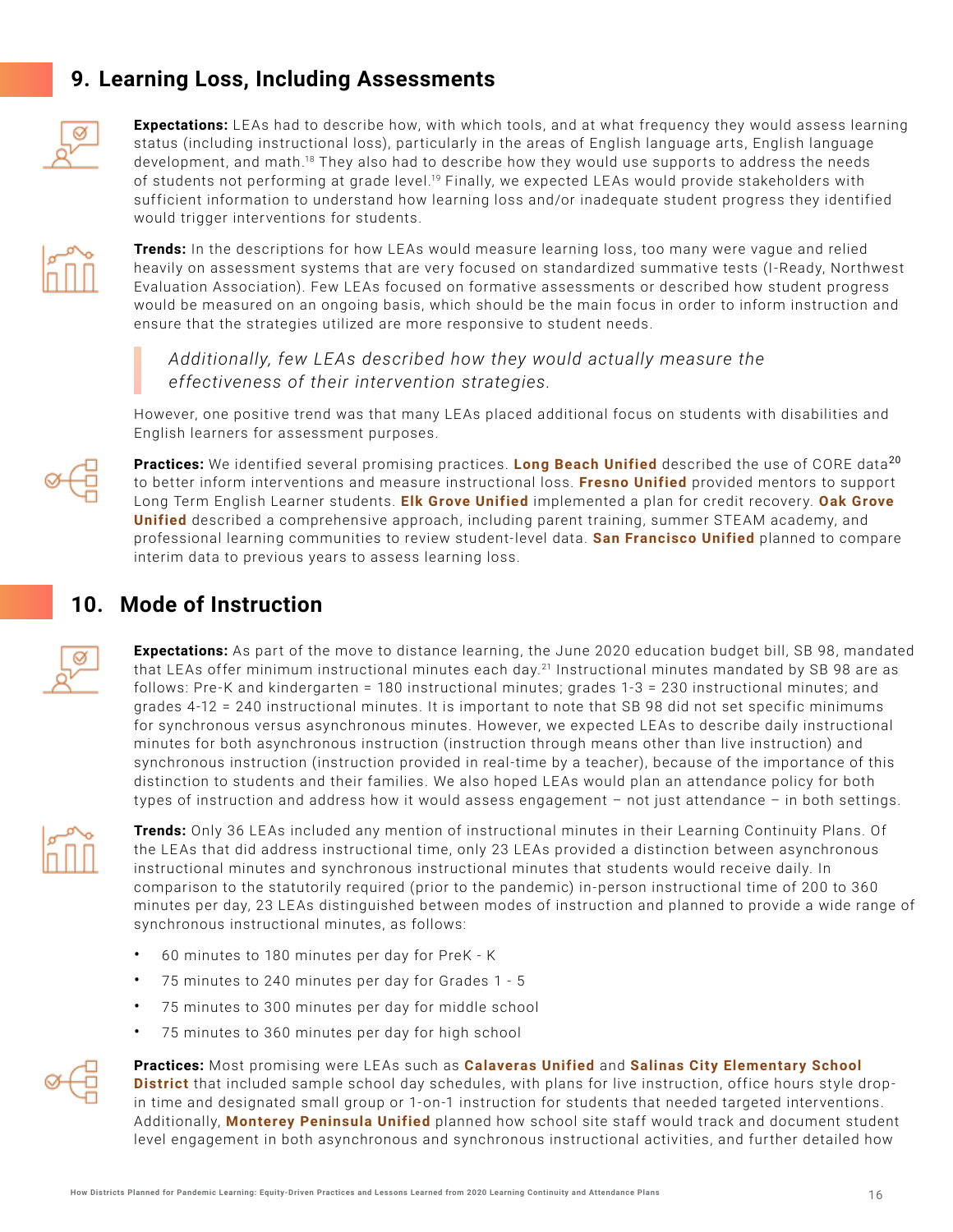## 9. Learning Loss, Including Assessments

**Expectations:** LEAs had to describe how, with which tools, and at what frequency they would assess learning status (including instructional loss), particularly in the areas of English language arts, English language development, and math.[18] They also had to describe how they would use supports to address the needs of students not performing at grade level.[19] Finally, we expected LEAs would provide stakeholders with sufficient information to understand how learning loss and/or inadequate student progress they identified would trigger interventions for students.

**Trends:** In the descriptions for how LEAs would measure learning loss, too many were vague and relied heavily on assessment systems that are very focused on standardized summative tests (I-Ready, Northwest Evaluation Association). Few LEAs focused on formative assessments or described how student progress would be measured on an ongoing basis, which should be the main focus in order to inform instruction and ensure that the strategies utilized are more responsive to student needs.

> *Additionally, few LEAs described how they would actually measure the effectiveness of their intervention strategies.*

However, one positive trend was that many LEAs placed additional focus on students with disabilities and English learners for assessment purposes.

**Practices:** We identified several promising practices. **Long Beach Unified** described the use of CORE data[20] to better inform interventions and measure instructional loss. **Fresno Unified** provided mentors to support Long Term English Learner students. **Elk Grove Unified** implemented a plan for credit recovery. **Oak Grove Unified** described a comprehensive approach, including parent training, summer STEAM academy, and professional learning communities to review student-level data. **San Francisco Unified** planned to compare interim data to previous years to assess learning loss.

## 10. Mode of Instruction

**Expectations:** As part of the move to distance learning, the June 2020 education budget bill, SB 98, mandated that LEAs offer minimum instructional minutes each day.[21] Instructional minutes mandated by SB 98 are as follows: Pre-K and kindergarten = 180 instructional minutes; grades 1-3 = 230 instructional minutes; and grades 4-12 = 240 instructional minutes. It is important to note that SB 98 did not set specific minimums for synchronous versus asynchronous minutes. However, we expected LEAs to describe daily instructional minutes for both asynchronous instruction (instruction through means other than live instruction) and synchronous instruction (instruction provided in real-time by a teacher), because of the importance of this distinction to students and their families. We also hoped LEAs would plan an attendance policy for both types of instruction and address how it would assess engagement – not just attendance – in both settings.

**Trends:** Only 36 LEAs included any mention of instructional minutes in their Learning Continuity Plans. Of the LEAs that did address instructional time, only 23 LEAs provided a distinction between asynchronous instructional minutes and synchronous instructional minutes that students would receive daily. In comparison to the statutorily required (prior to the pandemic) in-person instructional time of 200 to 360 minutes per day, 23 LEAs distinguished between modes of instruction and planned to provide a wide range of synchronous instructional minutes, as follows:

- 60 minutes to 180 minutes per day for PreK - K
- 75 minutes to 240 minutes per day for Grades 1 - 5
- 75 minutes to 300 minutes per day for middle school
- 75 minutes to 360 minutes per day for high school

**Practices:** Most promising were LEAs such as **Calaveras Unified** and **Salinas City Elementary School District** that included sample school day schedules, with plans for live instruction, office hours style drop-in time and designated small group or 1-on-1 instruction for students that needed targeted interventions. Additionally, **Monterey Peninsula Unified** planned how school site staff would track and document student level engagement in both asynchronous and synchronous instructional activities, and further detailed how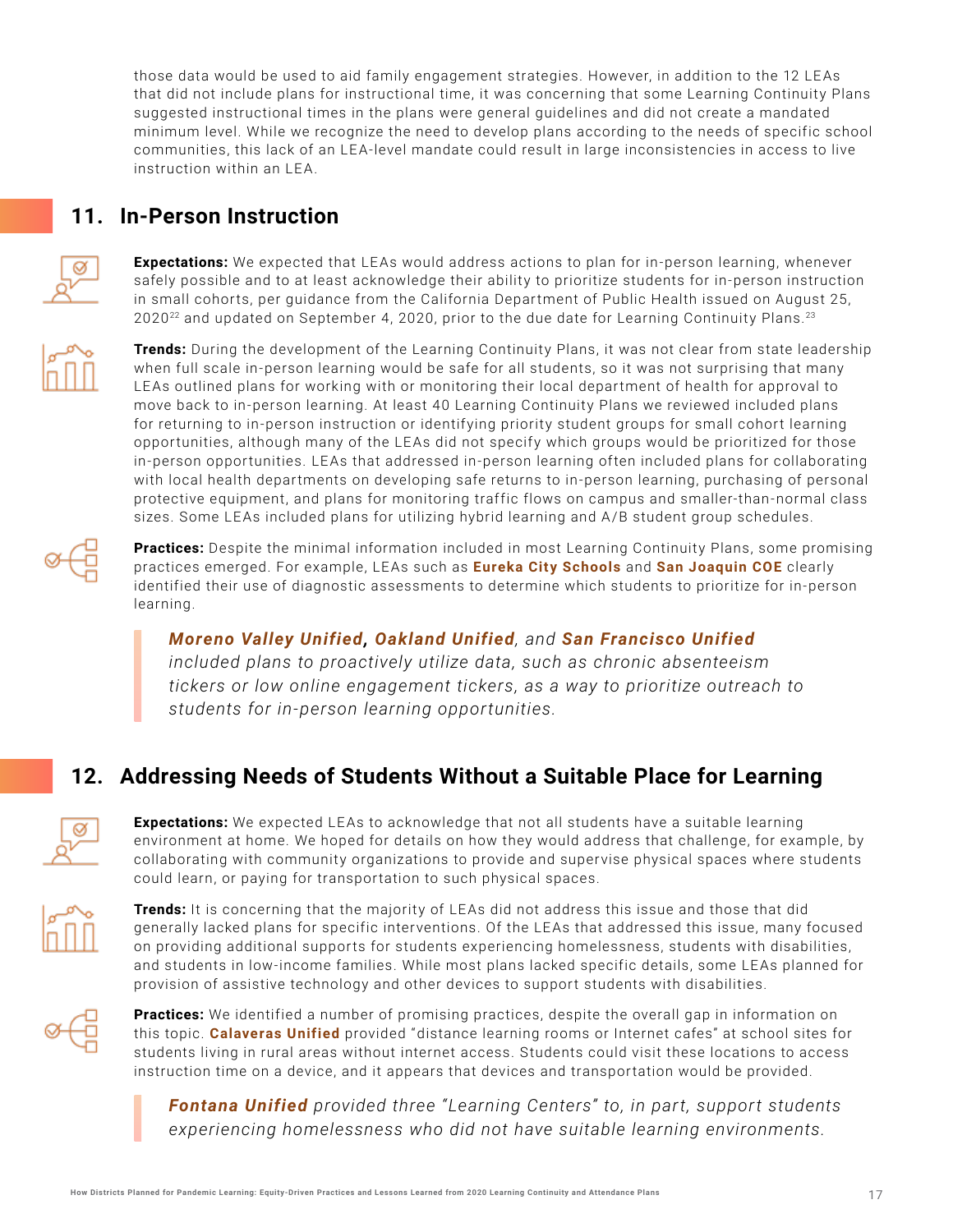those data would be used to aid family engagement strategies. However, in addition to the 12 LEAs that did not include plans for instructional time, it was concerning that some Learning Continuity Plans suggested instructional times in the plans were general guidelines and did not create a mandated minimum level. While we recognize the need to develop plans according to the needs of specific school communities, this lack of an LEA-level mandate could result in large inconsistencies in access to live instruction within an LEA.

## 11. In-Person Instruction

**Expectations:** We expected that LEAs would address actions to plan for in-person learning, whenever safely possible and to at least acknowledge their ability to prioritize students for in-person instruction in small cohorts, per guidance from the California Department of Public Health issued on August 25, 2020[22] and updated on September 4, 2020, prior to the due date for Learning Continuity Plans.[23]

**Trends:** During the development of the Learning Continuity Plans, it was not clear from state leadership when full scale in-person learning would be safe for all students, so it was not surprising that many LEAs outlined plans for working with or monitoring their local department of health for approval to move back to in-person learning. At least 40 Learning Continuity Plans we reviewed included plans for returning to in-person instruction or identifying priority student groups for small cohort learning opportunities, although many of the LEAs did not specify which groups would be prioritized for those in-person opportunities. LEAs that addressed in-person learning often included plans for collaborating with local health departments on developing safe returns to in-person learning, purchasing of personal protective equipment, and plans for monitoring traffic flows on campus and smaller-than-normal class sizes. Some LEAs included plans for utilizing hybrid learning and A/B student group schedules.

**Practices:** Despite the minimal information included in most Learning Continuity Plans, some promising practices emerged. For example, LEAs such as **Eureka City Schools** and **San Joaquin COE** clearly identified their use of diagnostic assessments to determine which students to prioritize for in-person learning.

> ***Moreno Valley Unified*, *Oakland Unified***, *and* ***San Francisco Unified*** *included plans to proactively utilize data, such as chronic absenteeism tickers or low online engagement tickers, as a way to prioritize outreach to students for in-person learning opportunities.*

## 12. Addressing Needs of Students Without a Suitable Place for Learning

**Expectations:** We expected LEAs to acknowledge that not all students have a suitable learning environment at home. We hoped for details on how they would address that challenge, for example, by collaborating with community organizations to provide and supervise physical spaces where students could learn, or paying for transportation to such physical spaces.

**Trends:** It is concerning that the majority of LEAs did not address this issue and those that did generally lacked plans for specific interventions. Of the LEAs that addressed this issue, many focused on providing additional supports for students experiencing homelessness, students with disabilities, and students in low-income families. While most plans lacked specific details, some LEAs planned for provision of assistive technology and other devices to support students with disabilities.

**Practices:** We identified a number of promising practices, despite the overall gap in information on this topic. **Calaveras Unified** provided "distance learning rooms or Internet cafes" at school sites for students living in rural areas without internet access. Students could visit these locations to access instruction time on a device, and it appears that devices and transportation would be provided.

> ***Fontana Unified*** *provided three "Learning Centers" to, in part, support students experiencing homelessness who did not have suitable learning environments.*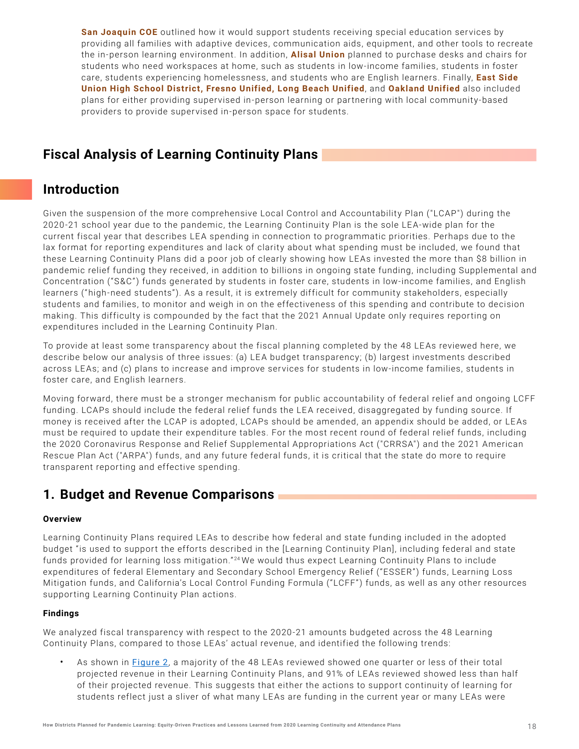**San Joaquin COE** outlined how it would support students receiving special education services by providing all families with adaptive devices, communication aids, equipment, and other tools to recreate the in-person learning environment. In addition, **Alisal Union** planned to purchase desks and chairs for students who need workspaces at home, such as students in low-income families, students in foster care, students experiencing homelessness, and students who are English learners. Finally, **East Side Union High School District, Fresno Unified, Long Beach Unified**, and **Oakland Unified** also included plans for either providing supervised in-person learning or partnering with local community-based providers to provide supervised in-person space for students.

## Fiscal Analysis of Learning Continuity Plans

## Introduction

Given the suspension of the more comprehensive Local Control and Accountability Plan ("LCAP") during the 2020-21 school year due to the pandemic, the Learning Continuity Plan is the sole LEA-wide plan for the current fiscal year that describes LEA spending in connection to programmatic priorities. Perhaps due to the lax format for reporting expenditures and lack of clarity about what spending must be included, we found that these Learning Continuity Plans did a poor job of clearly showing how LEAs invested the more than $8 billion in pandemic relief funding they received, in addition to billions in ongoing state funding, including Supplemental and Concentration ("S&C") funds generated by students in foster care, students in low-income families, and English learners ("high-need students"). As a result, it is extremely difficult for community stakeholders, especially students and families, to monitor and weigh in on the effectiveness of this spending and contribute to decision making. This difficulty is compounded by the fact that the 2021 Annual Update only requires reporting on expenditures included in the Learning Continuity Plan.

To provide at least some transparency about the fiscal planning completed by the 48 LEAs reviewed here, we describe below our analysis of three issues: (a) LEA budget transparency; (b) largest investments described across LEAs; and (c) plans to increase and improve services for students in low-income families, students in foster care, and English learners.

Moving forward, there must be a stronger mechanism for public accountability of federal relief and ongoing LCFF funding. LCAPs should include the federal relief funds the LEA received, disaggregated by funding source. If money is received after the LCAP is adopted, LCAPs should be amended, an appendix should be added, or LEAs must be required to update their expenditure tables. For the most recent round of federal relief funds, including the 2020 Coronavirus Response and Relief Supplemental Appropriations Act ("CRRSA") and the 2021 American Rescue Plan Act ("ARPA") funds, and any future federal funds, it is critical that the state do more to require transparent reporting and effective spending.

## 1. Budget and Revenue Comparisons

#### Overview

Learning Continuity Plans required LEAs to describe how federal and state funding included in the adopted budget "is used to support the efforts described in the [Learning Continuity Plan], including federal and state funds provided for learning loss mitigation."[24] We would thus expect Learning Continuity Plans to include expenditures of federal Elementary and Secondary School Emergency Relief ("ESSER") funds, Learning Loss Mitigation funds, and California's Local Control Funding Formula ("LCFF") funds, as well as any other resources supporting Learning Continuity Plan actions.

#### Findings

We analyzed fiscal transparency with respect to the 2020-21 amounts budgeted across the 48 Learning Continuity Plans, compared to those LEAs' actual revenue, and identified the following trends:

- As shown in Figure 2, a majority of the 48 LEAs reviewed showed one quarter or less of their total projected revenue in their Learning Continuity Plans, and 91% of LEAs reviewed showed less than half of their projected revenue. This suggests that either the actions to support continuity of learning for students reflect just a sliver of what many LEAs are funding in the current year or many LEAs were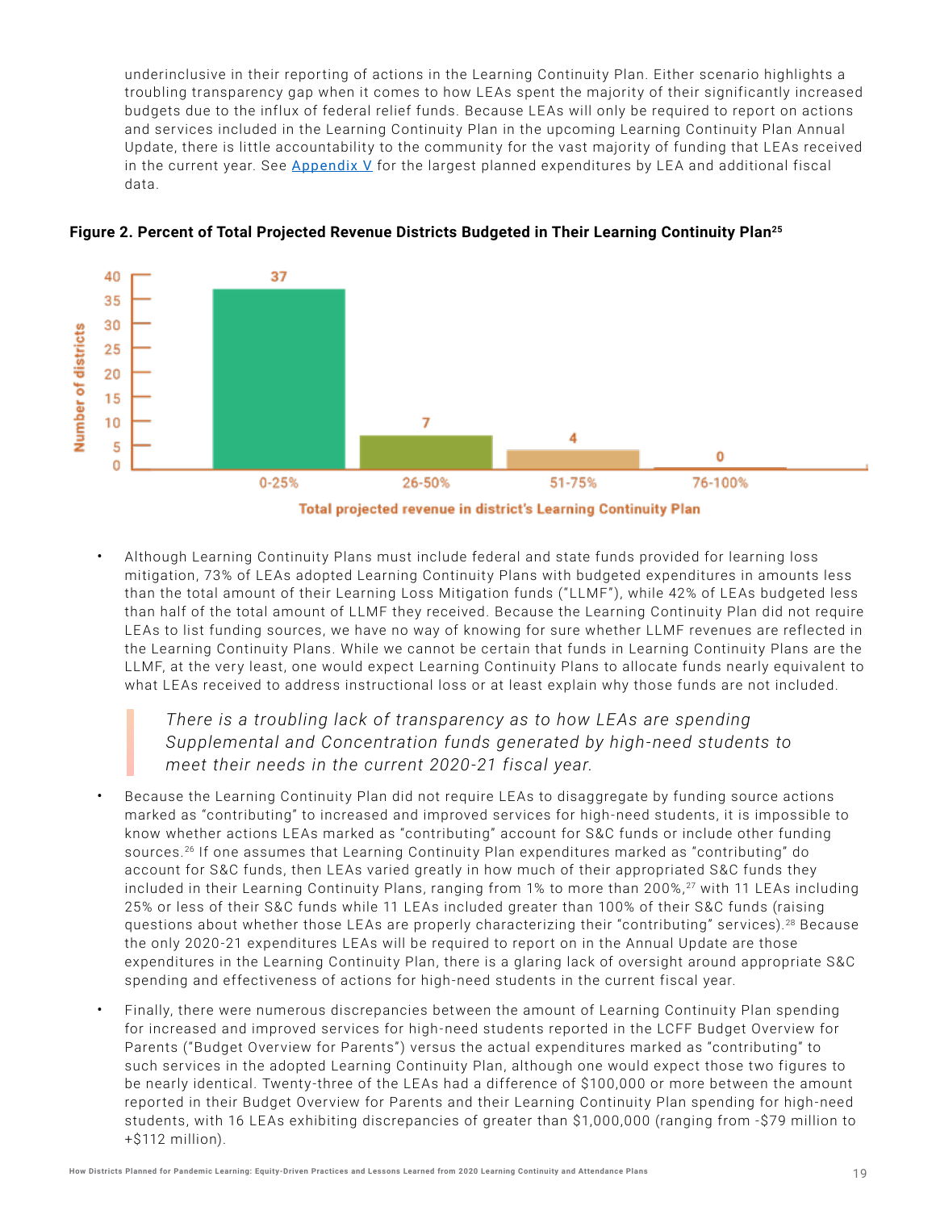underinclusive in their reporting of actions in the Learning Continuity Plan. Either scenario highlights a troubling transparency gap when it comes to how LEAs spent the majority of their significantly increased budgets due to the influx of federal relief funds. Because LEAs will only be required to report on actions and services included in the Learning Continuity Plan in the upcoming Learning Continuity Plan Annual Update, there is little accountability to the community for the vast majority of funding that LEAs received in the current year. See Appendix V for the largest planned expenditures by LEA and additional fiscal data.

**Figure 2. Percent of Total Projected Revenue Districts Budgeted in Their Learning Continuity Plan[25]**

| Total projected revenue in district's Learning Continuity Plan | Number of districts |
|---|---|
| 0-25% | 37 |
| 26-50% | 7 |
| 51-75% | 4 |
| 76-100% | 0 |

- Although Learning Continuity Plans must include federal and state funds provided for learning loss mitigation, 73% of LEAs adopted Learning Continuity Plans with budgeted expenditures in amounts less than the total amount of their Learning Loss Mitigation funds ("LLMF"), while 42% of LEAs budgeted less than half of the total amount of LLMF they received. Because the Learning Continuity Plan did not require LEAs to list funding sources, we have no way of knowing for sure whether LLMF revenues are reflected in the Learning Continuity Plans. While we cannot be certain that funds in Learning Continuity Plans are the LLMF, at the very least, one would expect Learning Continuity Plans to allocate funds nearly equivalent to what LEAs received to address instructional loss or at least explain why those funds are not included.

> *There is a troubling lack of transparency as to how LEAs are spending Supplemental and Concentration funds generated by high-need students to meet their needs in the current 2020-21 fiscal year.*

- Because the Learning Continuity Plan did not require LEAs to disaggregate by funding source actions marked as "contributing" to increased and improved services for high-need students, it is impossible to know whether actions LEAs marked as "contributing" account for S&C funds or include other funding sources.[26] If one assumes that Learning Continuity Plan expenditures marked as "contributing" do account for S&C funds, then LEAs varied greatly in how much of their appropriated S&C funds they included in their Learning Continuity Plans, ranging from 1% to more than 200%,[27] with 11 LEAs including 25% or less of their S&C funds while 11 LEAs included greater than 100% of their S&C funds (raising questions about whether those LEAs are properly characterizing their "contributing" services).[28] Because the only 2020-21 expenditures LEAs will be required to report on in the Annual Update are those expenditures in the Learning Continuity Plan, there is a glaring lack of oversight around appropriate S&C spending and effectiveness of actions for high-need students in the current fiscal year.

- Finally, there were numerous discrepancies between the amount of Learning Continuity Plan spending for increased and improved services for high-need students reported in the LCFF Budget Overview for Parents ("Budget Overview for Parents") versus the actual expenditures marked as "contributing" to such services in the adopted Learning Continuity Plan, although one would expect those two figures to be nearly identical. Twenty-three of the LEAs had a difference of $100,000 or more between the amount reported in their Budget Overview for Parents and their Learning Continuity Plan spending for high-need students, with 16 LEAs exhibiting discrepancies of greater than $1,000,000 (ranging from -$79 million to +$112 million).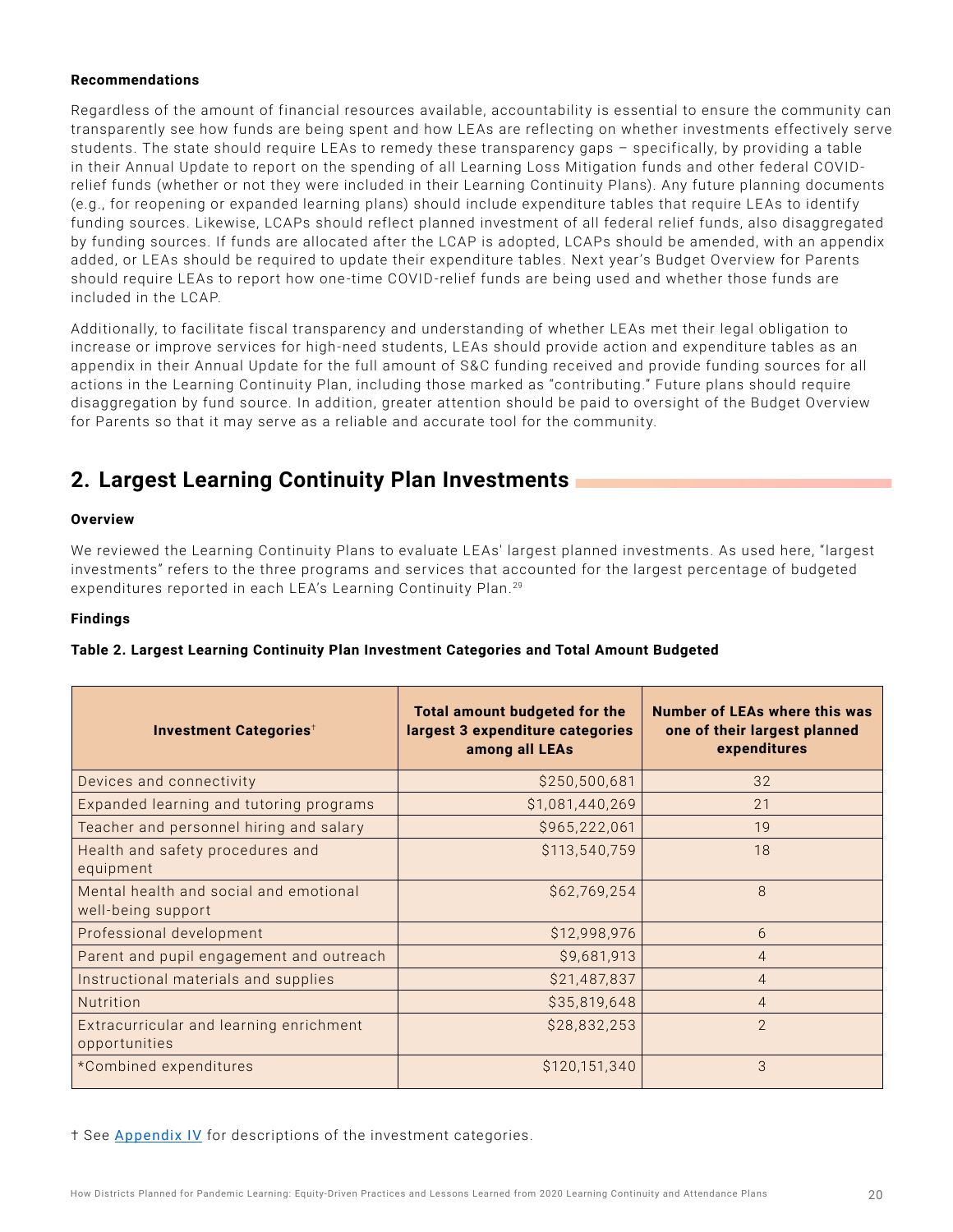**Recommendations**

Regardless of the amount of financial resources available, accountability is essential to ensure the community can transparently see how funds are being spent and how LEAs are reflecting on whether investments effectively serve students. The state should require LEAs to remedy these transparency gaps – specifically, by providing a table in their Annual Update to report on the spending of all Learning Loss Mitigation funds and other federal COVID-relief funds (whether or not they were included in their Learning Continuity Plans). Any future planning documents (e.g., for reopening or expanded learning plans) should include expenditure tables that require LEAs to identify funding sources. Likewise, LCAPs should reflect planned investment of all federal relief funds, also disaggregated by funding sources. If funds are allocated after the LCAP is adopted, LCAPs should be amended, with an appendix added, or LEAs should be required to update their expenditure tables. Next year's Budget Overview for Parents should require LEAs to report how one-time COVID-relief funds are being used and whether those funds are included in the LCAP.

Additionally, to facilitate fiscal transparency and understanding of whether LEAs met their legal obligation to increase or improve services for high-need students, LEAs should provide action and expenditure tables as an appendix in their Annual Update for the full amount of S&C funding received and provide funding sources for all actions in the Learning Continuity Plan, including those marked as "contributing." Future plans should require disaggregation by fund source. In addition, greater attention should be paid to oversight of the Budget Overview for Parents so that it may serve as a reliable and accurate tool for the community.

## 2. Largest Learning Continuity Plan Investments

**Overview**

We reviewed the Learning Continuity Plans to evaluate LEAs' largest planned investments. As used here, "largest investments" refers to the three programs and services that accounted for the largest percentage of budgeted expenditures reported in each LEA's Learning Continuity Plan.[29]

**Findings**

**Table 2. Largest Learning Continuity Plan Investment Categories and Total Amount Budgeted**

| Investment Categories† | Total amount budgeted for the largest 3 expenditure categories among all LEAs | Number of LEAs where this was one of their largest planned expenditures |
|---|---|---|
| Devices and connectivity | $250,500,681 | 32 |
| Expanded learning and tutoring programs | $1,081,440,269 | 21 |
| Teacher and personnel hiring and salary | $965,222,061 | 19 |
| Health and safety procedures and equipment | $113,540,759 | 18 |
| Mental health and social and emotional well-being support | $62,769,254 | 8 |
| Professional development | $12,998,976 | 6 |
| Parent and pupil engagement and outreach | $9,681,913 | 4 |
| Instructional materials and supplies | $21,487,837 | 4 |
| Nutrition | $35,819,648 | 4 |
| Extracurricular and learning enrichment opportunities | $28,832,253 | 2 |
| *Combined expenditures | $120,151,340 | 3 |

† See Appendix IV for descriptions of the investment categories.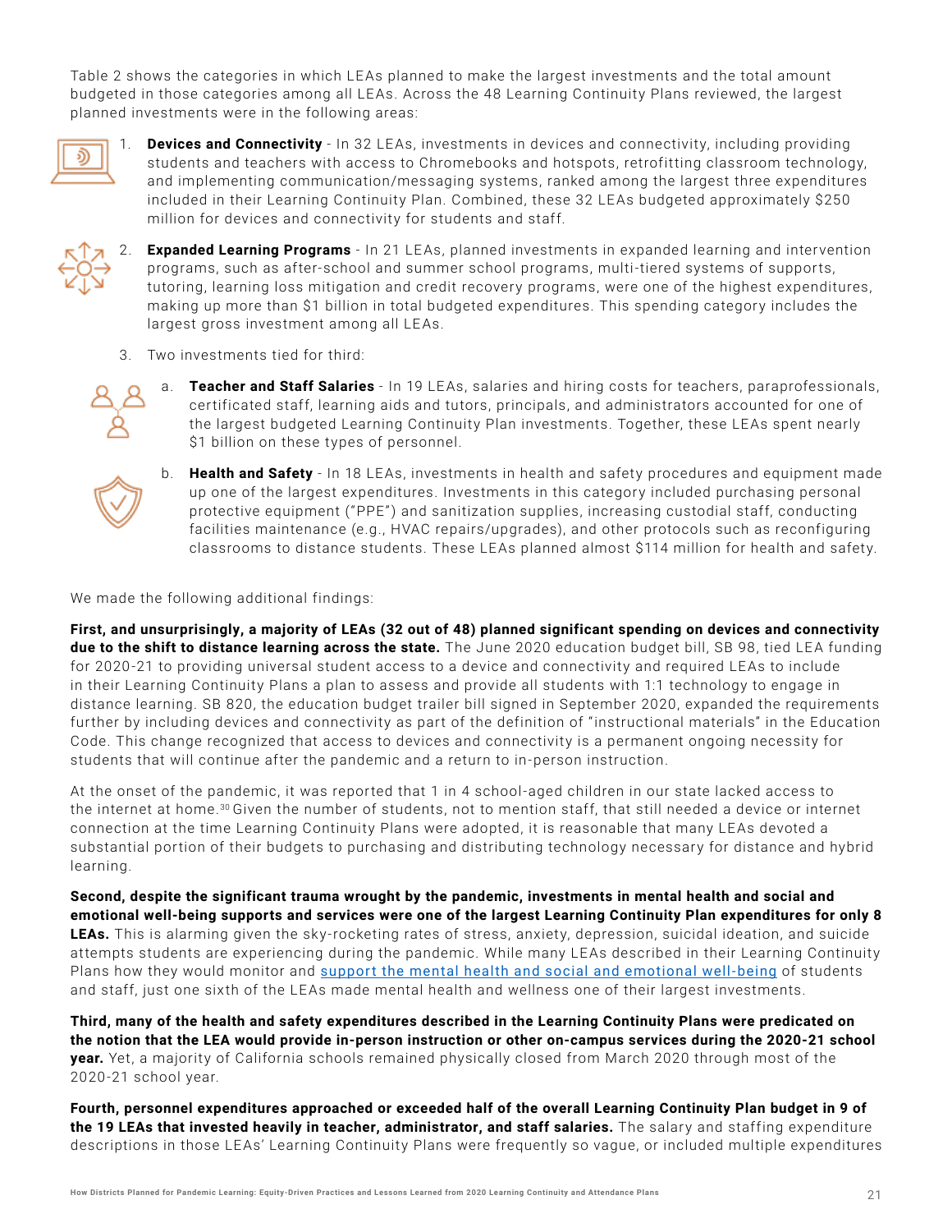Table 2 shows the categories in which LEAs planned to make the largest investments and the total amount budgeted in those categories among all LEAs. Across the 48 Learning Continuity Plans reviewed, the largest planned investments were in the following areas:

1. **Devices and Connectivity** - In 32 LEAs, investments in devices and connectivity, including providing students and teachers with access to Chromebooks and hotspots, retrofitting classroom technology, and implementing communication/messaging systems, ranked among the largest three expenditures included in their Learning Continuity Plan. Combined, these 32 LEAs budgeted approximately $250 million for devices and connectivity for students and staff.

2. **Expanded Learning Programs** - In 21 LEAs, planned investments in expanded learning and intervention programs, such as after-school and summer school programs, multi-tiered systems of supports, tutoring, learning loss mitigation and credit recovery programs, were one of the highest expenditures, making up more than $1 billion in total budgeted expenditures. This spending category includes the largest gross investment among all LEAs.

3. Two investments tied for third:

   a. **Teacher and Staff Salaries** - In 19 LEAs, salaries and hiring costs for teachers, paraprofessionals, certificated staff, learning aids and tutors, principals, and administrators accounted for one of the largest budgeted Learning Continuity Plan investments. Together, these LEAs spent nearly $1 billion on these types of personnel.

   b. **Health and Safety** - In 18 LEAs, investments in health and safety procedures and equipment made up one of the largest expenditures. Investments in this category included purchasing personal protective equipment ("PPE") and sanitization supplies, increasing custodial staff, conducting facilities maintenance (e.g., HVAC repairs/upgrades), and other protocols such as reconfiguring classrooms to distance students. These LEAs planned almost $114 million for health and safety.

We made the following additional findings:

**First, and unsurprisingly, a majority of LEAs (32 out of 48) planned significant spending on devices and connectivity due to the shift to distance learning across the state.** The June 2020 education budget bill, SB 98, tied LEA funding for 2020-21 to providing universal student access to a device and connectivity and required LEAs to include in their Learning Continuity Plans a plan to assess and provide all students with 1:1 technology to engage in distance learning. SB 820, the education budget trailer bill signed in September 2020, expanded the requirements further by including devices and connectivity as part of the definition of "instructional materials" in the Education Code. This change recognized that access to devices and connectivity is a permanent ongoing necessity for students that will continue after the pandemic and a return to in-person instruction.

At the onset of the pandemic, it was reported that 1 in 4 school-aged children in our state lacked access to the internet at home.[30] Given the number of students, not to mention staff, that still needed a device or internet connection at the time Learning Continuity Plans were adopted, it is reasonable that many LEAs devoted a substantial portion of their budgets to purchasing and distributing technology necessary for distance and hybrid learning.

**Second, despite the significant trauma wrought by the pandemic, investments in mental health and social and emotional well-being supports and services were one of the largest Learning Continuity Plan expenditures for only 8 LEAs.** This is alarming given the sky-rocketing rates of stress, anxiety, depression, suicidal ideation, and suicide attempts students are experiencing during the pandemic. While many LEAs described in their Learning Continuity Plans how they would monitor and support the mental health and social and emotional well-being of students and staff, just one sixth of the LEAs made mental health and wellness one of their largest investments.

**Third, many of the health and safety expenditures described in the Learning Continuity Plans were predicated on the notion that the LEA would provide in-person instruction or other on-campus services during the 2020-21 school year.** Yet, a majority of California schools remained physically closed from March 2020 through most of the 2020-21 school year.

**Fourth, personnel expenditures approached or exceeded half of the overall Learning Continuity Plan budget in 9 of the 19 LEAs that invested heavily in teacher, administrator, and staff salaries.** The salary and staffing expenditure descriptions in those LEAs' Learning Continuity Plans were frequently so vague, or included multiple expenditures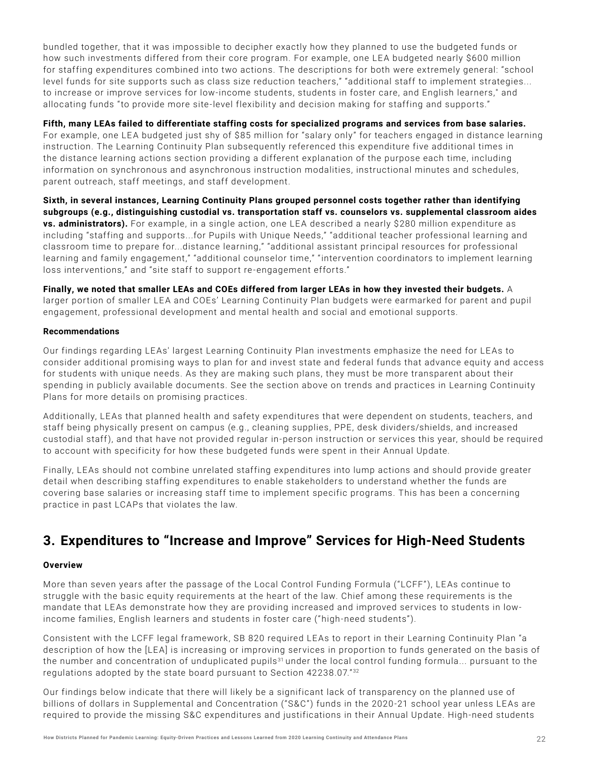bundled together, that it was impossible to decipher exactly how they planned to use the budgeted funds or how such investments differed from their core program. For example, one LEA budgeted nearly $600 million for staffing expenditures combined into two actions. The descriptions for both were extremely general: "school level funds for site supports such as class size reduction teachers," "additional staff to implement strategies... to increase or improve services for low-income students, students in foster care, and English learners," and allocating funds "to provide more site-level flexibility and decision making for staffing and supports."

**Fifth, many LEAs failed to differentiate staffing costs for specialized programs and services from base salaries.** For example, one LEA budgeted just shy of $85 million for "salary only" for teachers engaged in distance learning instruction. The Learning Continuity Plan subsequently referenced this expenditure five additional times in the distance learning actions section providing a different explanation of the purpose each time, including information on synchronous and asynchronous instruction modalities, instructional minutes and schedules, parent outreach, staff meetings, and staff development.

**Sixth, in several instances, Learning Continuity Plans grouped personnel costs together rather than identifying subgroups (e.g., distinguishing custodial vs. transportation staff vs. counselors vs. supplemental classroom aides vs. administrators).** For example, in a single action, one LEA described a nearly $280 million expenditure as including "staffing and supports...for Pupils with Unique Needs," "additional teacher professional learning and classroom time to prepare for...distance learning," "additional assistant principal resources for professional learning and family engagement," "additional counselor time," "intervention coordinators to implement learning loss interventions," and "site staff to support re-engagement efforts."

**Finally, we noted that smaller LEAs and COEs differed from larger LEAs in how they invested their budgets.** A larger portion of smaller LEA and COEs' Learning Continuity Plan budgets were earmarked for parent and pupil engagement, professional development and mental health and social and emotional supports.

**Recommendations**

Our findings regarding LEAs' largest Learning Continuity Plan investments emphasize the need for LEAs to consider additional promising ways to plan for and invest state and federal funds that advance equity and access for students with unique needs. As they are making such plans, they must be more transparent about their spending in publicly available documents. See the section above on trends and practices in Learning Continuity Plans for more details on promising practices.

Additionally, LEAs that planned health and safety expenditures that were dependent on students, teachers, and staff being physically present on campus (e.g., cleaning supplies, PPE, desk dividers/shields, and increased custodial staff), and that have not provided regular in-person instruction or services this year, should be required to account with specificity for how these budgeted funds were spent in their Annual Update.

Finally, LEAs should not combine unrelated staffing expenditures into lump actions and should provide greater detail when describing staffing expenditures to enable stakeholders to understand whether the funds are covering base salaries or increasing staff time to implement specific programs. This has been a concerning practice in past LCAPs that violates the law.

## 3. Expenditures to "Increase and Improve" Services for High-Need Students

**Overview**

More than seven years after the passage of the Local Control Funding Formula ("LCFF"), LEAs continue to struggle with the basic equity requirements at the heart of the law. Chief among these requirements is the mandate that LEAs demonstrate how they are providing increased and improved services to students in low-income families, English learners and students in foster care ("high-need students").

Consistent with the LCFF legal framework, SB 820 required LEAs to report in their Learning Continuity Plan "a description of how the [LEA] is increasing or improving services in proportion to funds generated on the basis of the number and concentration of unduplicated pupils[31] under the local control funding formula... pursuant to the regulations adopted by the state board pursuant to Section 42238.07."[32]

Our findings below indicate that there will likely be a significant lack of transparency on the planned use of billions of dollars in Supplemental and Concentration ("S&C") funds in the 2020-21 school year unless LEAs are required to provide the missing S&C expenditures and justifications in their Annual Update. High-need students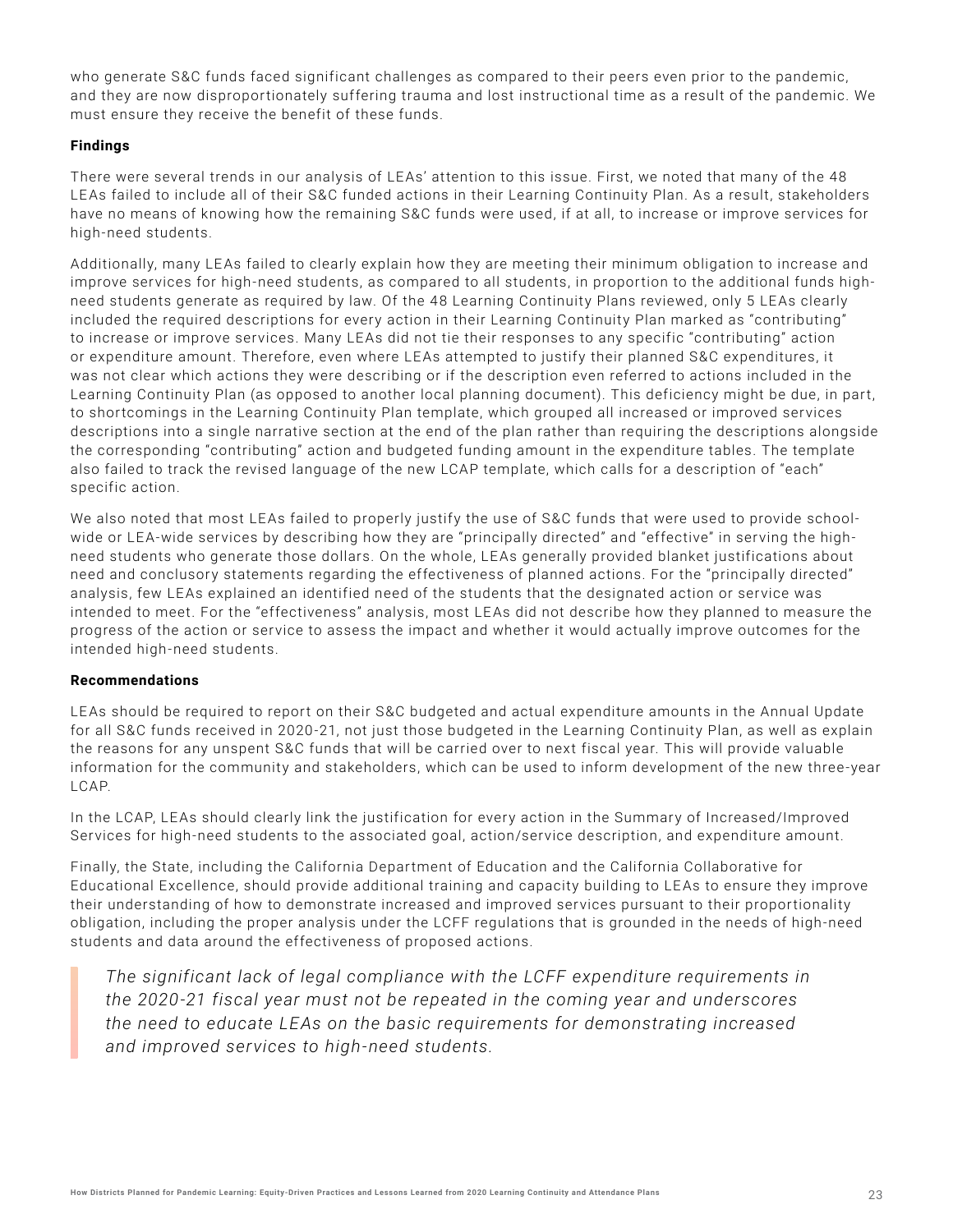who generate S&C funds faced significant challenges as compared to their peers even prior to the pandemic, and they are now disproportionately suffering trauma and lost instructional time as a result of the pandemic. We must ensure they receive the benefit of these funds.

**Findings**

There were several trends in our analysis of LEAs' attention to this issue. First, we noted that many of the 48 LEAs failed to include all of their S&C funded actions in their Learning Continuity Plan. As a result, stakeholders have no means of knowing how the remaining S&C funds were used, if at all, to increase or improve services for high-need students.

Additionally, many LEAs failed to clearly explain how they are meeting their minimum obligation to increase and improve services for high-need students, as compared to all students, in proportion to the additional funds high-need students generate as required by law. Of the 48 Learning Continuity Plans reviewed, only 5 LEAs clearly included the required descriptions for every action in their Learning Continuity Plan marked as "contributing" to increase or improve services. Many LEAs did not tie their responses to any specific "contributing" action or expenditure amount. Therefore, even where LEAs attempted to justify their planned S&C expenditures, it was not clear which actions they were describing or if the description even referred to actions included in the Learning Continuity Plan (as opposed to another local planning document). This deficiency might be due, in part, to shortcomings in the Learning Continuity Plan template, which grouped all increased or improved services descriptions into a single narrative section at the end of the plan rather than requiring the descriptions alongside the corresponding "contributing" action and budgeted funding amount in the expenditure tables. The template also failed to track the revised language of the new LCAP template, which calls for a description of "each" specific action.

We also noted that most LEAs failed to properly justify the use of S&C funds that were used to provide school-wide or LEA-wide services by describing how they are "principally directed" and "effective" in serving the high-need students who generate those dollars. On the whole, LEAs generally provided blanket justifications about need and conclusory statements regarding the effectiveness of planned actions. For the "principally directed" analysis, few LEAs explained an identified need of the students that the designated action or service was intended to meet. For the "effectiveness" analysis, most LEAs did not describe how they planned to measure the progress of the action or service to assess the impact and whether it would actually improve outcomes for the intended high-need students.

**Recommendations**

LEAs should be required to report on their S&C budgeted and actual expenditure amounts in the Annual Update for all S&C funds received in 2020-21, not just those budgeted in the Learning Continuity Plan, as well as explain the reasons for any unspent S&C funds that will be carried over to next fiscal year. This will provide valuable information for the community and stakeholders, which can be used to inform development of the new three-year LCAP.

In the LCAP, LEAs should clearly link the justification for every action in the Summary of Increased/Improved Services for high-need students to the associated goal, action/service description, and expenditure amount.

Finally, the State, including the California Department of Education and the California Collaborative for Educational Excellence, should provide additional training and capacity building to LEAs to ensure they improve their understanding of how to demonstrate increased and improved services pursuant to their proportionality obligation, including the proper analysis under the LCFF regulations that is grounded in the needs of high-need students and data around the effectiveness of proposed actions.

> *The significant lack of legal compliance with the LCFF expenditure requirements in the 2020-21 fiscal year must not be repeated in the coming year and underscores the need to educate LEAs on the basic requirements for demonstrating increased and improved services to high-need students.*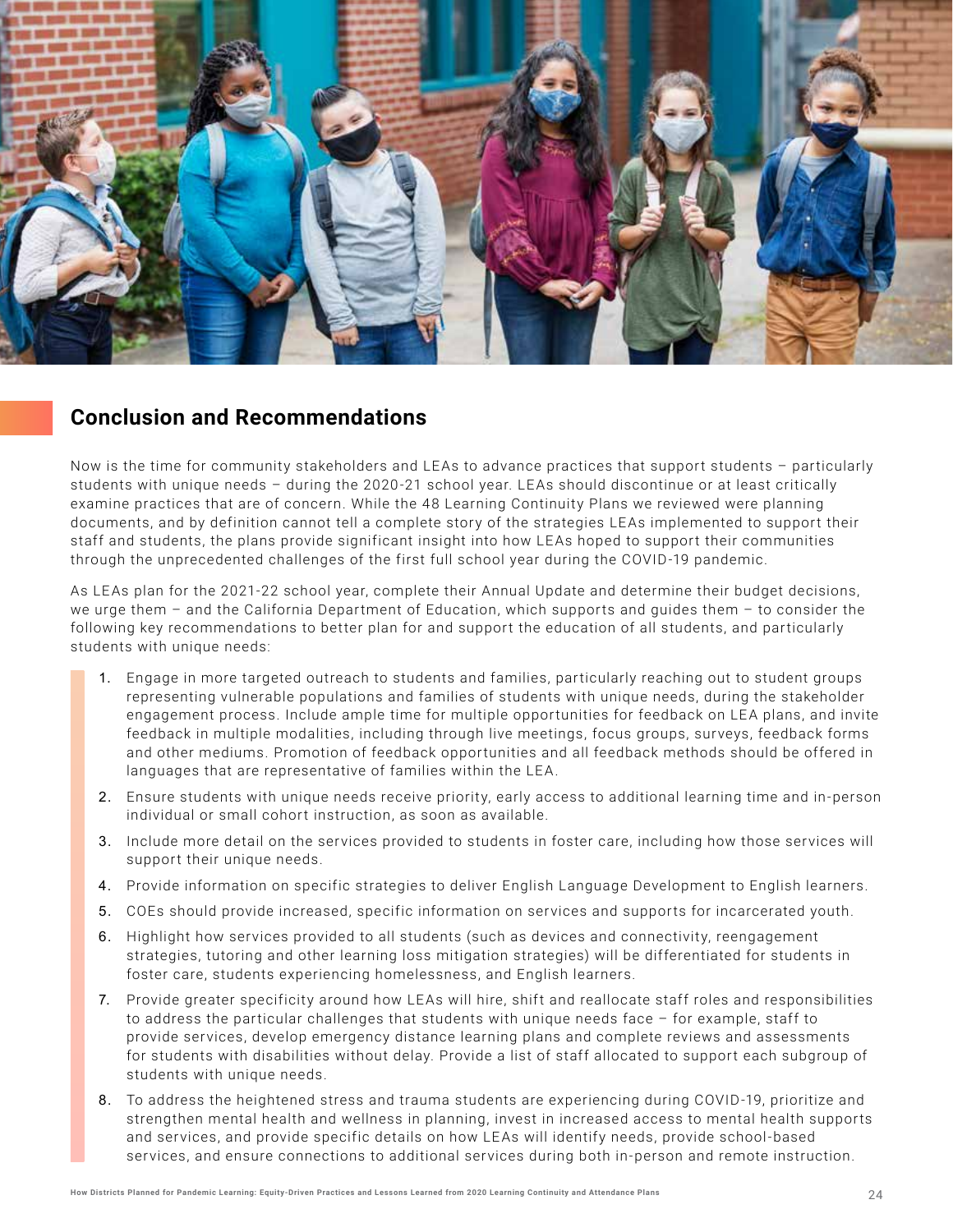## Conclusion and Recommendations

Now is the time for community stakeholders and LEAs to advance practices that support students – particularly students with unique needs – during the 2020-21 school year. LEAs should discontinue or at least critically examine practices that are of concern. While the 48 Learning Continuity Plans we reviewed were planning documents, and by definition cannot tell a complete story of the strategies LEAs implemented to support their staff and students, the plans provide significant insight into how LEAs hoped to support their communities through the unprecedented challenges of the first full school year during the COVID-19 pandemic.

As LEAs plan for the 2021-22 school year, complete their Annual Update and determine their budget decisions, we urge them – and the California Department of Education, which supports and guides them – to consider the following key recommendations to better plan for and support the education of all students, and particularly students with unique needs:

1. Engage in more targeted outreach to students and families, particularly reaching out to student groups representing vulnerable populations and families of students with unique needs, during the stakeholder engagement process. Include ample time for multiple opportunities for feedback on LEA plans, and invite feedback in multiple modalities, including through live meetings, focus groups, surveys, feedback forms and other mediums. Promotion of feedback opportunities and all feedback methods should be offered in languages that are representative of families within the LEA.
2. Ensure students with unique needs receive priority, early access to additional learning time and in-person individual or small cohort instruction, as soon as available.
3. Include more detail on the services provided to students in foster care, including how those services will support their unique needs.
4. Provide information on specific strategies to deliver English Language Development to English learners.
5. COEs should provide increased, specific information on services and supports for incarcerated youth.
6. Highlight how services provided to all students (such as devices and connectivity, reengagement strategies, tutoring and other learning loss mitigation strategies) will be differentiated for students in foster care, students experiencing homelessness, and English learners.
7. Provide greater specificity around how LEAs will hire, shift and reallocate staff roles and responsibilities to address the particular challenges that students with unique needs face – for example, staff to provide services, develop emergency distance learning plans and complete reviews and assessments for students with disabilities without delay. Provide a list of staff allocated to support each subgroup of students with unique needs.
8. To address the heightened stress and trauma students are experiencing during COVID-19, prioritize and strengthen mental health and wellness in planning, invest in increased access to mental health supports and services, and provide specific details on how LEAs will identify needs, provide school-based services, and ensure connections to additional services during both in-person and remote instruction.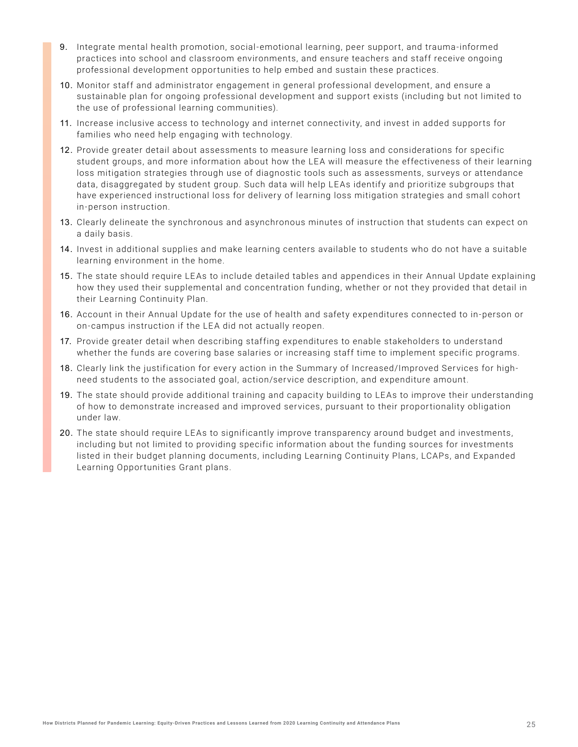9. Integrate mental health promotion, social-emotional learning, peer support, and trauma-informed practices into school and classroom environments, and ensure teachers and staff receive ongoing professional development opportunities to help embed and sustain these practices.
10. Monitor staff and administrator engagement in general professional development, and ensure a sustainable plan for ongoing professional development and support exists (including but not limited to the use of professional learning communities).
11. Increase inclusive access to technology and internet connectivity, and invest in added supports for families who need help engaging with technology.
12. Provide greater detail about assessments to measure learning loss and considerations for specific student groups, and more information about how the LEA will measure the effectiveness of their learning loss mitigation strategies through use of diagnostic tools such as assessments, surveys or attendance data, disaggregated by student group. Such data will help LEAs identify and prioritize subgroups that have experienced instructional loss for delivery of learning loss mitigation strategies and small cohort in-person instruction.
13. Clearly delineate the synchronous and asynchronous minutes of instruction that students can expect on a daily basis.
14. Invest in additional supplies and make learning centers available to students who do not have a suitable learning environment in the home.
15. The state should require LEAs to include detailed tables and appendices in their Annual Update explaining how they used their supplemental and concentration funding, whether or not they provided that detail in their Learning Continuity Plan.
16. Account in their Annual Update for the use of health and safety expenditures connected to in-person or on-campus instruction if the LEA did not actually reopen.
17. Provide greater detail when describing staffing expenditures to enable stakeholders to understand whether the funds are covering base salaries or increasing staff time to implement specific programs.
18. Clearly link the justification for every action in the Summary of Increased/Improved Services for high-need students to the associated goal, action/service description, and expenditure amount.
19. The state should provide additional training and capacity building to LEAs to improve their understanding of how to demonstrate increased and improved services, pursuant to their proportionality obligation under law.
20. The state should require LEAs to significantly improve transparency around budget and investments, including but not limited to providing specific information about the funding sources for investments listed in their budget planning documents, including Learning Continuity Plans, LCAPs, and Expanded Learning Opportunities Grant plans.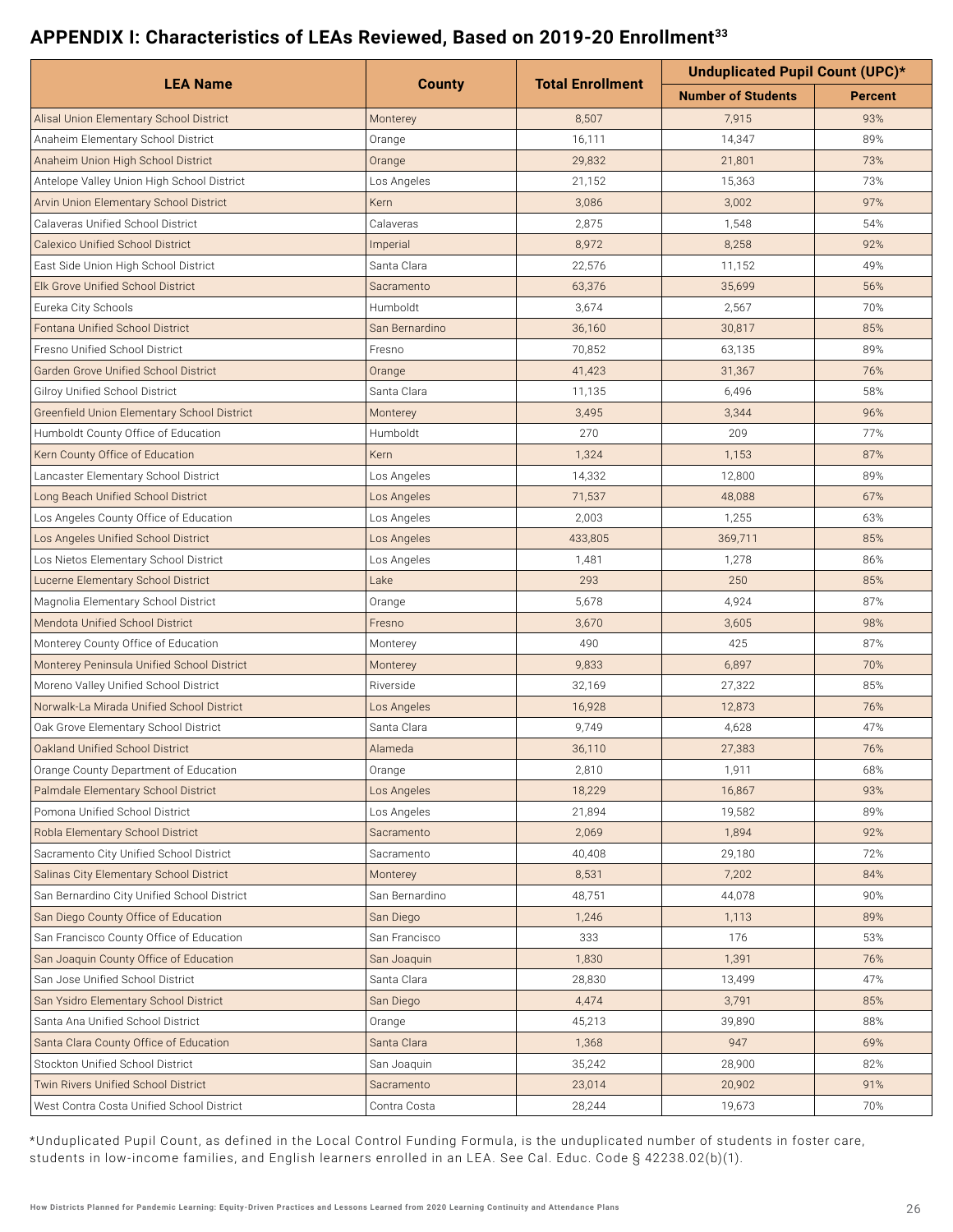## APPENDIX I: Characteristics of LEAs Reviewed, Based on 2019-20 Enrollment[33]

| LEA Name | County | Total Enrollment | Unduplicated Pupil Count (UPC)* | |
|---|---|---|---|---|
| | | | Number of Students | Percent |
| Alisal Union Elementary School District | Monterey | 8,507 | 7,915 | 93% |
| Anaheim Elementary School District | Orange | 16,111 | 14,347 | 89% |
| Anaheim Union High School District | Orange | 29,832 | 21,801 | 73% |
| Antelope Valley Union High School District | Los Angeles | 21,152 | 15,363 | 73% |
| Arvin Union Elementary School District | Kern | 3,086 | 3,002 | 97% |
| Calaveras Unified School District | Calaveras | 2,875 | 1,548 | 54% |
| Calexico Unified School District | Imperial | 8,972 | 8,258 | 92% |
| East Side Union High School District | Santa Clara | 22,576 | 11,152 | 49% |
| Elk Grove Unified School District | Sacramento | 63,376 | 35,699 | 56% |
| Eureka City Schools | Humboldt | 3,674 | 2,567 | 70% |
| Fontana Unified School District | San Bernardino | 36,160 | 30,817 | 85% |
| Fresno Unified School District | Fresno | 70,852 | 63,135 | 89% |
| Garden Grove Unified School District | Orange | 41,423 | 31,367 | 76% |
| Gilroy Unified School District | Santa Clara | 11,135 | 6,496 | 58% |
| Greenfield Union Elementary School District | Monterey | 3,495 | 3,344 | 96% |
| Humboldt County Office of Education | Humboldt | 270 | 209 | 77% |
| Kern County Office of Education | Kern | 1,324 | 1,153 | 87% |
| Lancaster Elementary School District | Los Angeles | 14,332 | 12,800 | 89% |
| Long Beach Unified School District | Los Angeles | 71,537 | 48,088 | 67% |
| Los Angeles County Office of Education | Los Angeles | 2,003 | 1,255 | 63% |
| Los Angeles Unified School District | Los Angeles | 433,805 | 369,711 | 85% |
| Los Nietos Elementary School District | Los Angeles | 1,481 | 1,278 | 86% |
| Lucerne Elementary School District | Lake | 293 | 250 | 85% |
| Magnolia Elementary School District | Orange | 5,678 | 4,924 | 87% |
| Mendota Unified School District | Fresno | 3,670 | 3,605 | 98% |
| Monterey County Office of Education | Monterey | 490 | 425 | 87% |
| Monterey Peninsula Unified School District | Monterey | 9,833 | 6,897 | 70% |
| Moreno Valley Unified School District | Riverside | 32,169 | 27,322 | 85% |
| Norwalk-La Mirada Unified School District | Los Angeles | 16,928 | 12,873 | 76% |
| Oak Grove Elementary School District | Santa Clara | 9,749 | 4,628 | 47% |
| Oakland Unified School District | Alameda | 36,110 | 27,383 | 76% |
| Orange County Department of Education | Orange | 2,810 | 1,911 | 68% |
| Palmdale Elementary School District | Los Angeles | 18,229 | 16,867 | 93% |
| Pomona Unified School District | Los Angeles | 21,894 | 19,582 | 89% |
| Robla Elementary School District | Sacramento | 2,069 | 1,894 | 92% |
| Sacramento City Unified School District | Sacramento | 40,408 | 29,180 | 72% |
| Salinas City Elementary School District | Monterey | 8,531 | 7,202 | 84% |
| San Bernardino City Unified School District | San Bernardino | 48,751 | 44,078 | 90% |
| San Diego County Office of Education | San Diego | 1,246 | 1,113 | 89% |
| San Francisco County Office of Education | San Francisco | 333 | 176 | 53% |
| San Joaquin County Office of Education | San Joaquin | 1,830 | 1,391 | 76% |
| San Jose Unified School District | Santa Clara | 28,830 | 13,499 | 47% |
| San Ysidro Elementary School District | San Diego | 4,474 | 3,791 | 85% |
| Santa Ana Unified School District | Orange | 45,213 | 39,890 | 88% |
| Santa Clara County Office of Education | Santa Clara | 1,368 | 947 | 69% |
| Stockton Unified School District | San Joaquin | 35,242 | 28,900 | 82% |
| Twin Rivers Unified School District | Sacramento | 23,014 | 20,902 | 91% |
| West Contra Costa Unified School District | Contra Costa | 28,244 | 19,673 | 70% |

*Unduplicated Pupil Count, as defined in the Local Control Funding Formula, is the unduplicated number of students in foster care, students in low-income families, and English learners enrolled in an LEA. See Cal. Educ. Code § 42238.02(b)(1).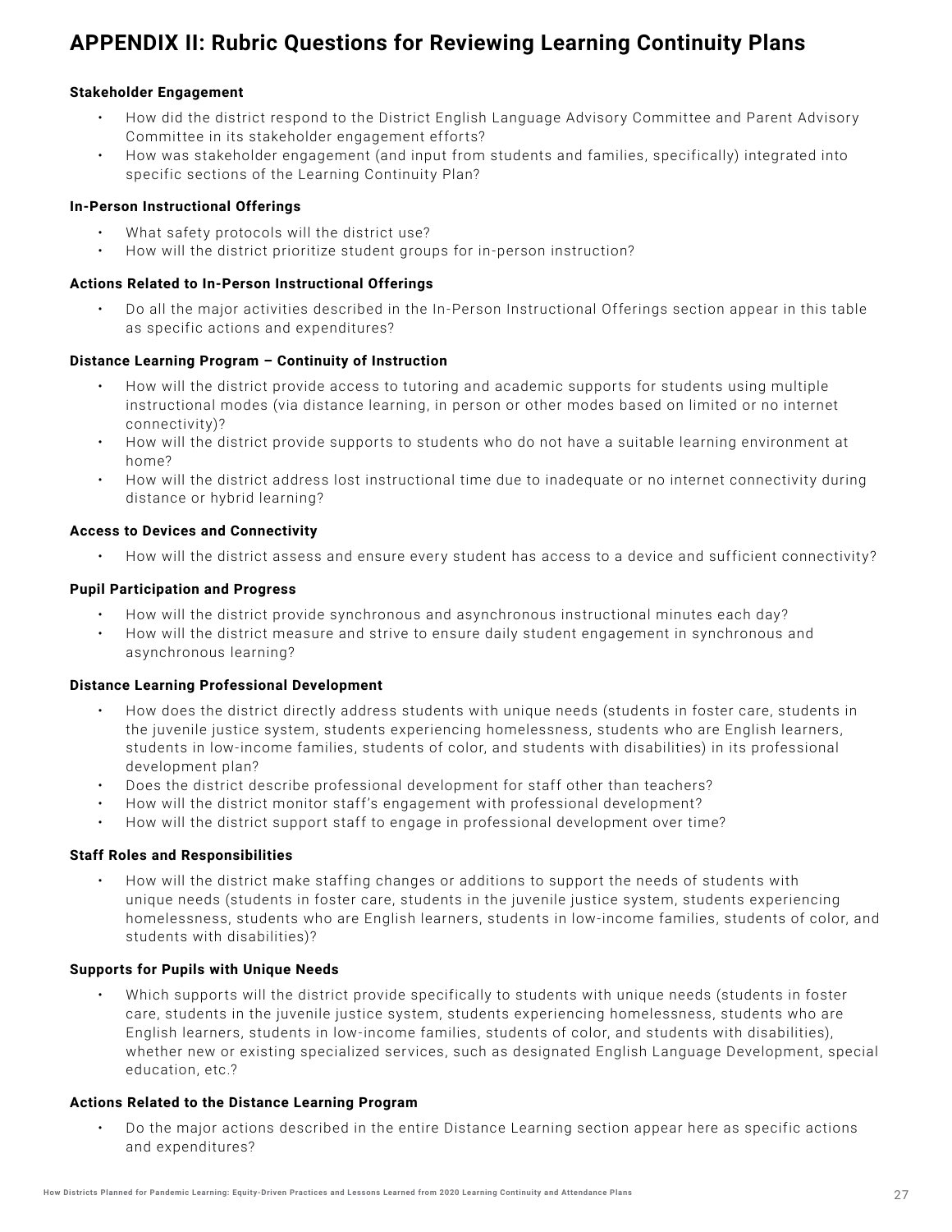## APPENDIX II: Rubric Questions for Reviewing Learning Continuity Plans

**Stakeholder Engagement**

- How did the district respond to the District English Language Advisory Committee and Parent Advisory Committee in its stakeholder engagement efforts?
- How was stakeholder engagement (and input from students and families, specifically) integrated into specific sections of the Learning Continuity Plan?

**In-Person Instructional Offerings**

- What safety protocols will the district use?
- How will the district prioritize student groups for in-person instruction?

**Actions Related to In-Person Instructional Offerings**

- Do all the major activities described in the In-Person Instructional Offerings section appear in this table as specific actions and expenditures?

**Distance Learning Program – Continuity of Instruction**

- How will the district provide access to tutoring and academic supports for students using multiple instructional modes (via distance learning, in person or other modes based on limited or no internet connectivity)?
- How will the district provide supports to students who do not have a suitable learning environment at home?
- How will the district address lost instructional time due to inadequate or no internet connectivity during distance or hybrid learning?

**Access to Devices and Connectivity**

- How will the district assess and ensure every student has access to a device and sufficient connectivity?

**Pupil Participation and Progress**

- How will the district provide synchronous and asynchronous instructional minutes each day?
- How will the district measure and strive to ensure daily student engagement in synchronous and asynchronous learning?

**Distance Learning Professional Development**

- How does the district directly address students with unique needs (students in foster care, students in the juvenile justice system, students experiencing homelessness, students who are English learners, students in low-income families, students of color, and students with disabilities) in its professional development plan?
- Does the district describe professional development for staff other than teachers?
- How will the district monitor staff's engagement with professional development?
- How will the district support staff to engage in professional development over time?

**Staff Roles and Responsibilities**

- How will the district make staffing changes or additions to support the needs of students with unique needs (students in foster care, students in the juvenile justice system, students experiencing homelessness, students who are English learners, students in low-income families, students of color, and students with disabilities)?

**Supports for Pupils with Unique Needs**

- Which supports will the district provide specifically to students with unique needs (students in foster care, students in the juvenile justice system, students experiencing homelessness, students who are English learners, students in low-income families, students of color, and students with disabilities), whether new or existing specialized services, such as designated English Language Development, special education, etc.?

**Actions Related to the Distance Learning Program**

- Do the major actions described in the entire Distance Learning section appear here as specific actions and expenditures?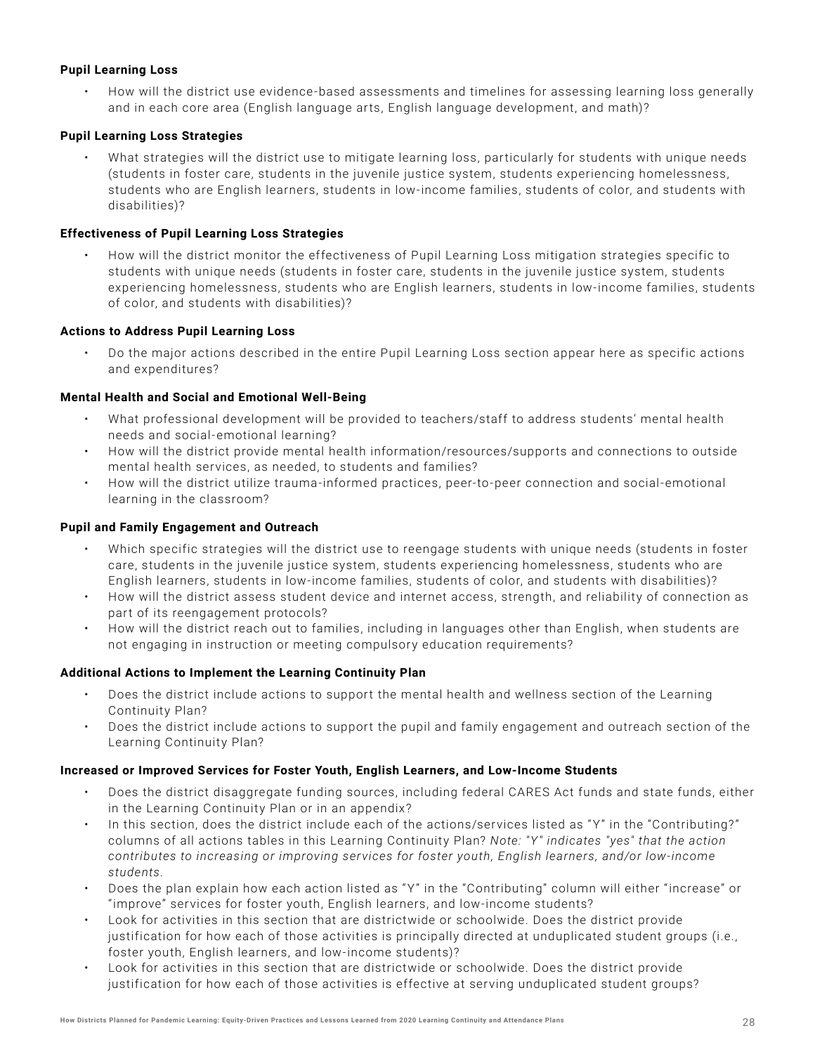**Pupil Learning Loss**

- How will the district use evidence-based assessments and timelines for assessing learning loss generally and in each core area (English language arts, English language development, and math)?

**Pupil Learning Loss Strategies**

- What strategies will the district use to mitigate learning loss, particularly for students with unique needs (students in foster care, students in the juvenile justice system, students experiencing homelessness, students who are English learners, students in low-income families, students of color, and students with disabilities)?

**Effectiveness of Pupil Learning Loss Strategies**

- How will the district monitor the effectiveness of Pupil Learning Loss mitigation strategies specific to students with unique needs (students in foster care, students in the juvenile justice system, students experiencing homelessness, students who are English learners, students in low-income families, students of color, and students with disabilities)?

**Actions to Address Pupil Learning Loss**

- Do the major actions described in the entire Pupil Learning Loss section appear here as specific actions and expenditures?

**Mental Health and Social and Emotional Well-Being**

- What professional development will be provided to teachers/staff to address students' mental health needs and social-emotional learning?
- How will the district provide mental health information/resources/supports and connections to outside mental health services, as needed, to students and families?
- How will the district utilize trauma-informed practices, peer-to-peer connection and social-emotional learning in the classroom?

**Pupil and Family Engagement and Outreach**

- Which specific strategies will the district use to reengage students with unique needs (students in foster care, students in the juvenile justice system, students experiencing homelessness, students who are English learners, students in low-income families, students of color, and students with disabilities)?
- How will the district assess student device and internet access, strength, and reliability of connection as part of its reengagement protocols?
- How will the district reach out to families, including in languages other than English, when students are not engaging in instruction or meeting compulsory education requirements?

**Additional Actions to Implement the Learning Continuity Plan**

- Does the district include actions to support the mental health and wellness section of the Learning Continuity Plan?
- Does the district include actions to support the pupil and family engagement and outreach section of the Learning Continuity Plan?

**Increased or Improved Services for Foster Youth, English Learners, and Low-Income Students**

- Does the district disaggregate funding sources, including federal CARES Act funds and state funds, either in the Learning Continuity Plan or in an appendix?
- In this section, does the district include each of the actions/services listed as "Y" in the "Contributing?" columns of all actions tables in this Learning Continuity Plan? *Note: "Y" indicates "yes" that the action contributes to increasing or improving services for foster youth, English learners, and/or low-income students.*
- Does the plan explain how each action listed as "Y" in the "Contributing" column will either "increase" or "improve" services for foster youth, English learners, and low-income students?
- Look for activities in this section that are districtwide or schoolwide. Does the district provide justification for how each of those activities is principally directed at unduplicated student groups (i.e., foster youth, English learners, and low-income students)?
- Look for activities in this section that are districtwide or schoolwide. Does the district provide justification for how each of those activities is effective at serving unduplicated student groups?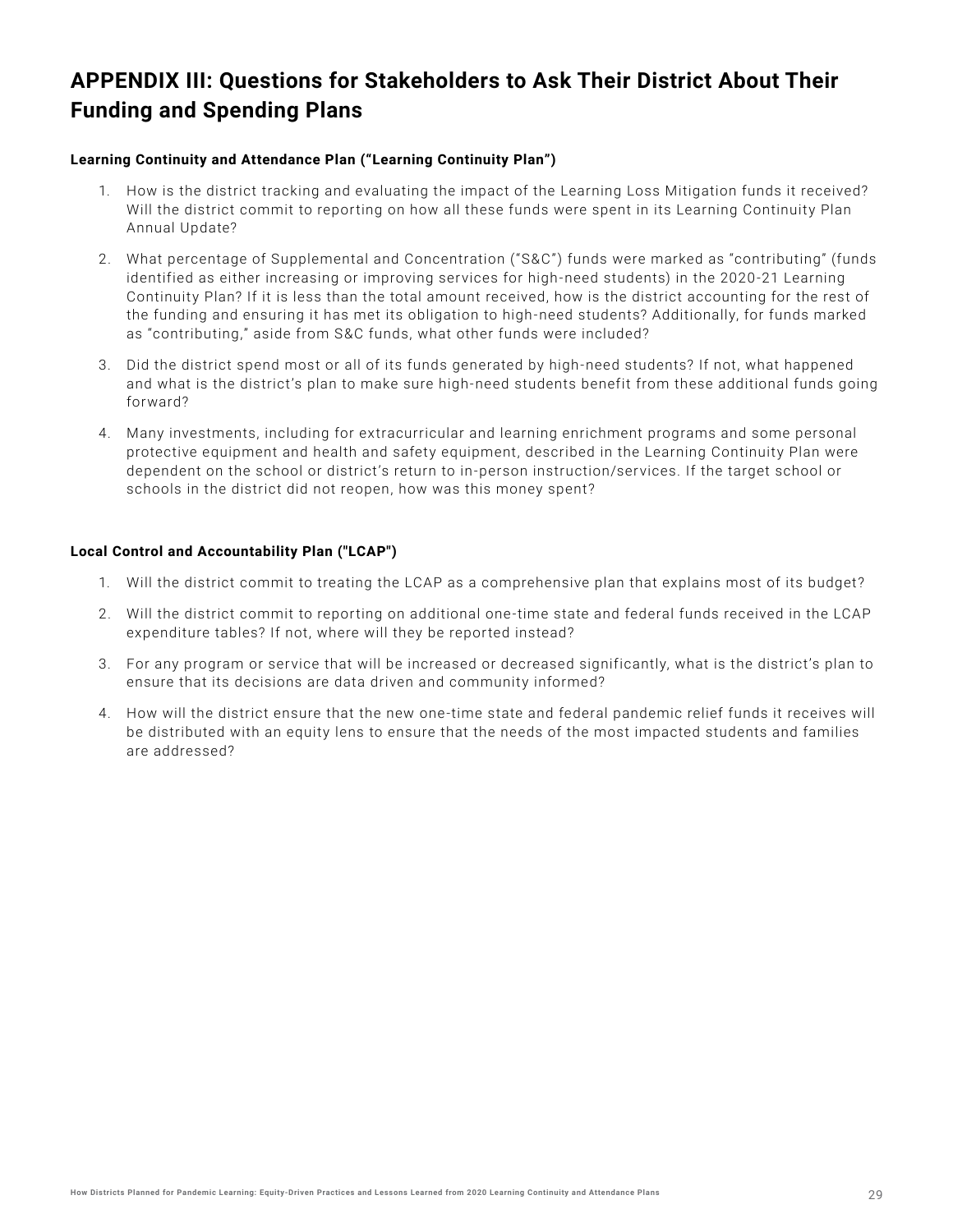## APPENDIX III: Questions for Stakeholders to Ask Their District About Their Funding and Spending Plans

**Learning Continuity and Attendance Plan ("Learning Continuity Plan")**

1. How is the district tracking and evaluating the impact of the Learning Loss Mitigation funds it received? Will the district commit to reporting on how all these funds were spent in its Learning Continuity Plan Annual Update?
2. What percentage of Supplemental and Concentration ("S&C") funds were marked as "contributing" (funds identified as either increasing or improving services for high-need students) in the 2020-21 Learning Continuity Plan? If it is less than the total amount received, how is the district accounting for the rest of the funding and ensuring it has met its obligation to high-need students? Additionally, for funds marked as "contributing," aside from S&C funds, what other funds were included?
3. Did the district spend most or all of its funds generated by high-need students? If not, what happened and what is the district's plan to make sure high-need students benefit from these additional funds going forward?
4. Many investments, including for extracurricular and learning enrichment programs and some personal protective equipment and health and safety equipment, described in the Learning Continuity Plan were dependent on the school or district's return to in-person instruction/services. If the target school or schools in the district did not reopen, how was this money spent?

**Local Control and Accountability Plan ("LCAP")**

1. Will the district commit to treating the LCAP as a comprehensive plan that explains most of its budget?
2. Will the district commit to reporting on additional one-time state and federal funds received in the LCAP expenditure tables? If not, where will they be reported instead?
3. For any program or service that will be increased or decreased significantly, what is the district's plan to ensure that its decisions are data driven and community informed?
4. How will the district ensure that the new one-time state and federal pandemic relief funds it receives will be distributed with an equity lens to ensure that the needs of the most impacted students and families are addressed?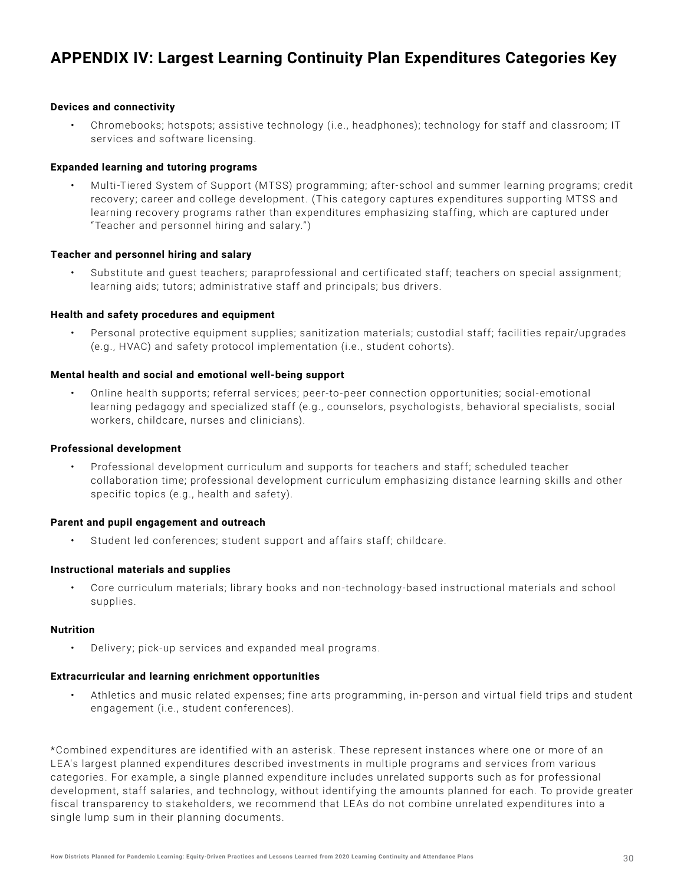# APPENDIX IV: Largest Learning Continuity Plan Expenditures Categories Key

**Devices and connectivity**

- Chromebooks; hotspots; assistive technology (i.e., headphones); technology for staff and classroom; IT services and software licensing.

**Expanded learning and tutoring programs**

- Multi-Tiered System of Support (MTSS) programming; after-school and summer learning programs; credit recovery; career and college development. (This category captures expenditures supporting MTSS and learning recovery programs rather than expenditures emphasizing staffing, which are captured under "Teacher and personnel hiring and salary.")

**Teacher and personnel hiring and salary**

- Substitute and guest teachers; paraprofessional and certificated staff; teachers on special assignment; learning aids; tutors; administrative staff and principals; bus drivers.

**Health and safety procedures and equipment**

- Personal protective equipment supplies; sanitization materials; custodial staff; facilities repair/upgrades (e.g., HVAC) and safety protocol implementation (i.e., student cohorts).

**Mental health and social and emotional well-being support**

- Online health supports; referral services; peer-to-peer connection opportunities; social-emotional learning pedagogy and specialized staff (e.g., counselors, psychologists, behavioral specialists, social workers, childcare, nurses and clinicians).

**Professional development**

- Professional development curriculum and supports for teachers and staff; scheduled teacher collaboration time; professional development curriculum emphasizing distance learning skills and other specific topics (e.g., health and safety).

**Parent and pupil engagement and outreach**

- Student led conferences; student support and affairs staff; childcare.

**Instructional materials and supplies**

- Core curriculum materials; library books and non-technology-based instructional materials and school supplies.

**Nutrition**

- Delivery; pick-up services and expanded meal programs.

**Extracurricular and learning enrichment opportunities**

- Athletics and music related expenses; fine arts programming, in-person and virtual field trips and student engagement (i.e., student conferences).

*Combined expenditures are identified with an asterisk. These represent instances where one or more of an LEA's largest planned expenditures described investments in multiple programs and services from various categories. For example, a single planned expenditure includes unrelated supports such as for professional development, staff salaries, and technology, without identifying the amounts planned for each. To provide greater fiscal transparency to stakeholders, we recommend that LEAs do not combine unrelated expenditures into a single lump sum in their planning documents.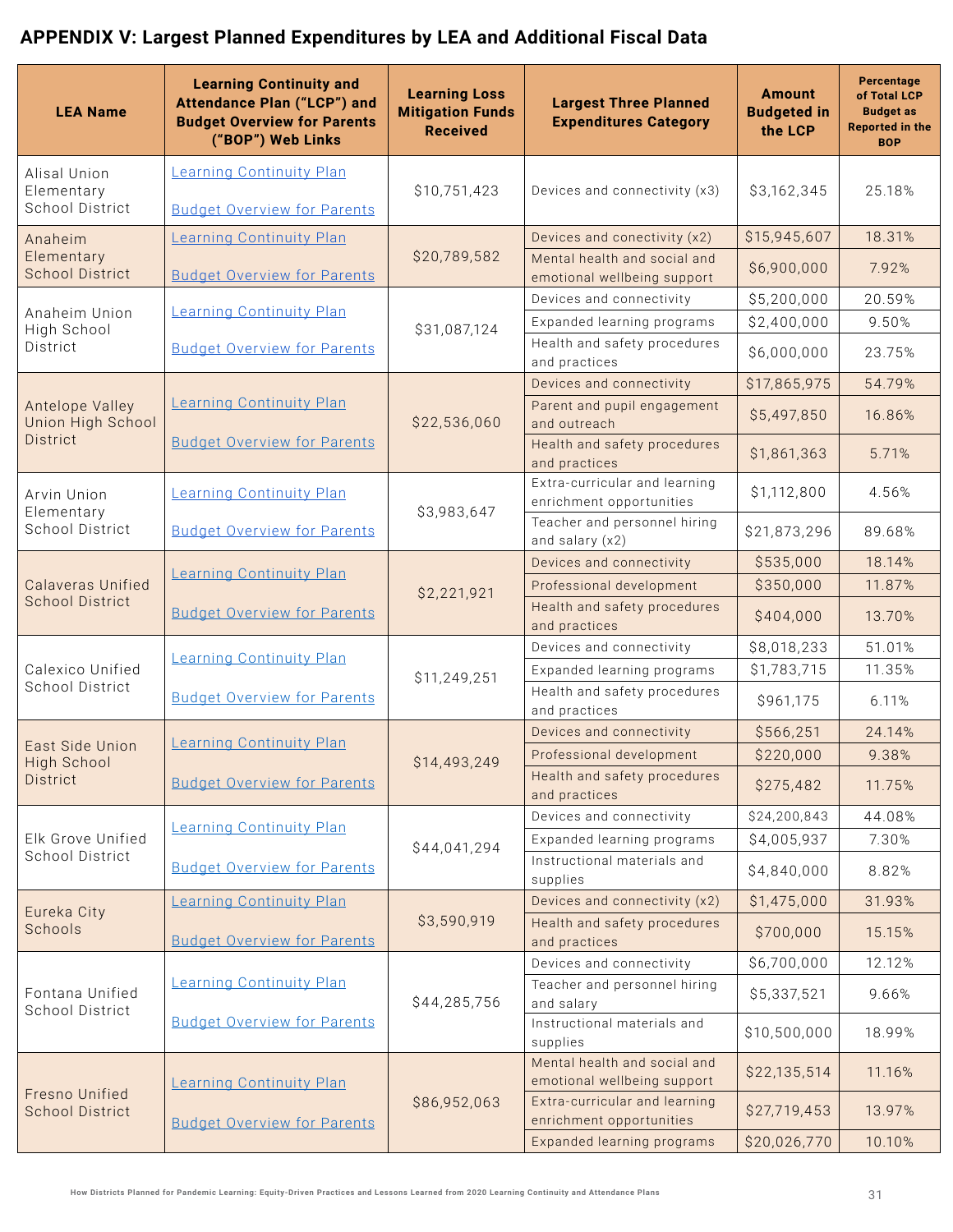## APPENDIX V: Largest Planned Expenditures by LEA and Additional Fiscal Data

| LEA Name | Learning Continuity and Attendance Plan ("LCP") and Budget Overview for Parents ("BOP") Web Links | Learning Loss Mitigation Funds Received | Largest Three Planned Expenditures Category | Amount Budgeted in the LCP | Percentage of Total LCP Budget as Reported in the BOP |
|---|---|---|---|---|---|
| Alisal Union Elementary School District | Learning Continuity Plan<br>Budget Overview for Parents | $10,751,423 | Devices and connectivity (x3) | $3,162,345 | 25.18% |
| Anaheim Elementary School District | Learning Continuity Plan<br>Budget Overview for Parents | $20,789,582 | Devices and conectivity (x2) | $15,945,607 | 18.31% |
| | | | Mental health and social and emotional wellbeing support | $6,900,000 | 7.92% |
| Anaheim Union High School District | Learning Continuity Plan<br>Budget Overview for Parents | $31,087,124 | Devices and connectivity | $5,200,000 | 20.59% |
| | | | Expanded learning programs | $2,400,000 | 9.50% |
| | | | Health and safety procedures and practices | $6,000,000 | 23.75% |
| Antelope Valley Union High School District | Learning Continuity Plan<br>Budget Overview for Parents | $22,536,060 | Devices and connectivity | $17,865,975 | 54.79% |
| | | | Parent and pupil engagement and outreach | $5,497,850 | 16.86% |
| | | | Health and safety procedures and practices | $1,861,363 | 5.71% |
| Arvin Union Elementary School District | Learning Continuity Plan<br>Budget Overview for Parents | $3,983,647 | Extra-curricular and learning enrichment opportunities | $1,112,800 | 4.56% |
| | | | Teacher and personnel hiring and salary (x2) | $21,873,296 | 89.68% |
| Calaveras Unified School District | Learning Continuity Plan<br>Budget Overview for Parents | $2,221,921 | Devices and connectivity | $535,000 | 18.14% |
| | | | Professional development | $350,000 | 11.87% |
| | | | Health and safety procedures and practices | $404,000 | 13.70% |
| Calexico Unified School District | Learning Continuity Plan<br>Budget Overview for Parents | $11,249,251 | Devices and connectivity | $8,018,233 | 51.01% |
| | | | Expanded learning programs | $1,783,715 | 11.35% |
| | | | Health and safety procedures and practices | $961,175 | 6.11% |
| East Side Union High School District | Learning Continuity Plan<br>Budget Overview for Parents | $14,493,249 | Devices and connectivity | $566,251 | 24.14% |
| | | | Professional development | $220,000 | 9.38% |
| | | | Health and safety procedures and practices | $275,482 | 11.75% |
| Elk Grove Unified School District | Learning Continuity Plan<br>Budget Overview for Parents | $44,041,294 | Devices and connectivity | $24,200,843 | 44.08% |
| | | | Expanded learning programs | $4,005,937 | 7.30% |
| | | | Instructional materials and supplies | $4,840,000 | 8.82% |
| Eureka City Schools | Learning Continuity Plan<br>Budget Overview for Parents | $3,590,919 | Devices and connectivity (x2) | $1,475,000 | 31.93% |
| | | | Health and safety procedures and practices | $700,000 | 15.15% |
| Fontana Unified School District | Learning Continuity Plan<br>Budget Overview for Parents | $44,285,756 | Devices and connectivity | $6,700,000 | 12.12% |
| | | | Teacher and personnel hiring and salary | $5,337,521 | 9.66% |
| | | | Instructional materials and supplies | $10,500,000 | 18.99% |
| Fresno Unified School District | Learning Continuity Plan<br>Budget Overview for Parents | $86,952,063 | Mental health and social and emotional wellbeing support | $22,135,514 | 11.16% |
| | | | Extra-curricular and learning enrichment opportunities | $27,719,453 | 13.97% |
| | | | Expanded learning programs | $20,026,770 | 10.10% |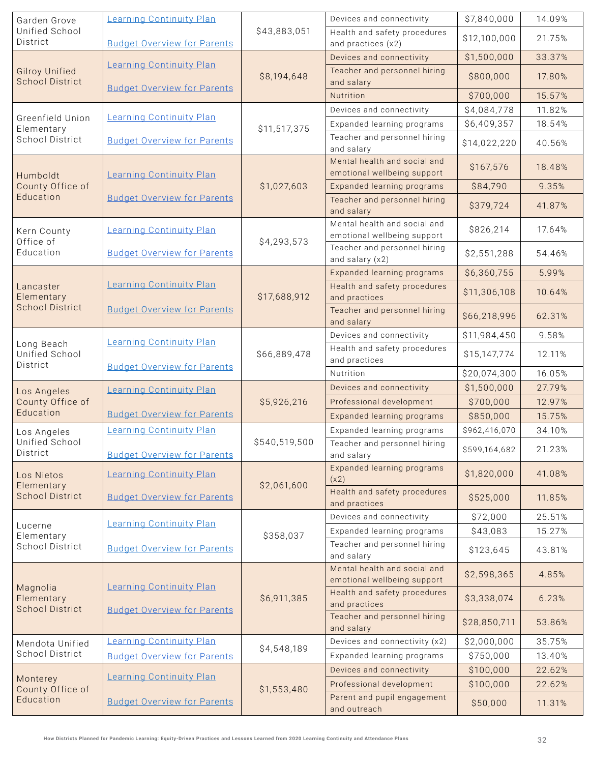| | | | | | |
|---|---|---|---|---|---|
| Garden Grove Unified School District | Learning Continuity Plan<br>Budget Overview for Parents | $43,883,051 | Devices and connectivity | $7,840,000 | 14.09% |
| | | | Health and safety procedures and practices (x2) | $12,100,000 | 21.75% |
| Gilroy Unified School District | Learning Continuity Plan<br>Budget Overview for Parents | $8,194,648 | Devices and connectivity | $1,500,000 | 33.37% |
| | | | Teacher and personnel hiring and salary | $800,000 | 17.80% |
| | | | Nutrition | $700,000 | 15.57% |
| Greenfield Union Elementary School District | Learning Continuity Plan<br>Budget Overview for Parents | $11,517,375 | Devices and connectivity | $4,084,778 | 11.82% |
| | | | Expanded learning programs | $6,409,357 | 18.54% |
| | | | Teacher and personnel hiring and salary | $14,022,220 | 40.56% |
| Humboldt County Office of Education | Learning Continuity Plan<br>Budget Overview for Parents | $1,027,603 | Mental health and social and emotional wellbeing support | $167,576 | 18.48% |
| | | | Expanded learning programs | $84,790 | 9.35% |
| | | | Teacher and personnel hiring and salary | $379,724 | 41.87% |
| Kern County Office of Education | Learning Continuity Plan<br>Budget Overview for Parents | $4,293,573 | Mental health and social and emotional wellbeing support | $826,214 | 17.64% |
| | | | Teacher and personnel hiring and salary (x2) | $2,551,288 | 54.46% |
| Lancaster Elementary School District | Learning Continuity Plan<br>Budget Overview for Parents | $17,688,912 | Expanded learning programs | $6,360,755 | 5.99% |
| | | | Health and safety procedures and practices | $11,306,108 | 10.64% |
| | | | Teacher and personnel hiring and salary | $66,218,996 | 62.31% |
| Long Beach Unified School District | Learning Continuity Plan<br>Budget Overview for Parents | $66,889,478 | Devices and connectivity | $11,984,450 | 9.58% |
| | | | Health and safety procedures and practices | $15,147,774 | 12.11% |
| | | | Nutrition | $20,074,300 | 16.05% |
| Los Angeles County Office of Education | Learning Continuity Plan<br>Budget Overview for Parents | $5,926,216 | Devices and connectivity | $1,500,000 | 27.79% |
| | | | Professional development | $700,000 | 12.97% |
| | | | Expanded learning programs | $850,000 | 15.75% |
| Los Angeles Unified School District | Learning Continuity Plan<br>Budget Overview for Parents | $540,519,500 | Expanded learning programs | $962,416,070 | 34.10% |
| | | | Teacher and personnel hiring and salary | $599,164,682 | 21.23% |
| Los Nietos Elementary School District | Learning Continuity Plan<br>Budget Overview for Parents | $2,061,600 | Expanded learning programs (x2) | $1,820,000 | 41.08% |
| | | | Health and safety procedures and practices | $525,000 | 11.85% |
| Lucerne Elementary School District | Learning Continuity Plan<br>Budget Overview for Parents | $358,037 | Devices and connectivity | $72,000 | 25.51% |
| | | | Expanded learning programs | $43,083 | 15.27% |
| | | | Teacher and personnel hiring and salary | $123,645 | 43.81% |
| Magnolia Elementary School District | Learning Continuity Plan<br>Budget Overview for Parents | $6,911,385 | Mental health and social and emotional wellbeing support | $2,598,365 | 4.85% |
| | | | Health and safety procedures and practices | $3,338,074 | 6.23% |
| | | | Teacher and personnel hiring and salary | $28,850,711 | 53.86% |
| Mendota Unified School District | Learning Continuity Plan<br>Budget Overview for Parents | $4,548,189 | Devices and connectivity (x2) | $2,000,000 | 35.75% |
| | | | Expanded learning programs | $750,000 | 13.40% |
| Monterey County Office of Education | Learning Continuity Plan<br>Budget Overview for Parents | $1,553,480 | Devices and connectivity | $100,000 | 22.62% |
| | | | Professional development | $100,000 | 22.62% |
| | | | Parent and pupil engagement and outreach | $50,000 | 11.31% |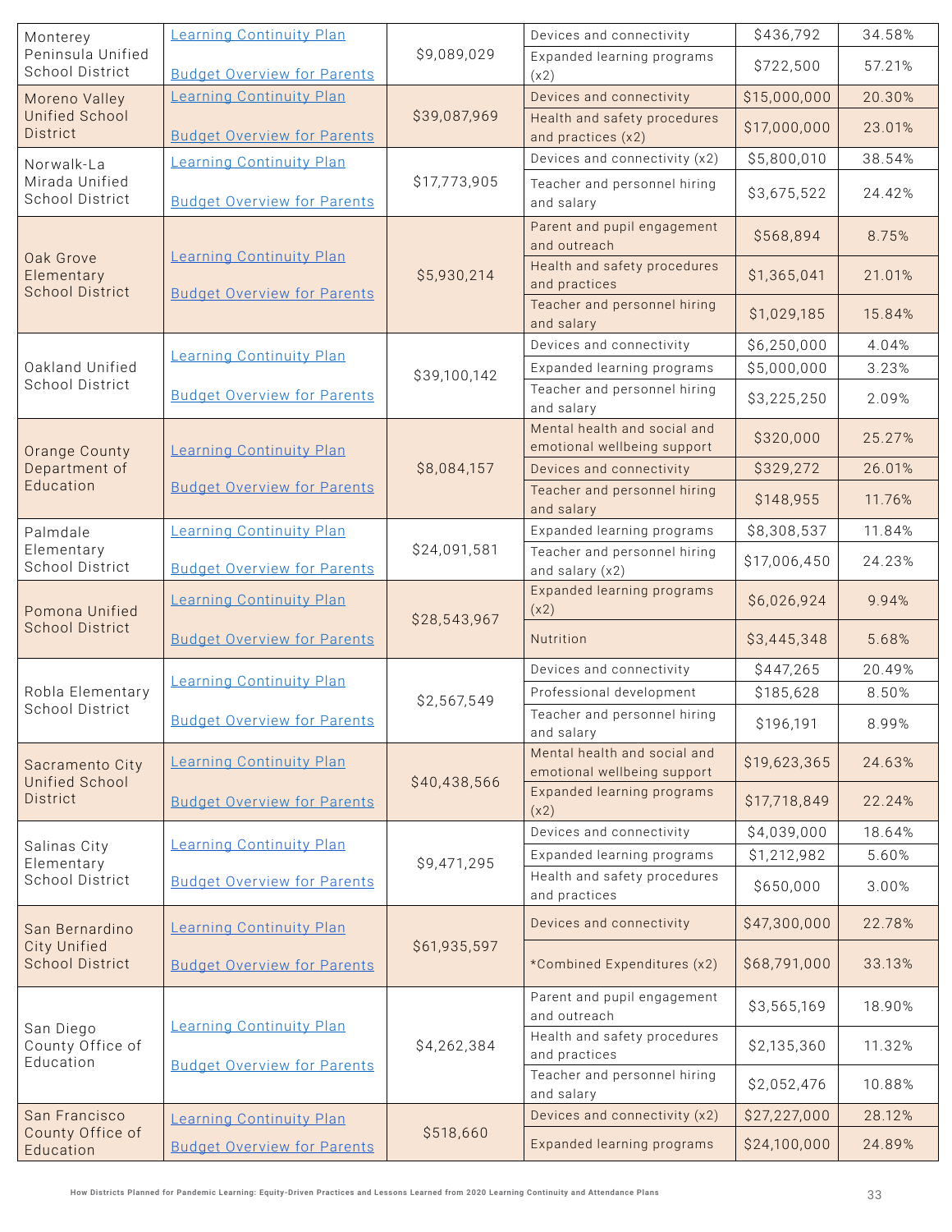| | | | | | |
|---|---|---|---|---|---|
| Monterey Peninsula Unified School District | Learning Continuity Plan<br>Budget Overview for Parents | $9,089,029 | Devices and connectivity | $436,792 | 34.58% |
| | | | Expanded learning programs (x2) | $722,500 | 57.21% |
| Moreno Valley Unified School District | Learning Continuity Plan<br>Budget Overview for Parents | $39,087,969 | Devices and connectivity | $15,000,000 | 20.30% |
| | | | Health and safety procedures and practices (x2) | $17,000,000 | 23.01% |
| Norwalk-La Mirada Unified School District | Learning Continuity Plan<br>Budget Overview for Parents | $17,773,905 | Devices and connectivity (x2) | $5,800,010 | 38.54% |
| | | | Teacher and personnel hiring and salary | $3,675,522 | 24.42% |
| Oak Grove Elementary School District | Learning Continuity Plan<br>Budget Overview for Parents | $5,930,214 | Parent and pupil engagement and outreach | $568,894 | 8.75% |
| | | | Health and safety procedures and practices | $1,365,041 | 21.01% |
| | | | Teacher and personnel hiring and salary | $1,029,185 | 15.84% |
| Oakland Unified School District | Learning Continuity Plan<br>Budget Overview for Parents | $39,100,142 | Devices and connectivity | $6,250,000 | 4.04% |
| | | | Expanded learning programs | $5,000,000 | 3.23% |
| | | | Teacher and personnel hiring and salary | $3,225,250 | 2.09% |
| Orange County Department of Education | Learning Continuity Plan<br>Budget Overview for Parents | $8,084,157 | Mental health and social and emotional wellbeing support | $320,000 | 25.27% |
| | | | Devices and connectivity | $329,272 | 26.01% |
| | | | Teacher and personnel hiring and salary | $148,955 | 11.76% |
| Palmdale Elementary School District | Learning Continuity Plan<br>Budget Overview for Parents | $24,091,581 | Expanded learning programs | $8,308,537 | 11.84% |
| | | | Teacher and personnel hiring and salary (x2) | $17,006,450 | 24.23% |
| Pomona Unified School District | Learning Continuity Plan<br>Budget Overview for Parents | $28,543,967 | Expanded learning programs (x2) | $6,026,924 | 9.94% |
| | | | Nutrition | $3,445,348 | 5.68% |
| Robla Elementary School District | Learning Continuity Plan<br>Budget Overview for Parents | $2,567,549 | Devices and connectivity | $447,265 | 20.49% |
| | | | Professional development | $185,628 | 8.50% |
| | | | Teacher and personnel hiring and salary | $196,191 | 8.99% |
| Sacramento City Unified School District | Learning Continuity Plan<br>Budget Overview for Parents | $40,438,566 | Mental health and social and emotional wellbeing support | $19,623,365 | 24.63% |
| | | | Expanded learning programs (x2) | $17,718,849 | 22.24% |
| Salinas City Elementary School District | Learning Continuity Plan<br>Budget Overview for Parents | $9,471,295 | Devices and connectivity | $4,039,000 | 18.64% |
| | | | Expanded learning programs | $1,212,982 | 5.60% |
| | | | Health and safety procedures and practices | $650,000 | 3.00% |
| San Bernardino City Unified School District | Learning Continuity Plan<br>Budget Overview for Parents | $61,935,597 | Devices and connectivity | $47,300,000 | 22.78% |
| | | | *Combined Expenditures (x2) | $68,791,000 | 33.13% |
| San Diego County Office of Education | Learning Continuity Plan<br>Budget Overview for Parents | $4,262,384 | Parent and pupil engagement and outreach | $3,565,169 | 18.90% |
| | | | Health and safety procedures and practices | $2,135,360 | 11.32% |
| | | | Teacher and personnel hiring and salary | $2,052,476 | 10.88% |
| San Francisco County Office of Education | Learning Continuity Plan<br>Budget Overview for Parents | $518,660 | Devices and connectivity (x2) | $27,227,000 | 28.12% |
| | | | Expanded learning programs | $24,100,000 | 24.89% |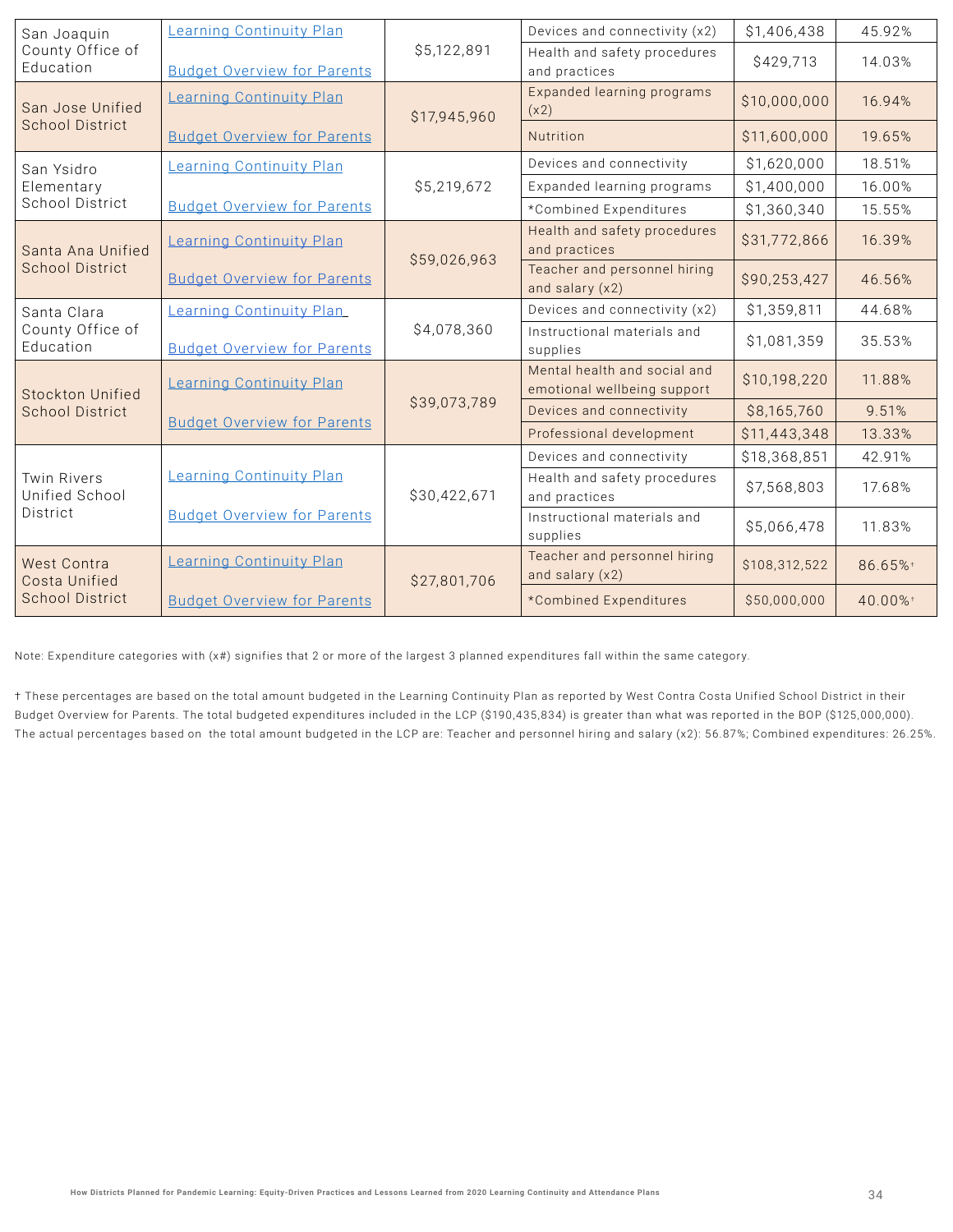| San Joaquin County Office of Education | Learning Continuity Plan<br><br>Budget Overview for Parents | $5,122,891 | Devices and connectivity (x2) | $1,406,438 | 45.92% |
|---|---|---|---|---|---|
| | | | Health and safety procedures and practices | $429,713 | 14.03% |
| San Jose Unified School District | Learning Continuity Plan<br><br>Budget Overview for Parents | $17,945,960 | Expanded learning programs (x2) | $10,000,000 | 16.94% |
| | | | Nutrition | $11,600,000 | 19.65% |
| San Ysidro Elementary School District | Learning Continuity Plan<br><br>Budget Overview for Parents | $5,219,672 | Devices and connectivity | $1,620,000 | 18.51% |
| | | | Expanded learning programs | $1,400,000 | 16.00% |
| | | | *Combined Expenditures | $1,360,340 | 15.55% |
| Santa Ana Unified School District | Learning Continuity Plan<br><br>Budget Overview for Parents | $59,026,963 | Health and safety procedures and practices | $31,772,866 | 16.39% |
| | | | Teacher and personnel hiring and salary (x2) | $90,253,427 | 46.56% |
| Santa Clara County Office of Education | Learning Continuity Plan<br><br>Budget Overview for Parents | $4,078,360 | Devices and connectivity (x2) | $1,359,811 | 44.68% |
| | | | Instructional materials and supplies | $1,081,359 | 35.53% |
| Stockton Unified School District | Learning Continuity Plan<br><br>Budget Overview for Parents | $39,073,789 | Mental health and social and emotional wellbeing support | $10,198,220 | 11.88% |
| | | | Devices and connectivity | $8,165,760 | 9.51% |
| | | | Professional development | $11,443,348 | 13.33% |
| Twin Rivers Unified School District | Learning Continuity Plan<br><br>Budget Overview for Parents | $30,422,671 | Devices and connectivity | $18,368,851 | 42.91% |
| | | | Health and safety procedures and practices | $7,568,803 | 17.68% |
| | | | Instructional materials and supplies | $5,066,478 | 11.83% |
| West Contra Costa Unified School District | Learning Continuity Plan<br><br>Budget Overview for Parents | $27,801,706 | Teacher and personnel hiring and salary (x2) | $108,312,522 | 86.65%† |
| | | | *Combined Expenditures | $50,000,000 | 40.00%† |

Note: Expenditure categories with (x#) signifies that 2 or more of the largest 3 planned expenditures fall within the same category.

† These percentages are based on the total amount budgeted in the Learning Continuity Plan as reported by West Contra Costa Unified School District in their Budget Overview for Parents. The total budgeted expenditures included in the LCP ($190,435,834) is greater than what was reported in the BOP ($125,000,000). The actual percentages based on the total amount budgeted in the LCP are: Teacher and personnel hiring and salary (x2): 56.87%; Combined expenditures: 26.25%.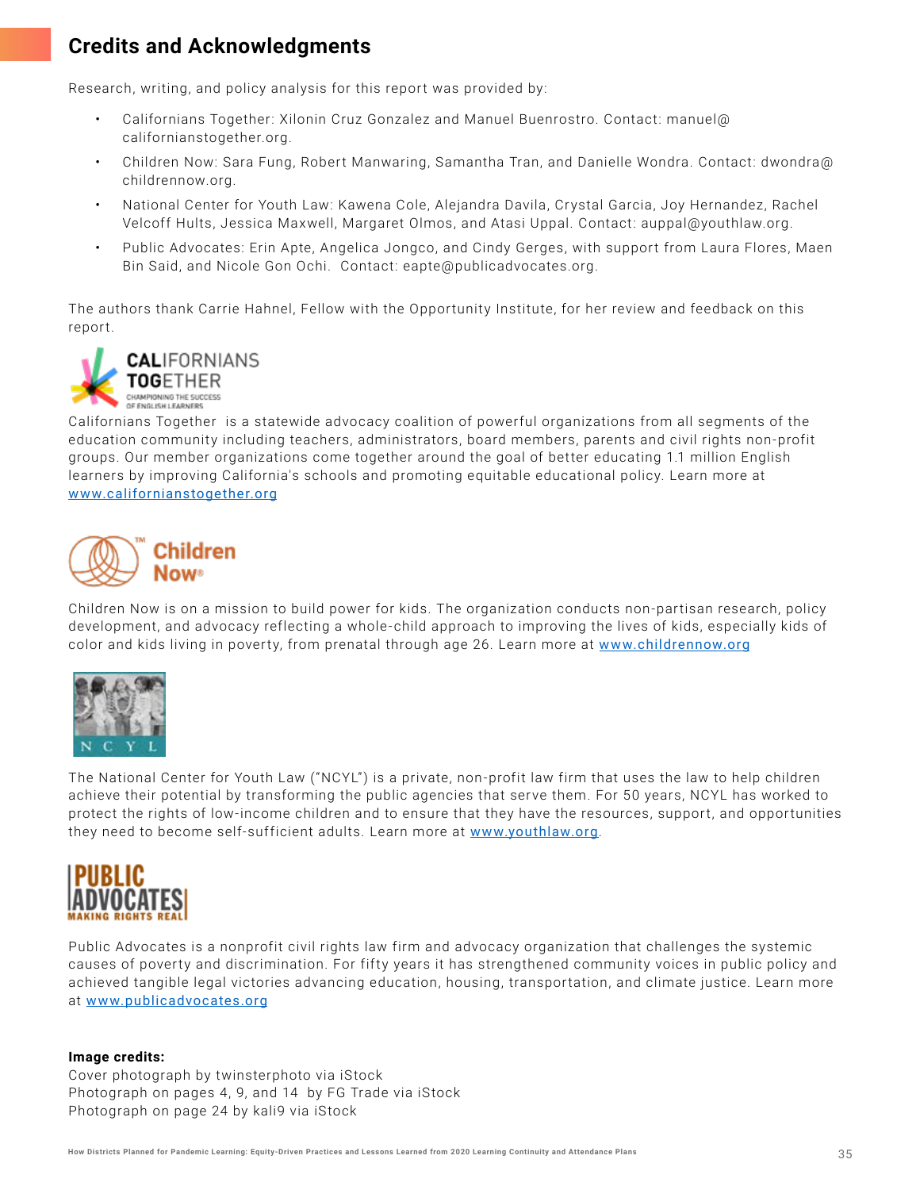## Credits and Acknowledgments

Research, writing, and policy analysis for this report was provided by:

- Californians Together: Xilonin Cruz Gonzalez and Manuel Buenrostro. Contact: manuel@californianstogether.org.
- Children Now: Sara Fung, Robert Manwaring, Samantha Tran, and Danielle Wondra. Contact: dwondra@childrennow.org.
- National Center for Youth Law: Kawena Cole, Alejandra Davila, Crystal Garcia, Joy Hernandez, Rachel Velcoff Hults, Jessica Maxwell, Margaret Olmos, and Atasi Uppal. Contact: auppal@youthlaw.org.
- Public Advocates: Erin Apte, Angelica Jongco, and Cindy Gerges, with support from Laura Flores, Maen Bin Said, and Nicole Gon Ochi. Contact: eapte@publicadvocates.org.

The authors thank Carrie Hahnel, Fellow with the Opportunity Institute, for her review and feedback on this report.

CALIFORNIANS TOGETHER
CHAMPIONING THE SUCCESS OF ENGLISH LEARNERS

Californians Together is a statewide advocacy coalition of powerful organizations from all segments of the education community including teachers, administrators, board members, parents and civil rights non-profit groups. Our member organizations come together around the goal of better educating 1.1 million English learners by improving California's schools and promoting equitable educational policy. Learn more at www.californianstogether.org

Children Now®

Children Now is on a mission to build power for kids. The organization conducts non-partisan research, policy development, and advocacy reflecting a whole-child approach to improving the lives of kids, especially kids of color and kids living in poverty, from prenatal through age 26. Learn more at www.childrennow.org

N C Y L

The National Center for Youth Law ("NCYL") is a private, non-profit law firm that uses the law to help children achieve their potential by transforming the public agencies that serve them. For 50 years, NCYL has worked to protect the rights of low-income children and to ensure that they have the resources, support, and opportunities they need to become self-sufficient adults. Learn more at www.youthlaw.org.

PUBLIC ADVOCATES
MAKING RIGHTS REAL

Public Advocates is a nonprofit civil rights law firm and advocacy organization that challenges the systemic causes of poverty and discrimination. For fifty years it has strengthened community voices in public policy and achieved tangible legal victories advancing education, housing, transportation, and climate justice. Learn more at www.publicadvocates.org

**Image credits:**
Cover photograph by twinsterphoto via iStock
Photograph on pages 4, 9, and 14 by FG Trade via iStock
Photograph on page 24 by kali9 via iStock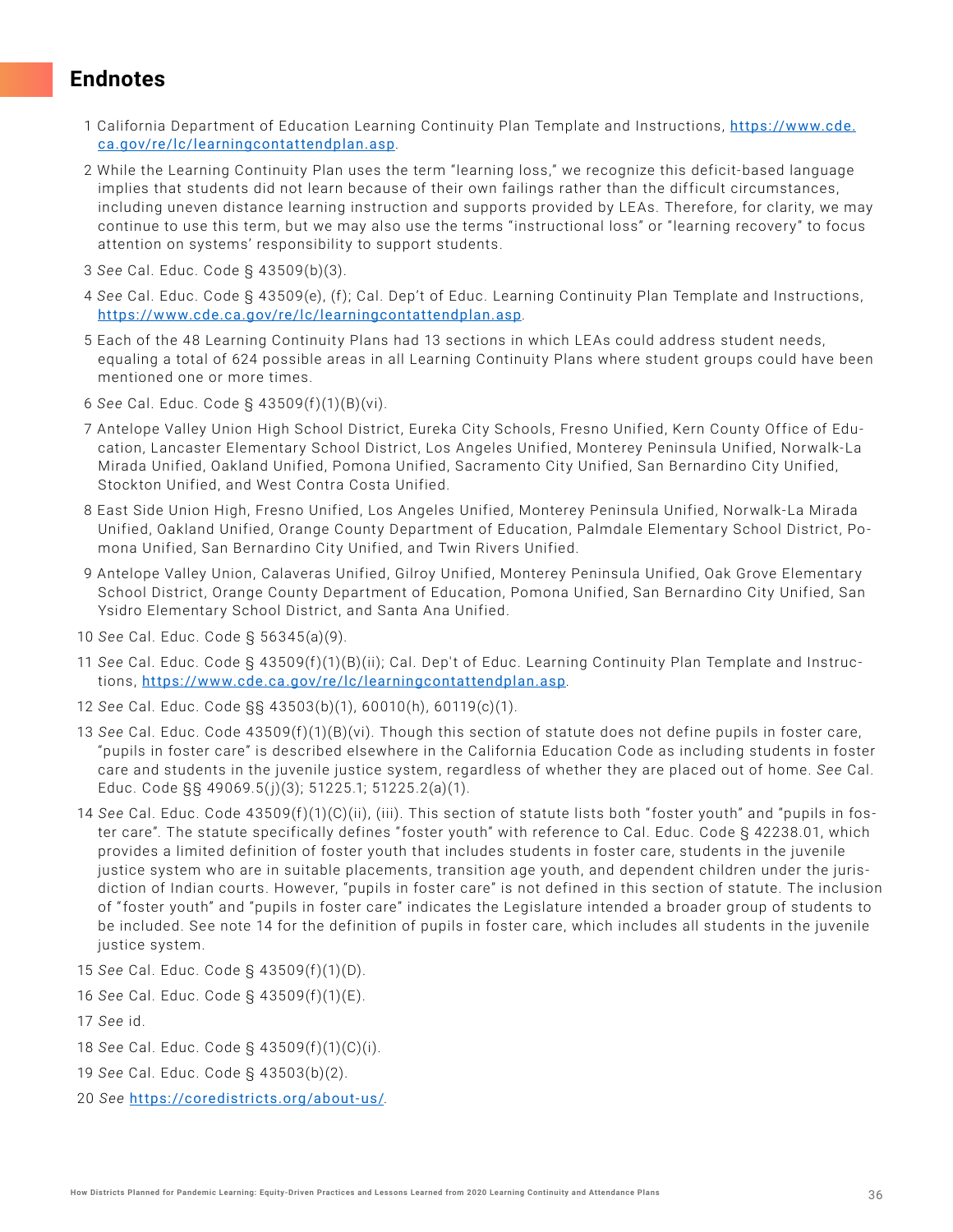## Endnotes

1 California Department of Education Learning Continuity Plan Template and Instructions, https://www.cde.ca.gov/re/lc/learningcontattendplan.asp.

2 While the Learning Continuity Plan uses the term "learning loss," we recognize this deficit-based language implies that students did not learn because of their own failings rather than the difficult circumstances, including uneven distance learning instruction and supports provided by LEAs. Therefore, for clarity, we may continue to use this term, but we may also use the terms "instructional loss" or "learning recovery" to focus attention on systems' responsibility to support students.

3 *See* Cal. Educ. Code § 43509(b)(3).

4 *See* Cal. Educ. Code § 43509(e), (f); Cal. Dep't of Educ. Learning Continuity Plan Template and Instructions, https://www.cde.ca.gov/re/lc/learningcontattendplan.asp.

5 Each of the 48 Learning Continuity Plans had 13 sections in which LEAs could address student needs, equaling a total of 624 possible areas in all Learning Continuity Plans where student groups could have been mentioned one or more times.

6 *See* Cal. Educ. Code § 43509(f)(1)(B)(vi).

7 Antelope Valley Union High School District, Eureka City Schools, Fresno Unified, Kern County Office of Education, Lancaster Elementary School District, Los Angeles Unified, Monterey Peninsula Unified, Norwalk-La Mirada Unified, Oakland Unified, Pomona Unified, Sacramento City Unified, San Bernardino City Unified, Stockton Unified, and West Contra Costa Unified.

8 East Side Union High, Fresno Unified, Los Angeles Unified, Monterey Peninsula Unified, Norwalk-La Mirada Unified, Oakland Unified, Orange County Department of Education, Palmdale Elementary School District, Pomona Unified, San Bernardino City Unified, and Twin Rivers Unified.

9 Antelope Valley Union, Calaveras Unified, Gilroy Unified, Monterey Peninsula Unified, Oak Grove Elementary School District, Orange County Department of Education, Pomona Unified, San Bernardino City Unified, San Ysidro Elementary School District, and Santa Ana Unified.

10 *See* Cal. Educ. Code § 56345(a)(9).

11 *See* Cal. Educ. Code § 43509(f)(1)(B)(ii); Cal. Dep't of Educ. Learning Continuity Plan Template and Instructions, https://www.cde.ca.gov/re/lc/learningcontattendplan.asp.

12 *See* Cal. Educ. Code §§ 43503(b)(1), 60010(h), 60119(c)(1).

13 *See* Cal. Educ. Code 43509(f)(1)(B)(vi). Though this section of statute does not define pupils in foster care, "pupils in foster care" is described elsewhere in the California Education Code as including students in foster care and students in the juvenile justice system, regardless of whether they are placed out of home. *See* Cal. Educ. Code §§ 49069.5(j)(3); 51225.1; 51225.2(a)(1).

14 *See* Cal. Educ. Code 43509(f)(1)(C)(ii), (iii). This section of statute lists both "foster youth" and "pupils in foster care". The statute specifically defines "foster youth" with reference to Cal. Educ. Code § 42238.01, which provides a limited definition of foster youth that includes students in foster care, students in the juvenile justice system who are in suitable placements, transition age youth, and dependent children under the jurisdiction of Indian courts. However, "pupils in foster care" is not defined in this section of statute. The inclusion of "foster youth" and "pupils in foster care" indicates the Legislature intended a broader group of students to be included. See note 14 for the definition of pupils in foster care, which includes all students in the juvenile justice system.

15 *See* Cal. Educ. Code § 43509(f)(1)(D).

16 *See* Cal. Educ. Code § 43509(f)(1)(E).

17 *See* id.

18 *See* Cal. Educ. Code § 43509(f)(1)(C)(i).

19 *See* Cal. Educ. Code § 43503(b)(2).

20 *See* https://coredistricts.org/about-us/.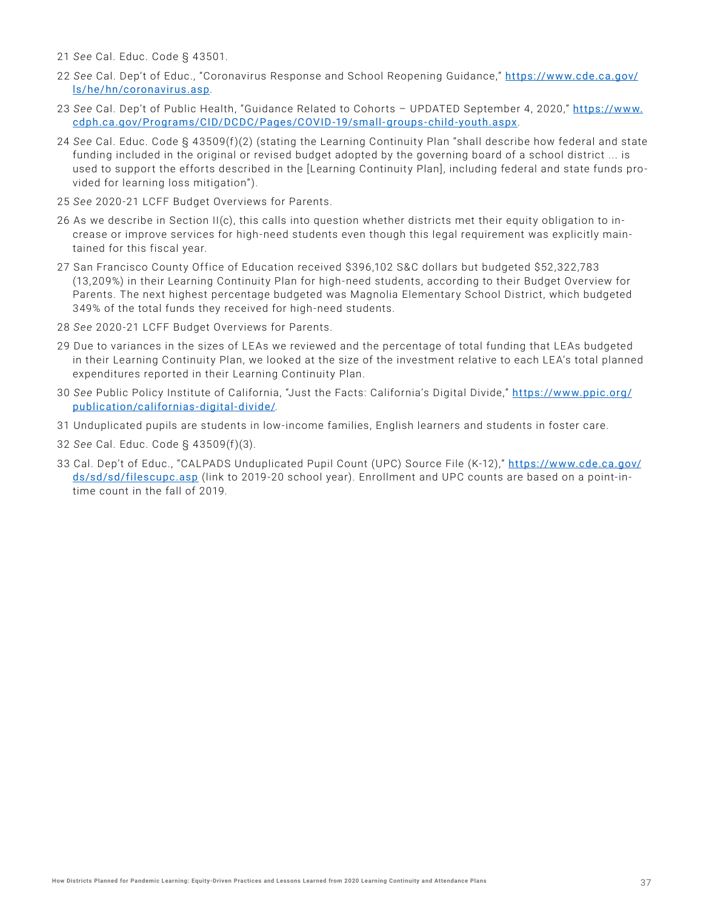21 *See* Cal. Educ. Code § 43501.

22 *See* Cal. Dep't of Educ., "Coronavirus Response and School Reopening Guidance," https://www.cde.ca.gov/ls/he/hn/coronavirus.asp.

23 *See* Cal. Dep't of Public Health, "Guidance Related to Cohorts – UPDATED September 4, 2020," https://www.cdph.ca.gov/Programs/CID/DCDC/Pages/COVID-19/small-groups-child-youth.aspx.

24 *See* Cal. Educ. Code § 43509(f)(2) (stating the Learning Continuity Plan "shall describe how federal and state funding included in the original or revised budget adopted by the governing board of a school district ... is used to support the efforts described in the [Learning Continuity Plan], including federal and state funds provided for learning loss mitigation").

25 *See* 2020-21 LCFF Budget Overviews for Parents.

26 As we describe in Section II(c), this calls into question whether districts met their equity obligation to increase or improve services for high-need students even though this legal requirement was explicitly maintained for this fiscal year.

27 San Francisco County Office of Education received $396,102 S&C dollars but budgeted $52,322,783 (13,209%) in their Learning Continuity Plan for high-need students, according to their Budget Overview for Parents. The next highest percentage budgeted was Magnolia Elementary School District, which budgeted 349% of the total funds they received for high-need students.

28 *See* 2020-21 LCFF Budget Overviews for Parents.

29 Due to variances in the sizes of LEAs we reviewed and the percentage of total funding that LEAs budgeted in their Learning Continuity Plan, we looked at the size of the investment relative to each LEA's total planned expenditures reported in their Learning Continuity Plan.

30 *See* Public Policy Institute of California, "Just the Facts: California's Digital Divide," https://www.ppic.org/publication/californias-digital-divide/.

31 Unduplicated pupils are students in low-income families, English learners and students in foster care.

32 *See* Cal. Educ. Code § 43509(f)(3).

33 Cal. Dep't of Educ., "CALPADS Unduplicated Pupil Count (UPC) Source File (K-12)," https://www.cde.ca.gov/ds/sd/sd/filescupc.asp (link to 2019-20 school year). Enrollment and UPC counts are based on a point-in-time count in the fall of 2019.